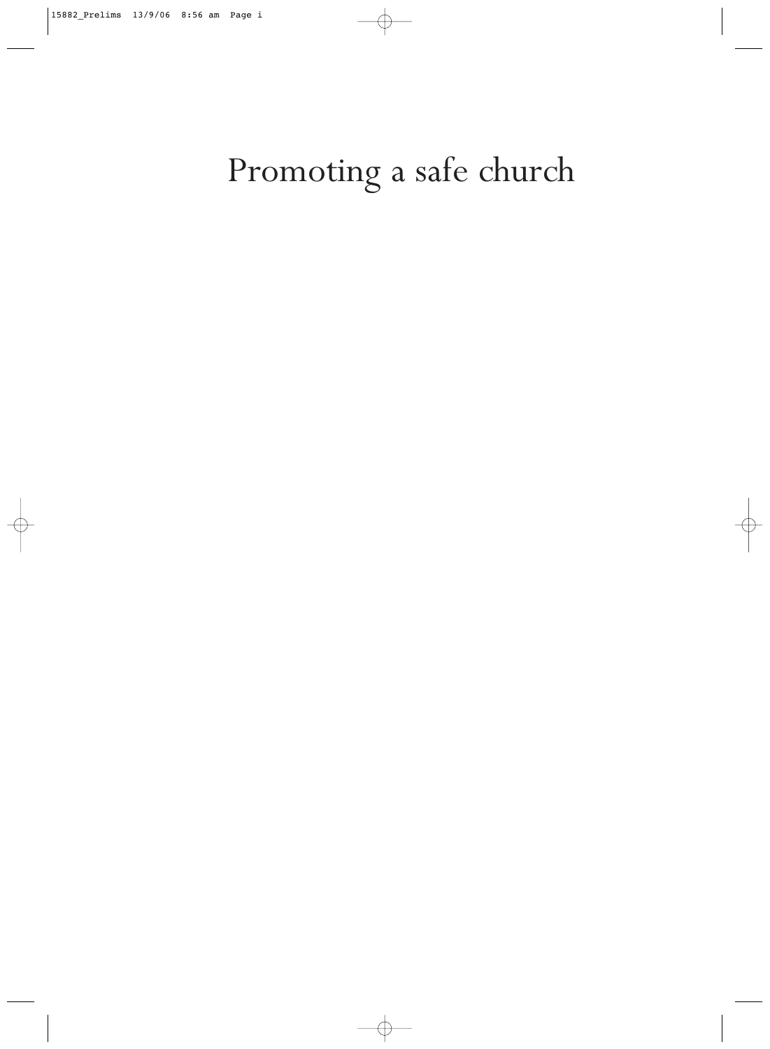# Promoting a safe church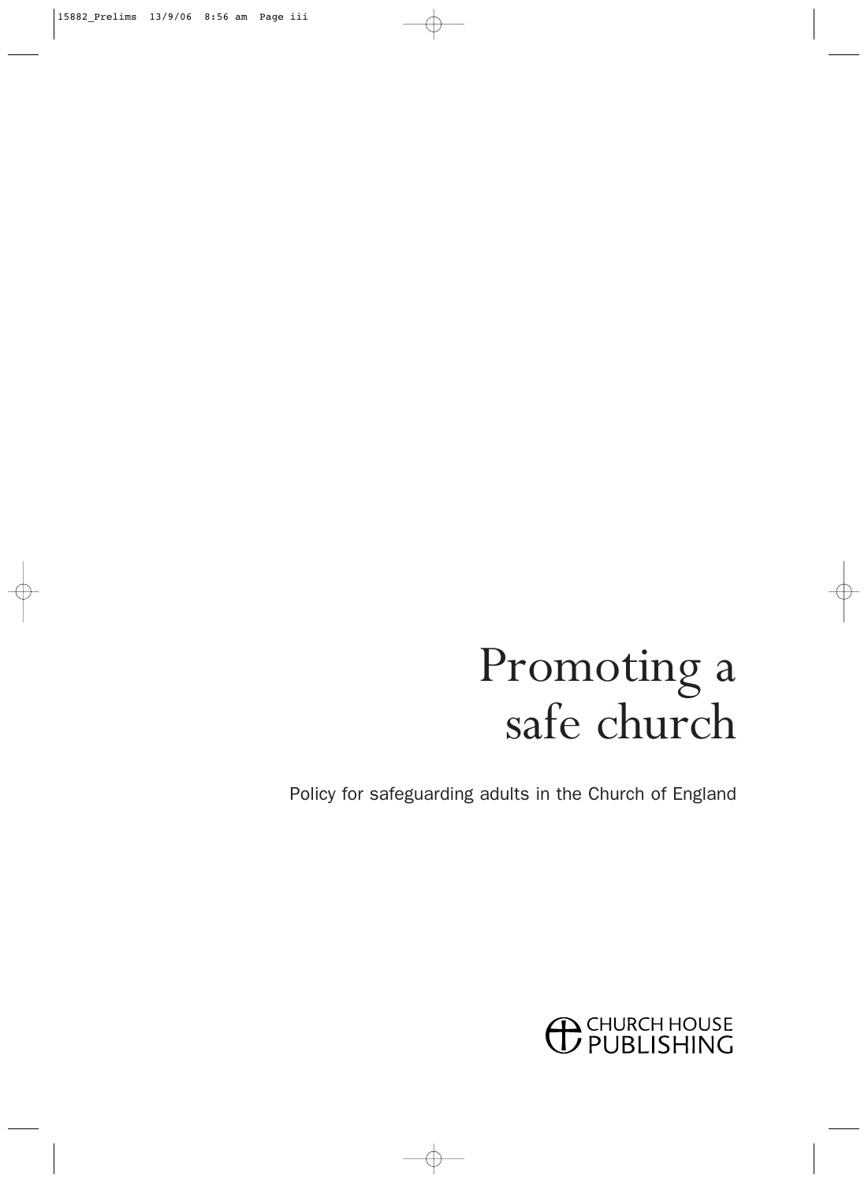# Promoting a safe church

Policy for safeguarding adults in the Church of England

CHURCH HOUSE PUBLISHING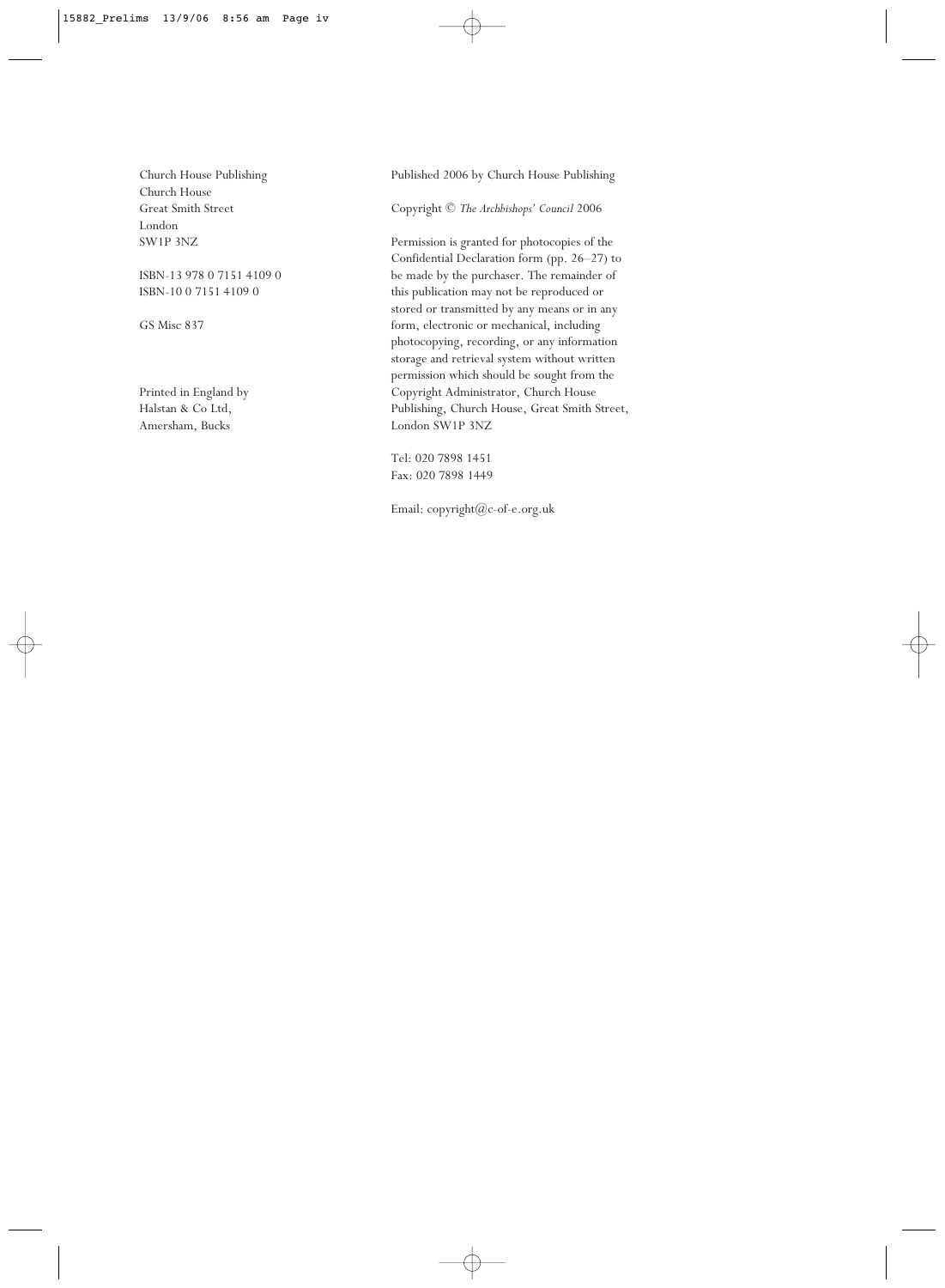Church House Publishing
Church House
Great Smith Street
London
SW1P 3NZ

ISBN-13 978 0 7151 4109 0
ISBN-10 0 7151 4109 0

GS Misc 837

Printed in England by
Halstan & Co Ltd,
Amersham, Bucks

Published 2006 by Church House Publishing

Copyright © *The Archbishops' Council* 2006

Permission is granted for photocopies of the Confidential Declaration form (pp. 26–27) to be made by the purchaser. The remainder of this publication may not be reproduced or stored or transmitted by any means or in any form, electronic or mechanical, including photocopying, recording, or any information storage and retrieval system without written permission which should be sought from the Copyright Administrator, Church House Publishing, Church House, Great Smith Street, London SW1P 3NZ

Tel: 020 7898 1451
Fax: 020 7898 1449

Email: copyright@c-of-e.org.uk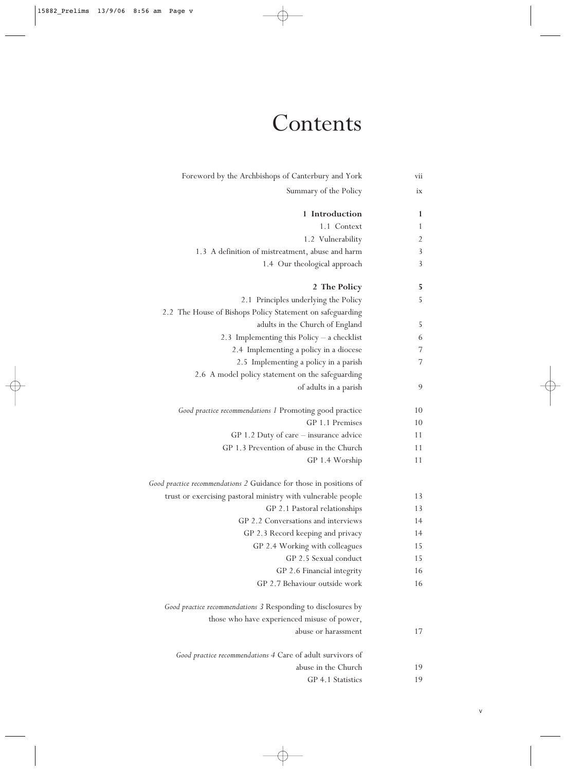# Contents

| | |
|---|---|
| Foreword by the Archbishops of Canterbury and York | vii |
| Summary of the Policy | ix |
| **1 Introduction** | **1** |
| 1.1 Context | 1 |
| 1.2 Vulnerability | 2 |
| 1.3 A definition of mistreatment, abuse and harm | 3 |
| 1.4 Our theological approach | 3 |
| **2 The Policy** | **5** |
| 2.1 Principles underlying the Policy | 5 |
| 2.2 The House of Bishops Policy Statement on safeguarding adults in the Church of England | 5 |
| 2.3 Implementing this Policy – a checklist | 6 |
| 2.4 Implementing a policy in a diocese | 7 |
| 2.5 Implementing a policy in a parish | 7 |
| 2.6 A model policy statement on the safeguarding of adults in a parish | 9 |
| *Good practice recommendations 1* Promoting good practice | 10 |
| GP 1.1 Premises | 10 |
| GP 1.2 Duty of care – insurance advice | 11 |
| GP 1.3 Prevention of abuse in the Church | 11 |
| GP 1.4 Worship | 11 |
| *Good practice recommendations 2* Guidance for those in positions of trust or exercising pastoral ministry with vulnerable people | 13 |
| GP 2.1 Pastoral relationships | 13 |
| GP 2.2 Conversations and interviews | 14 |
| GP 2.3 Record keeping and privacy | 14 |
| GP 2.4 Working with colleagues | 15 |
| GP 2.5 Sexual conduct | 15 |
| GP 2.6 Financial integrity | 16 |
| GP 2.7 Behaviour outside work | 16 |
| *Good practice recommendations 3* Responding to disclosures by those who have experienced misuse of power, abuse or harassment | 17 |
| *Good practice recommendations 4* Care of adult survivors of abuse in the Church | 19 |
| GP 4.1 Statistics | 19 |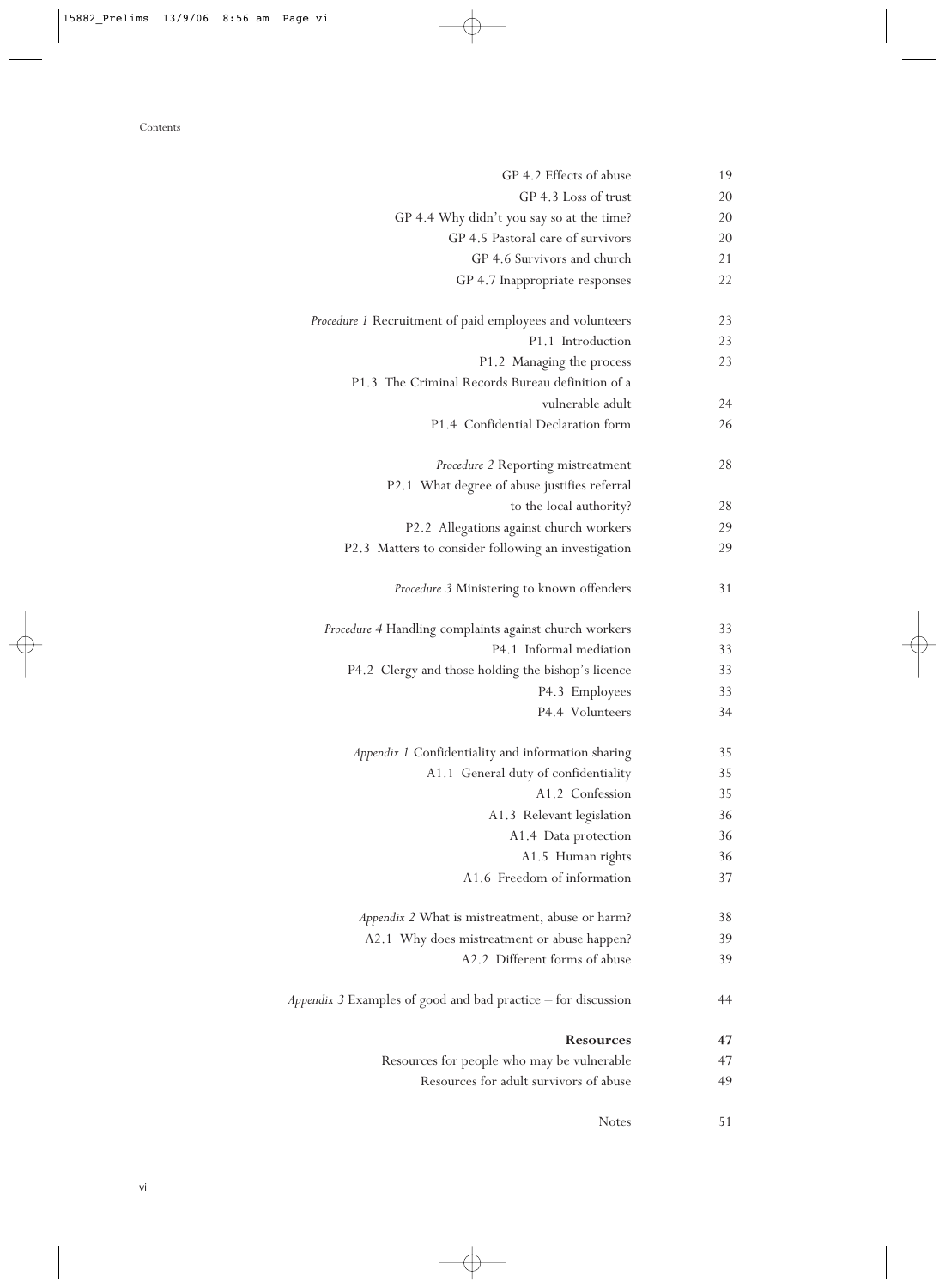| | |
|---|---|
| GP 4.2 Effects of abuse | 19 |
| GP 4.3 Loss of trust | 20 |
| GP 4.4 Why didn't you say so at the time? | 20 |
| GP 4.5 Pastoral care of survivors | 20 |
| GP 4.6 Survivors and church | 21 |
| GP 4.7 Inappropriate responses | 22 |
| *Procedure 1* Recruitment of paid employees and volunteers | 23 |
| P1.1 Introduction | 23 |
| P1.2 Managing the process | 23 |
| P1.3 The Criminal Records Bureau definition of a vulnerable adult | 24 |
| P1.4 Confidential Declaration form | 26 |
| *Procedure 2* Reporting mistreatment | 28 |
| P2.1 What degree of abuse justifies referral to the local authority? | 28 |
| P2.2 Allegations against church workers | 29 |
| P2.3 Matters to consider following an investigation | 29 |
| *Procedure 3* Ministering to known offenders | 31 |
| *Procedure 4* Handling complaints against church workers | 33 |
| P4.1 Informal mediation | 33 |
| P4.2 Clergy and those holding the bishop's licence | 33 |
| P4.3 Employees | 33 |
| P4.4 Volunteers | 34 |
| *Appendix 1* Confidentiality and information sharing | 35 |
| A1.1 General duty of confidentiality | 35 |
| A1.2 Confession | 35 |
| A1.3 Relevant legislation | 36 |
| A1.4 Data protection | 36 |
| A1.5 Human rights | 36 |
| A1.6 Freedom of information | 37 |
| *Appendix 2* What is mistreatment, abuse or harm? | 38 |
| A2.1 Why does mistreatment or abuse happen? | 39 |
| A2.2 Different forms of abuse | 39 |
| *Appendix 3* Examples of good and bad practice – for discussion | 44 |
| **Resources** | **47** |
| Resources for people who may be vulnerable | 47 |
| Resources for adult survivors of abuse | 49 |
| Notes | 51 |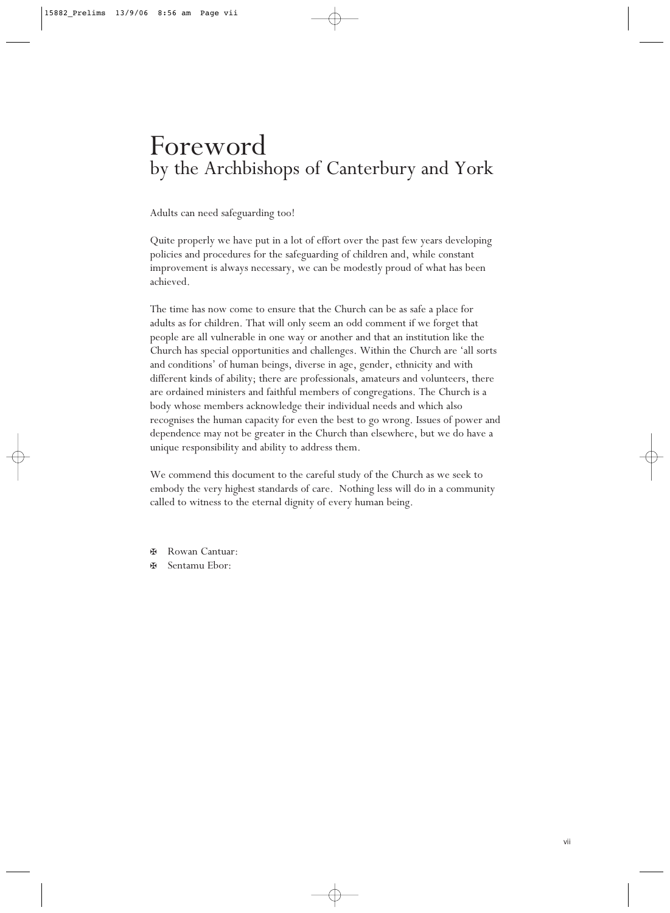# Foreword
## by the Archbishops of Canterbury and York

Adults can need safeguarding too!

Quite properly we have put in a lot of effort over the past few years developing policies and procedures for the safeguarding of children and, while constant improvement is always necessary, we can be modestly proud of what has been achieved.

The time has now come to ensure that the Church can be as safe a place for adults as for children. That will only seem an odd comment if we forget that people are all vulnerable in one way or another and that an institution like the Church has special opportunities and challenges. Within the Church are 'all sorts and conditions' of human beings, diverse in age, gender, ethnicity and with different kinds of ability; there are professionals, amateurs and volunteers, there are ordained ministers and faithful members of congregations. The Church is a body whose members acknowledge their individual needs and which also recognises the human capacity for even the best to go wrong. Issues of power and dependence may not be greater in the Church than elsewhere, but we do have a unique responsibility and ability to address them.

We commend this document to the careful study of the Church as we seek to embody the very highest standards of care. Nothing less will do in a community called to witness to the eternal dignity of every human being.

✠ Rowan Cantuar:
✠ Sentamu Ebor: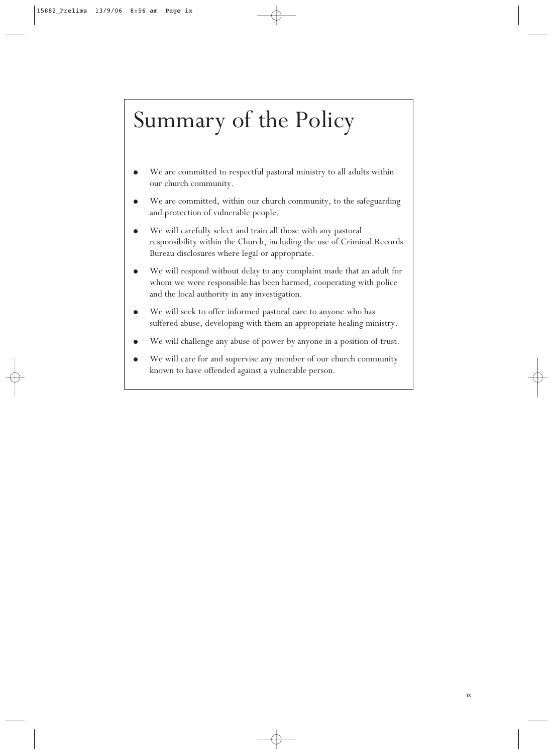# Summary of the Policy

- We are committed to respectful pastoral ministry to all adults within our church community.
- We are committed, within our church community, to the safeguarding and protection of vulnerable people.
- We will carefully select and train all those with any pastoral responsibility within the Church, including the use of Criminal Records Bureau disclosures where legal or appropriate.
- We will respond without delay to any complaint made that an adult for whom we were responsible has been harmed, cooperating with police and the local authority in any investigation.
- We will seek to offer informed pastoral care to anyone who has suffered abuse, developing with them an appropriate healing ministry.
- We will challenge any abuse of power by anyone in a position of trust.
- We will care for and supervise any member of our church community known to have offended against a vulnerable person.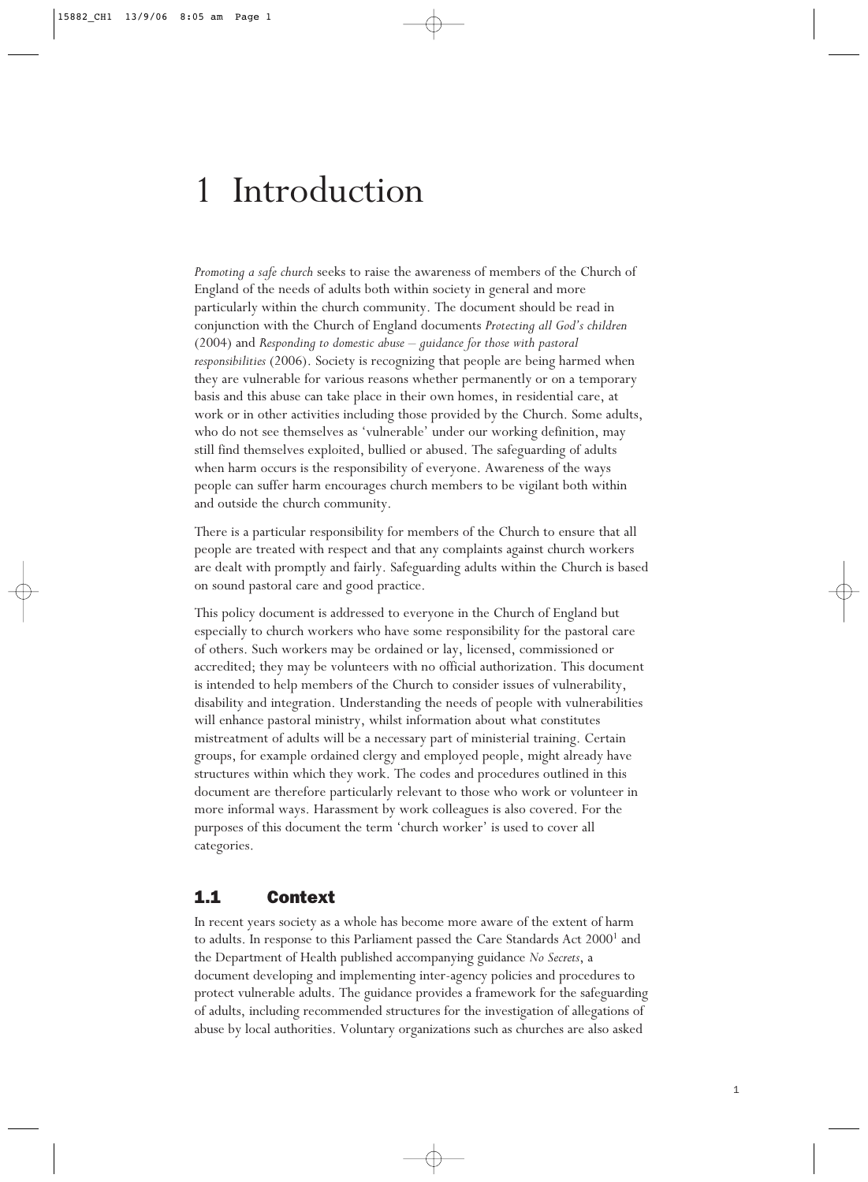# 1 Introduction

*Promoting a safe church* seeks to raise the awareness of members of the Church of England of the needs of adults both within society in general and more particularly within the church community. The document should be read in conjunction with the Church of England documents *Protecting all God's children* (2004) and *Responding to domestic abuse – guidance for those with pastoral responsibilities* (2006). Society is recognizing that people are being harmed when they are vulnerable for various reasons whether permanently or on a temporary basis and this abuse can take place in their own homes, in residential care, at work or in other activities including those provided by the Church. Some adults, who do not see themselves as 'vulnerable' under our working definition, may still find themselves exploited, bullied or abused. The safeguarding of adults when harm occurs is the responsibility of everyone. Awareness of the ways people can suffer harm encourages church members to be vigilant both within and outside the church community.

There is a particular responsibility for members of the Church to ensure that all people are treated with respect and that any complaints against church workers are dealt with promptly and fairly. Safeguarding adults within the Church is based on sound pastoral care and good practice.

This policy document is addressed to everyone in the Church of England but especially to church workers who have some responsibility for the pastoral care of others. Such workers may be ordained or lay, licensed, commissioned or accredited; they may be volunteers with no official authorization. This document is intended to help members of the Church to consider issues of vulnerability, disability and integration. Understanding the needs of people with vulnerabilities will enhance pastoral ministry, whilst information about what constitutes mistreatment of adults will be a necessary part of ministerial training. Certain groups, for example ordained clergy and employed people, might already have structures within which they work. The codes and procedures outlined in this document are therefore particularly relevant to those who work or volunteer in more informal ways. Harassment by work colleagues is also covered. For the purposes of this document the term 'church worker' is used to cover all categories.

## 1.1 Context

In recent years society as a whole has become more aware of the extent of harm to adults. In response to this Parliament passed the Care Standards Act 2000[1] and the Department of Health published accompanying guidance *No Secrets*, a document developing and implementing inter-agency policies and procedures to protect vulnerable adults. The guidance provides a framework for the safeguarding of adults, including recommended structures for the investigation of allegations of abuse by local authorities. Voluntary organizations such as churches are also asked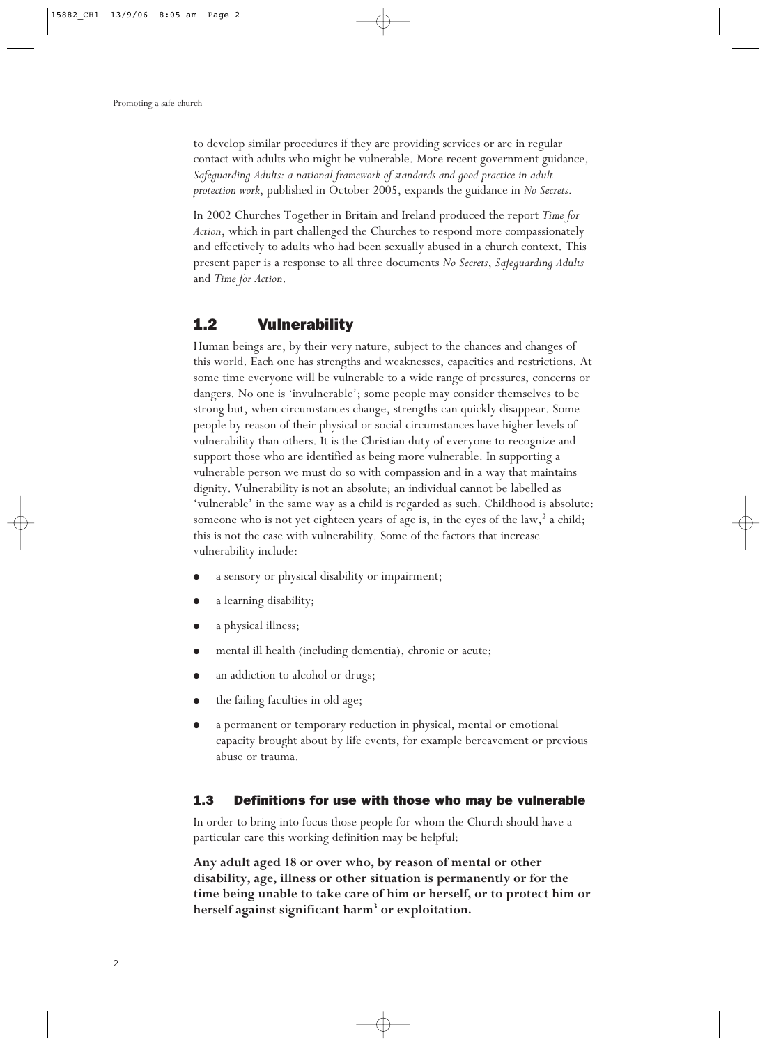to develop similar procedures if they are providing services or are in regular contact with adults who might be vulnerable. More recent government guidance, *Safeguarding Adults: a national framework of standards and good practice in adult protection work*, published in October 2005, expands the guidance in *No Secrets*.

In 2002 Churches Together in Britain and Ireland produced the report *Time for Action*, which in part challenged the Churches to respond more compassionately and effectively to adults who had been sexually abused in a church context. This present paper is a response to all three documents *No Secrets*, *Safeguarding Adults* and *Time for Action*.

## 1.2 Vulnerability

Human beings are, by their very nature, subject to the chances and changes of this world. Each one has strengths and weaknesses, capacities and restrictions. At some time everyone will be vulnerable to a wide range of pressures, concerns or dangers. No one is 'invulnerable'; some people may consider themselves to be strong but, when circumstances change, strengths can quickly disappear. Some people by reason of their physical or social circumstances have higher levels of vulnerability than others. It is the Christian duty of everyone to recognize and support those who are identified as being more vulnerable. In supporting a vulnerable person we must do so with compassion and in a way that maintains dignity. Vulnerability is not an absolute; an individual cannot be labelled as 'vulnerable' in the same way as a child is regarded as such. Childhood is absolute: someone who is not yet eighteen years of age is, in the eyes of the law,[2] a child; this is not the case with vulnerability. Some of the factors that increase vulnerability include:

- a sensory or physical disability or impairment;
- a learning disability;
- a physical illness;
- mental ill health (including dementia), chronic or acute;
- an addiction to alcohol or drugs;
- the failing faculties in old age;
- a permanent or temporary reduction in physical, mental or emotional capacity brought about by life events, for example bereavement or previous abuse or trauma.

### 1.3 Definitions for use with those who may be vulnerable

In order to bring into focus those people for whom the Church should have a particular care this working definition may be helpful:

**Any adult aged 18 or over who, by reason of mental or other disability, age, illness or other situation is permanently or for the time being unable to take care of him or herself, or to protect him or herself against significant harm[3] or exploitation.**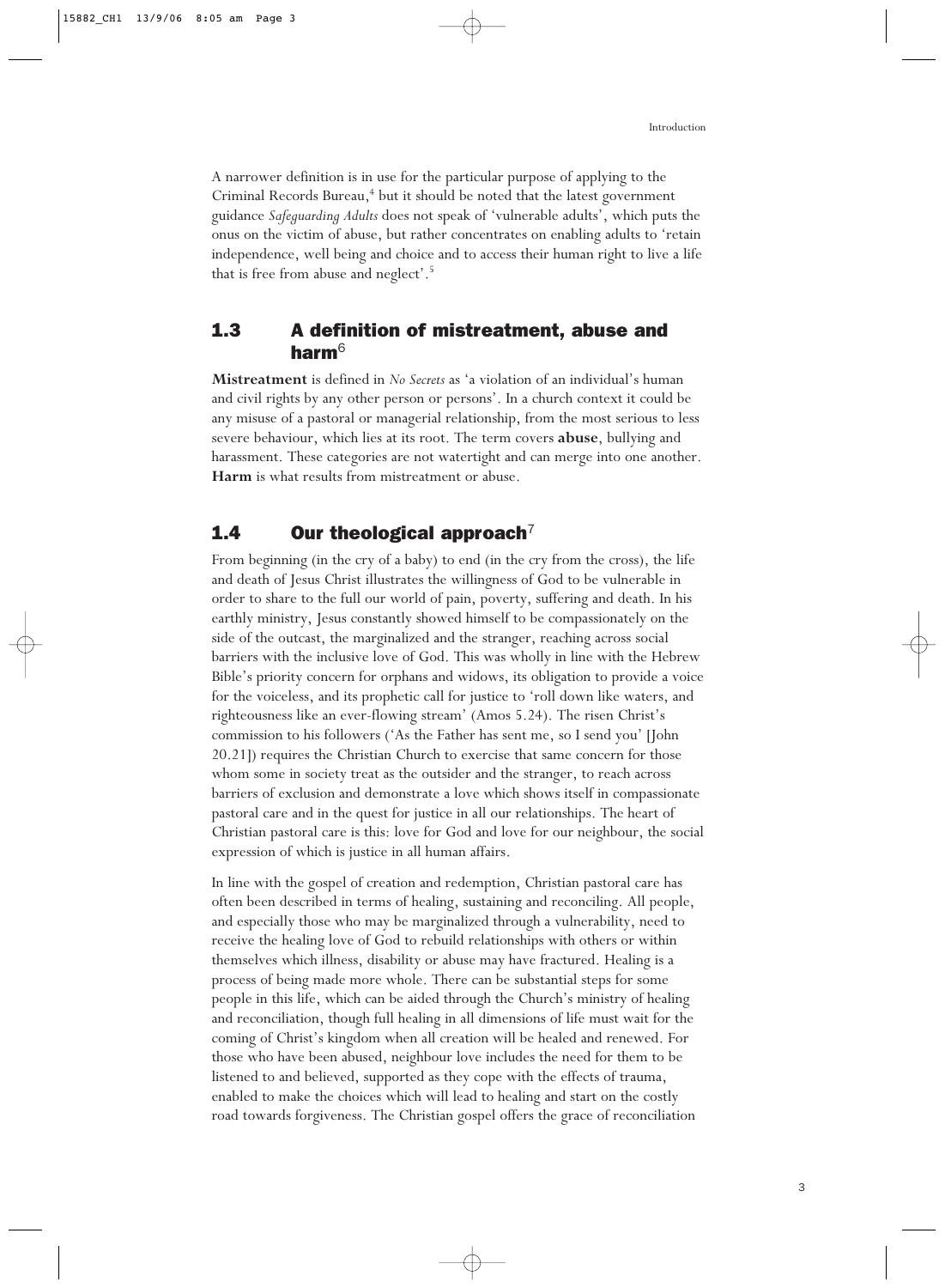A narrower definition is in use for the particular purpose of applying to the Criminal Records Bureau,[4] but it should be noted that the latest government guidance *Safeguarding Adults* does not speak of 'vulnerable adults', which puts the onus on the victim of abuse, but rather concentrates on enabling adults to 'retain independence, well being and choice and to access their human right to live a life that is free from abuse and neglect'.[5]

## 1.3 A definition of mistreatment, abuse and harm[6]

**Mistreatment** is defined in *No Secrets* as 'a violation of an individual's human and civil rights by any other person or persons'. In a church context it could be any misuse of a pastoral or managerial relationship, from the most serious to less severe behaviour, which lies at its root. The term covers **abuse**, bullying and harassment. These categories are not watertight and can merge into one another. **Harm** is what results from mistreatment or abuse.

## 1.4 Our theological approach[7]

From beginning (in the cry of a baby) to end (in the cry from the cross), the life and death of Jesus Christ illustrates the willingness of God to be vulnerable in order to share to the full our world of pain, poverty, suffering and death. In his earthly ministry, Jesus constantly showed himself to be compassionately on the side of the outcast, the marginalized and the stranger, reaching across social barriers with the inclusive love of God. This was wholly in line with the Hebrew Bible's priority concern for orphans and widows, its obligation to provide a voice for the voiceless, and its prophetic call for justice to 'roll down like waters, and righteousness like an ever-flowing stream' (Amos 5.24). The risen Christ's commission to his followers ('As the Father has sent me, so I send you' [John 20.21]) requires the Christian Church to exercise that same concern for those whom some in society treat as the outsider and the stranger, to reach across barriers of exclusion and demonstrate a love which shows itself in compassionate pastoral care and in the quest for justice in all our relationships. The heart of Christian pastoral care is this: love for God and love for our neighbour, the social expression of which is justice in all human affairs.

In line with the gospel of creation and redemption, Christian pastoral care has often been described in terms of healing, sustaining and reconciling. All people, and especially those who may be marginalized through a vulnerability, need to receive the healing love of God to rebuild relationships with others or within themselves which illness, disability or abuse may have fractured. Healing is a process of being made more whole. There can be substantial steps for some people in this life, which can be aided through the Church's ministry of healing and reconciliation, though full healing in all dimensions of life must wait for the coming of Christ's kingdom when all creation will be healed and renewed. For those who have been abused, neighbour love includes the need for them to be listened to and believed, supported as they cope with the effects of trauma, enabled to make the choices which will lead to healing and start on the costly road towards forgiveness. The Christian gospel offers the grace of reconciliation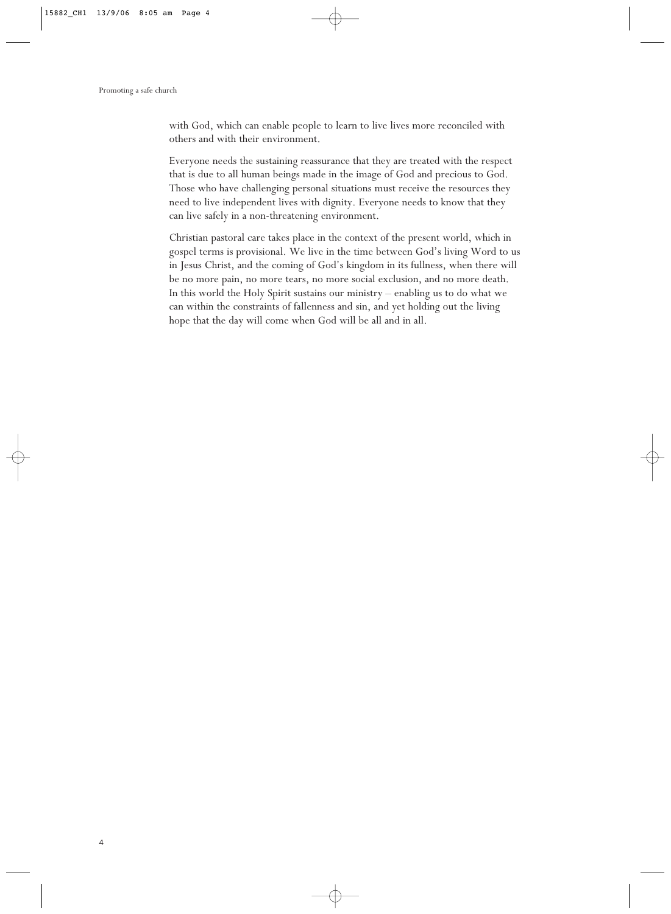with God, which can enable people to learn to live lives more reconciled with others and with their environment.

Everyone needs the sustaining reassurance that they are treated with the respect that is due to all human beings made in the image of God and precious to God. Those who have challenging personal situations must receive the resources they need to live independent lives with dignity. Everyone needs to know that they can live safely in a non-threatening environment.

Christian pastoral care takes place in the context of the present world, which in gospel terms is provisional. We live in the time between God's living Word to us in Jesus Christ, and the coming of God's kingdom in its fullness, when there will be no more pain, no more tears, no more social exclusion, and no more death. In this world the Holy Spirit sustains our ministry – enabling us to do what we can within the constraints of fallenness and sin, and yet holding out the living hope that the day will come when God will be all and in all.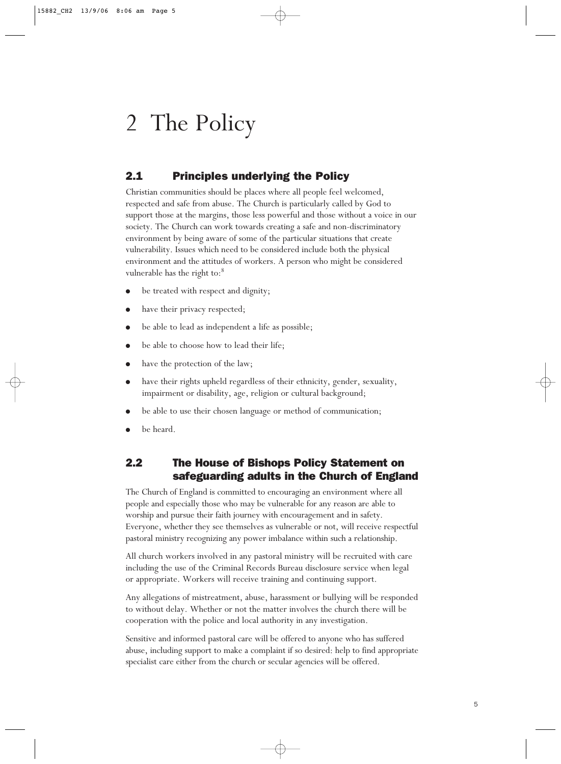# 2 The Policy

## 2.1 Principles underlying the Policy

Christian communities should be places where all people feel welcomed, respected and safe from abuse. The Church is particularly called by God to support those at the margins, those less powerful and those without a voice in our society. The Church can work towards creating a safe and non-discriminatory environment by being aware of some of the particular situations that create vulnerability. Issues which need to be considered include both the physical environment and the attitudes of workers. A person who might be considered vulnerable has the right to:[8]

- be treated with respect and dignity;
- have their privacy respected;
- be able to lead as independent a life as possible;
- be able to choose how to lead their life;
- have the protection of the law;
- have their rights upheld regardless of their ethnicity, gender, sexuality, impairment or disability, age, religion or cultural background;
- be able to use their chosen language or method of communication;
- be heard.

## 2.2 The House of Bishops Policy Statement on safeguarding adults in the Church of England

The Church of England is committed to encouraging an environment where all people and especially those who may be vulnerable for any reason are able to worship and pursue their faith journey with encouragement and in safety. Everyone, whether they see themselves as vulnerable or not, will receive respectful pastoral ministry recognizing any power imbalance within such a relationship.

All church workers involved in any pastoral ministry will be recruited with care including the use of the Criminal Records Bureau disclosure service when legal or appropriate. Workers will receive training and continuing support.

Any allegations of mistreatment, abuse, harassment or bullying will be responded to without delay. Whether or not the matter involves the church there will be cooperation with the police and local authority in any investigation.

Sensitive and informed pastoral care will be offered to anyone who has suffered abuse, including support to make a complaint if so desired: help to find appropriate specialist care either from the church or secular agencies will be offered.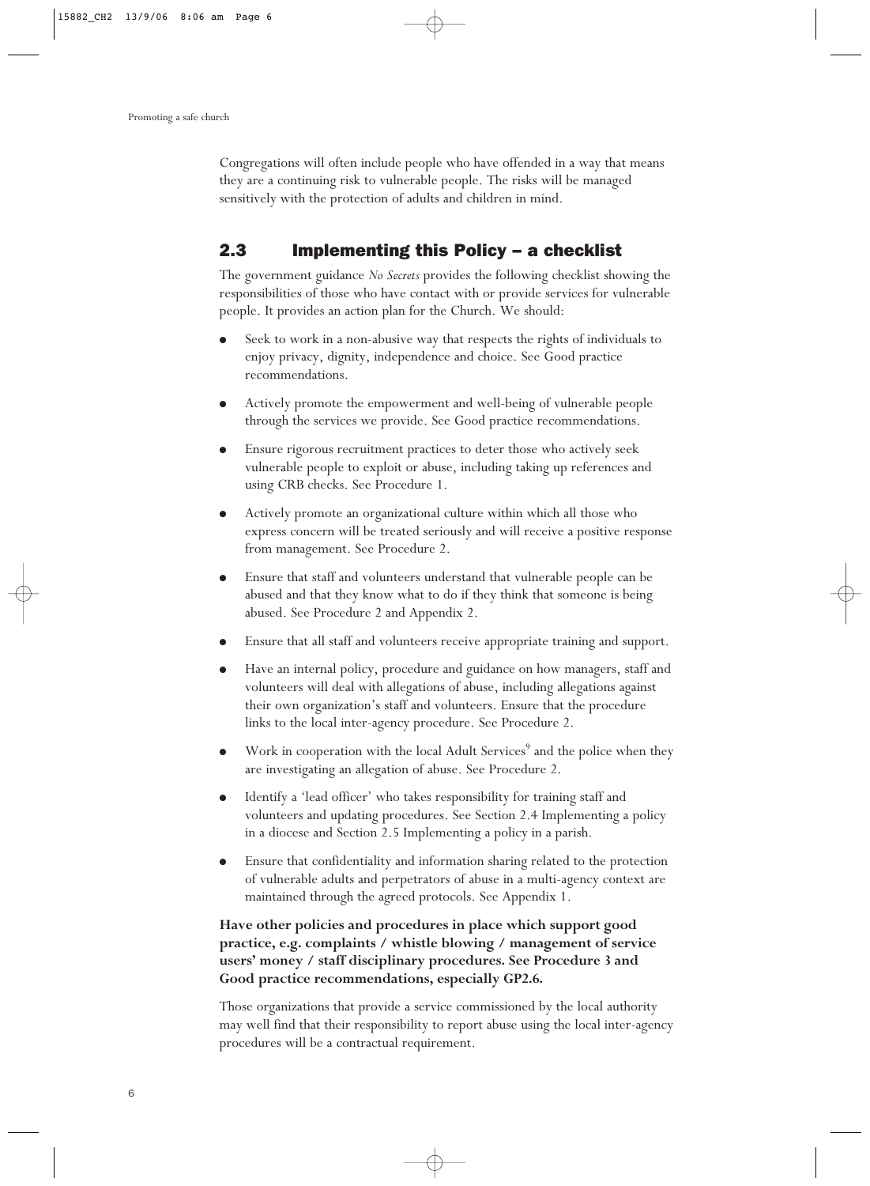Congregations will often include people who have offended in a way that means they are a continuing risk to vulnerable people. The risks will be managed sensitively with the protection of adults and children in mind.

## 2.3 Implementing this Policy – a checklist

The government guidance *No Secrets* provides the following checklist showing the responsibilities of those who have contact with or provide services for vulnerable people. It provides an action plan for the Church. We should:

- Seek to work in a non-abusive way that respects the rights of individuals to enjoy privacy, dignity, independence and choice. See Good practice recommendations.
- Actively promote the empowerment and well-being of vulnerable people through the services we provide. See Good practice recommendations.
- Ensure rigorous recruitment practices to deter those who actively seek vulnerable people to exploit or abuse, including taking up references and using CRB checks. See Procedure 1.
- Actively promote an organizational culture within which all those who express concern will be treated seriously and will receive a positive response from management. See Procedure 2.
- Ensure that staff and volunteers understand that vulnerable people can be abused and that they know what to do if they think that someone is being abused. See Procedure 2 and Appendix 2.
- Ensure that all staff and volunteers receive appropriate training and support.
- Have an internal policy, procedure and guidance on how managers, staff and volunteers will deal with allegations of abuse, including allegations against their own organization's staff and volunteers. Ensure that the procedure links to the local inter-agency procedure. See Procedure 2.
- Work in cooperation with the local Adult Services[9] and the police when they are investigating an allegation of abuse. See Procedure 2.
- Identify a 'lead officer' who takes responsibility for training staff and volunteers and updating procedures. See Section 2.4 Implementing a policy in a diocese and Section 2.5 Implementing a policy in a parish.
- Ensure that confidentiality and information sharing related to the protection of vulnerable adults and perpetrators of abuse in a multi-agency context are maintained through the agreed protocols. See Appendix 1.

**Have other policies and procedures in place which support good practice, e.g. complaints / whistle blowing / management of service users' money / staff disciplinary procedures. See Procedure 3 and Good practice recommendations, especially GP2.6.**

Those organizations that provide a service commissioned by the local authority may well find that their responsibility to report abuse using the local inter-agency procedures will be a contractual requirement.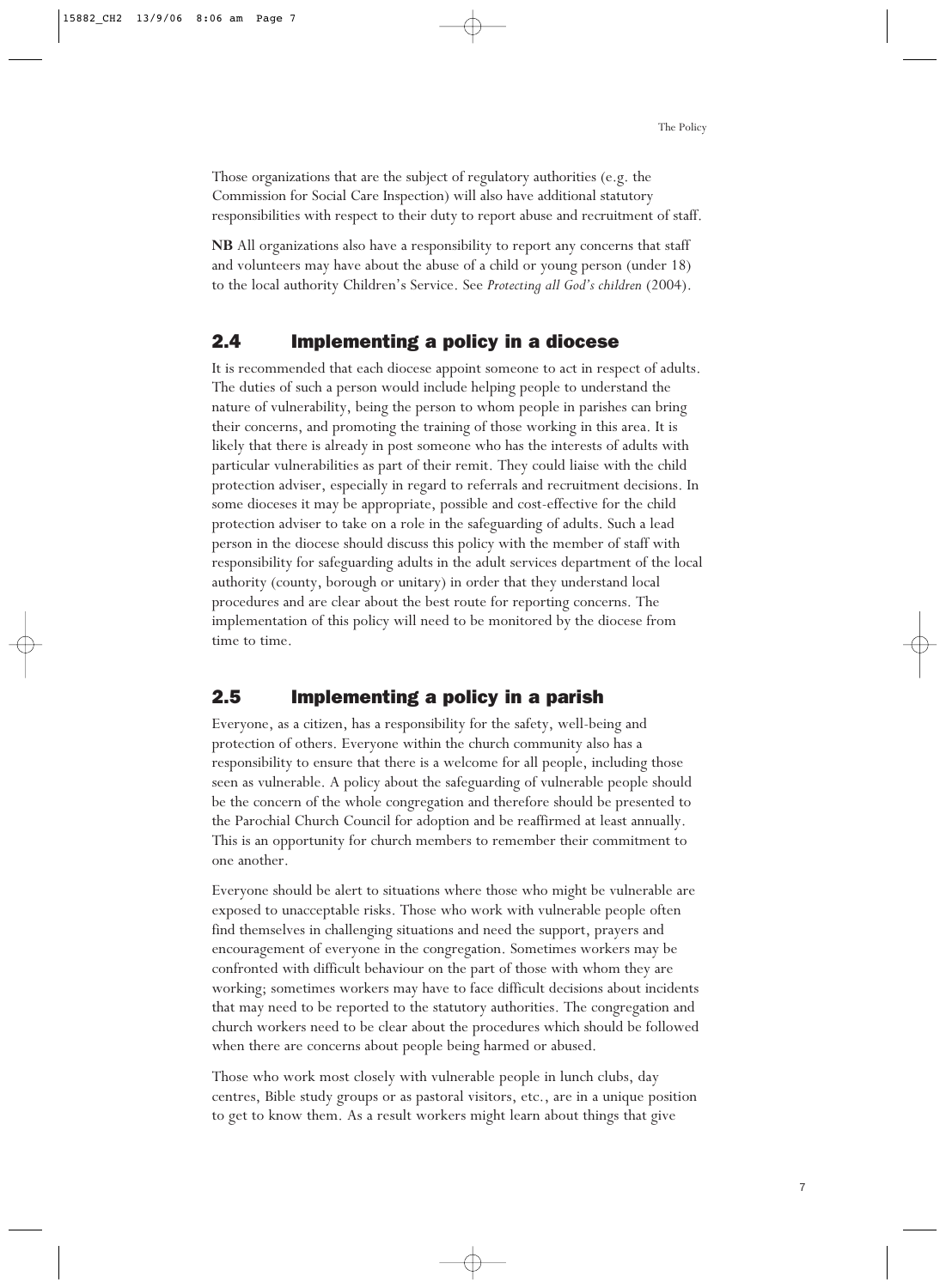Those organizations that are the subject of regulatory authorities (e.g. the Commission for Social Care Inspection) will also have additional statutory responsibilities with respect to their duty to report abuse and recruitment of staff.

**NB** All organizations also have a responsibility to report any concerns that staff and volunteers may have about the abuse of a child or young person (under 18) to the local authority Children's Service. See *Protecting all God's children* (2004).

## 2.4 Implementing a policy in a diocese

It is recommended that each diocese appoint someone to act in respect of adults. The duties of such a person would include helping people to understand the nature of vulnerability, being the person to whom people in parishes can bring their concerns, and promoting the training of those working in this area. It is likely that there is already in post someone who has the interests of adults with particular vulnerabilities as part of their remit. They could liaise with the child protection adviser, especially in regard to referrals and recruitment decisions. In some dioceses it may be appropriate, possible and cost-effective for the child protection adviser to take on a role in the safeguarding of adults. Such a lead person in the diocese should discuss this policy with the member of staff with responsibility for safeguarding adults in the adult services department of the local authority (county, borough or unitary) in order that they understand local procedures and are clear about the best route for reporting concerns. The implementation of this policy will need to be monitored by the diocese from time to time.

## 2.5 Implementing a policy in a parish

Everyone, as a citizen, has a responsibility for the safety, well-being and protection of others. Everyone within the church community also has a responsibility to ensure that there is a welcome for all people, including those seen as vulnerable. A policy about the safeguarding of vulnerable people should be the concern of the whole congregation and therefore should be presented to the Parochial Church Council for adoption and be reaffirmed at least annually. This is an opportunity for church members to remember their commitment to one another.

Everyone should be alert to situations where those who might be vulnerable are exposed to unacceptable risks. Those who work with vulnerable people often find themselves in challenging situations and need the support, prayers and encouragement of everyone in the congregation. Sometimes workers may be confronted with difficult behaviour on the part of those with whom they are working; sometimes workers may have to face difficult decisions about incidents that may need to be reported to the statutory authorities. The congregation and church workers need to be clear about the procedures which should be followed when there are concerns about people being harmed or abused.

Those who work most closely with vulnerable people in lunch clubs, day centres, Bible study groups or as pastoral visitors, etc., are in a unique position to get to know them. As a result workers might learn about things that give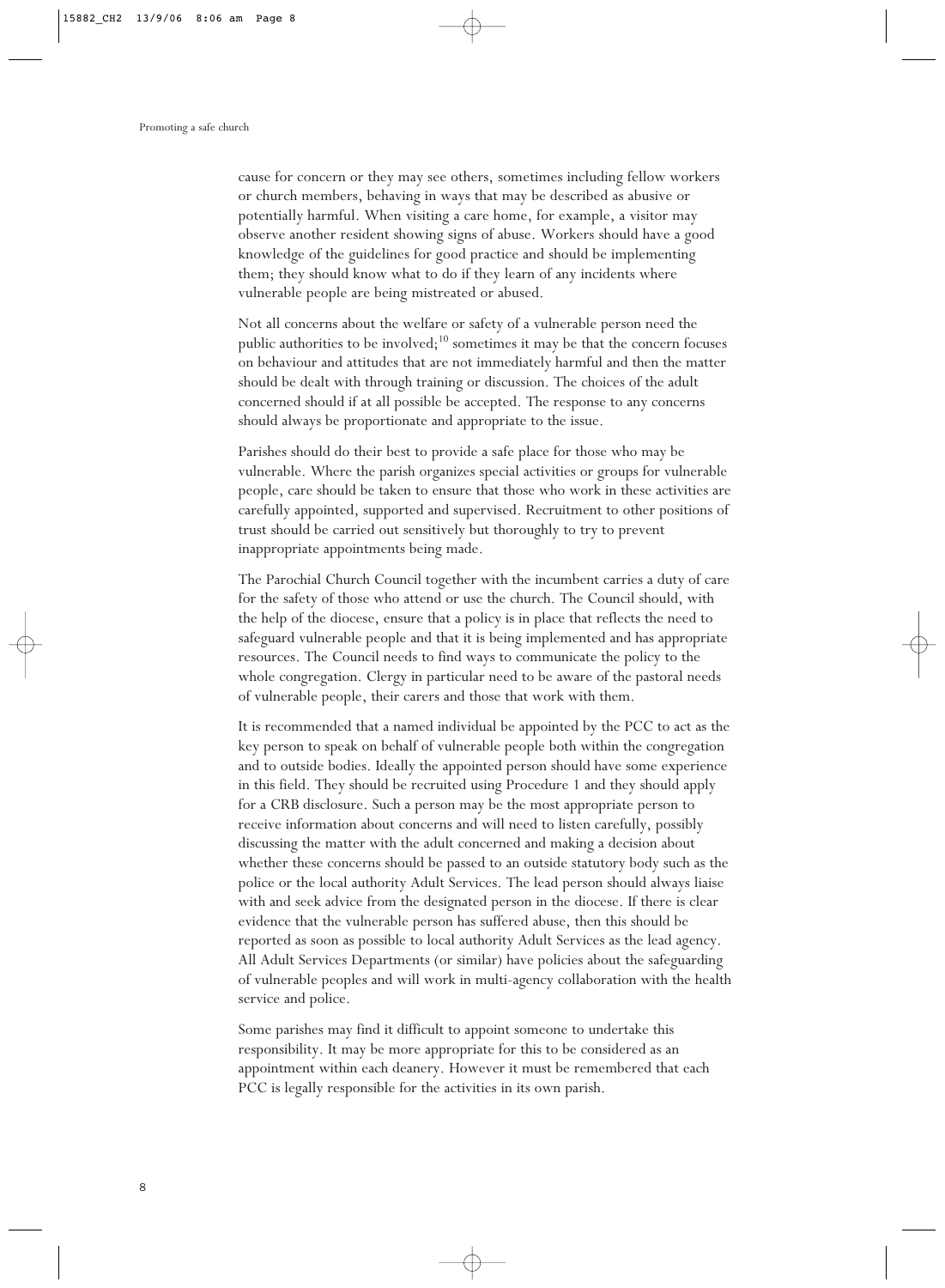cause for concern or they may see others, sometimes including fellow workers or church members, behaving in ways that may be described as abusive or potentially harmful. When visiting a care home, for example, a visitor may observe another resident showing signs of abuse. Workers should have a good knowledge of the guidelines for good practice and should be implementing them; they should know what to do if they learn of any incidents where vulnerable people are being mistreated or abused.

Not all concerns about the welfare or safety of a vulnerable person need the public authorities to be involved;[10] sometimes it may be that the concern focuses on behaviour and attitudes that are not immediately harmful and then the matter should be dealt with through training or discussion. The choices of the adult concerned should if at all possible be accepted. The response to any concerns should always be proportionate and appropriate to the issue.

Parishes should do their best to provide a safe place for those who may be vulnerable. Where the parish organizes special activities or groups for vulnerable people, care should be taken to ensure that those who work in these activities are carefully appointed, supported and supervised. Recruitment to other positions of trust should be carried out sensitively but thoroughly to try to prevent inappropriate appointments being made.

The Parochial Church Council together with the incumbent carries a duty of care for the safety of those who attend or use the church. The Council should, with the help of the diocese, ensure that a policy is in place that reflects the need to safeguard vulnerable people and that it is being implemented and has appropriate resources. The Council needs to find ways to communicate the policy to the whole congregation. Clergy in particular need to be aware of the pastoral needs of vulnerable people, their carers and those that work with them.

It is recommended that a named individual be appointed by the PCC to act as the key person to speak on behalf of vulnerable people both within the congregation and to outside bodies. Ideally the appointed person should have some experience in this field. They should be recruited using Procedure 1 and they should apply for a CRB disclosure. Such a person may be the most appropriate person to receive information about concerns and will need to listen carefully, possibly discussing the matter with the adult concerned and making a decision about whether these concerns should be passed to an outside statutory body such as the police or the local authority Adult Services. The lead person should always liaise with and seek advice from the designated person in the diocese. If there is clear evidence that the vulnerable person has suffered abuse, then this should be reported as soon as possible to local authority Adult Services as the lead agency. All Adult Services Departments (or similar) have policies about the safeguarding of vulnerable peoples and will work in multi-agency collaboration with the health service and police.

Some parishes may find it difficult to appoint someone to undertake this responsibility. It may be more appropriate for this to be considered as an appointment within each deanery. However it must be remembered that each PCC is legally responsible for the activities in its own parish.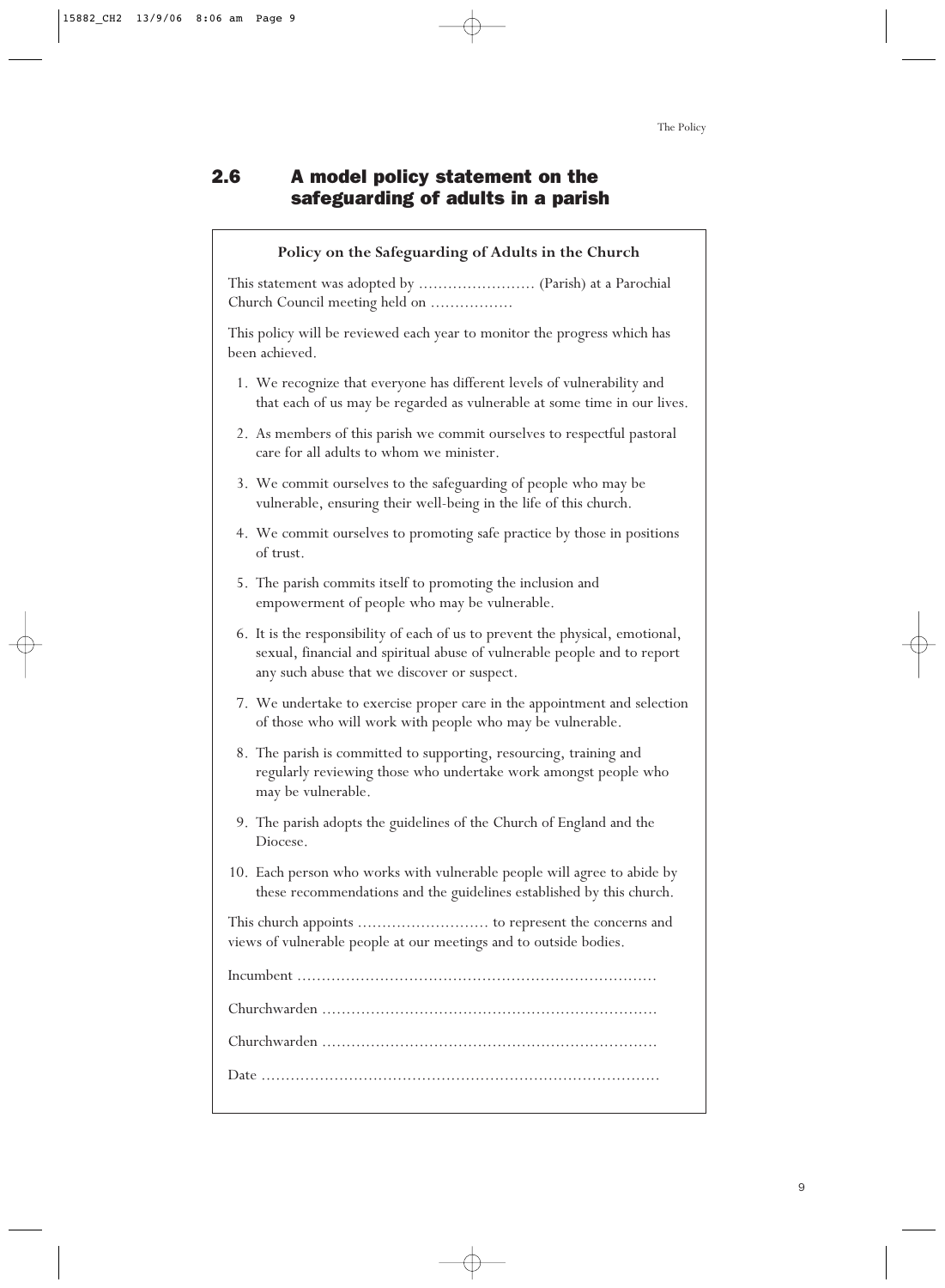## 2.6 A model policy statement on the safeguarding of adults in a parish

**Policy on the Safeguarding of Adults in the Church**

This statement was adopted by …………………… (Parish) at a Parochial Church Council meeting held on ……………

This policy will be reviewed each year to monitor the progress which has been achieved.

1. We recognize that everyone has different levels of vulnerability and that each of us may be regarded as vulnerable at some time in our lives.
2. As members of this parish we commit ourselves to respectful pastoral care for all adults to whom we minister.
3. We commit ourselves to the safeguarding of people who may be vulnerable, ensuring their well-being in the life of this church.
4. We commit ourselves to promoting safe practice by those in positions of trust.
5. The parish commits itself to promoting the inclusion and empowerment of people who may be vulnerable.
6. It is the responsibility of each of us to prevent the physical, emotional, sexual, financial and spiritual abuse of vulnerable people and to report any such abuse that we discover or suspect.
7. We undertake to exercise proper care in the appointment and selection of those who will work with people who may be vulnerable.
8. The parish is committed to supporting, resourcing, training and regularly reviewing those who undertake work amongst people who may be vulnerable.
9. The parish adopts the guidelines of the Church of England and the Diocese.
10. Each person who works with vulnerable people will agree to abide by these recommendations and the guidelines established by this church.

This church appoints ……………………… to represent the concerns and views of vulnerable people at our meetings and to outside bodies.

Incumbent ……………………………………………………………

Churchwarden ………………………………………………………

Churchwarden ………………………………………………………

Date ………………………………………………………………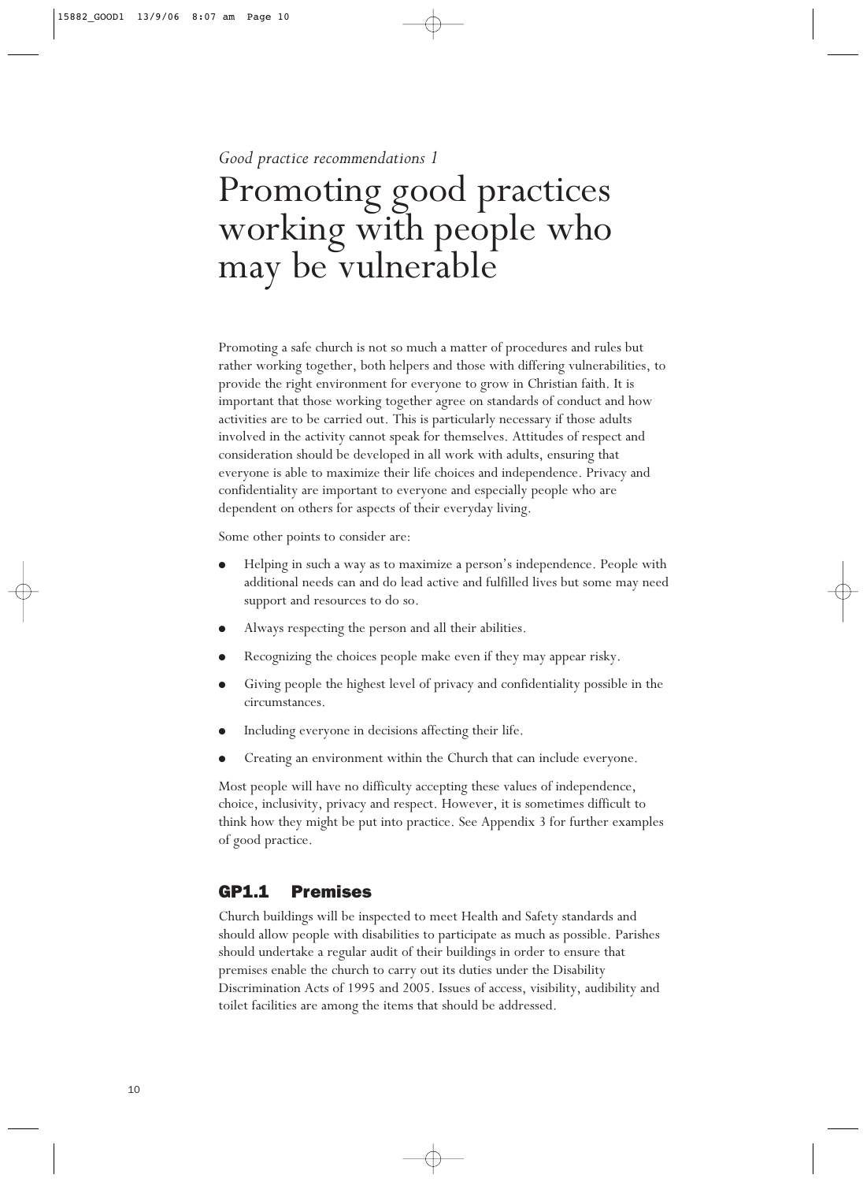*Good practice recommendations 1*

# Promoting good practices working with people who may be vulnerable

Promoting a safe church is not so much a matter of procedures and rules but rather working together, both helpers and those with differing vulnerabilities, to provide the right environment for everyone to grow in Christian faith. It is important that those working together agree on standards of conduct and how activities are to be carried out. This is particularly necessary if those adults involved in the activity cannot speak for themselves. Attitudes of respect and consideration should be developed in all work with adults, ensuring that everyone is able to maximize their life choices and independence. Privacy and confidentiality are important to everyone and especially people who are dependent on others for aspects of their everyday living.

Some other points to consider are:

- Helping in such a way as to maximize a person's independence. People with additional needs can and do lead active and fulfilled lives but some may need support and resources to do so.
- Always respecting the person and all their abilities.
- Recognizing the choices people make even if they may appear risky.
- Giving people the highest level of privacy and confidentiality possible in the circumstances.
- Including everyone in decisions affecting their life.
- Creating an environment within the Church that can include everyone.

Most people will have no difficulty accepting these values of independence, choice, inclusivity, privacy and respect. However, it is sometimes difficult to think how they might be put into practice. See Appendix 3 for further examples of good practice.

## GP1.1 Premises

Church buildings will be inspected to meet Health and Safety standards and should allow people with disabilities to participate as much as possible. Parishes should undertake a regular audit of their buildings in order to ensure that premises enable the church to carry out its duties under the Disability Discrimination Acts of 1995 and 2005. Issues of access, visibility, audibility and toilet facilities are among the items that should be addressed.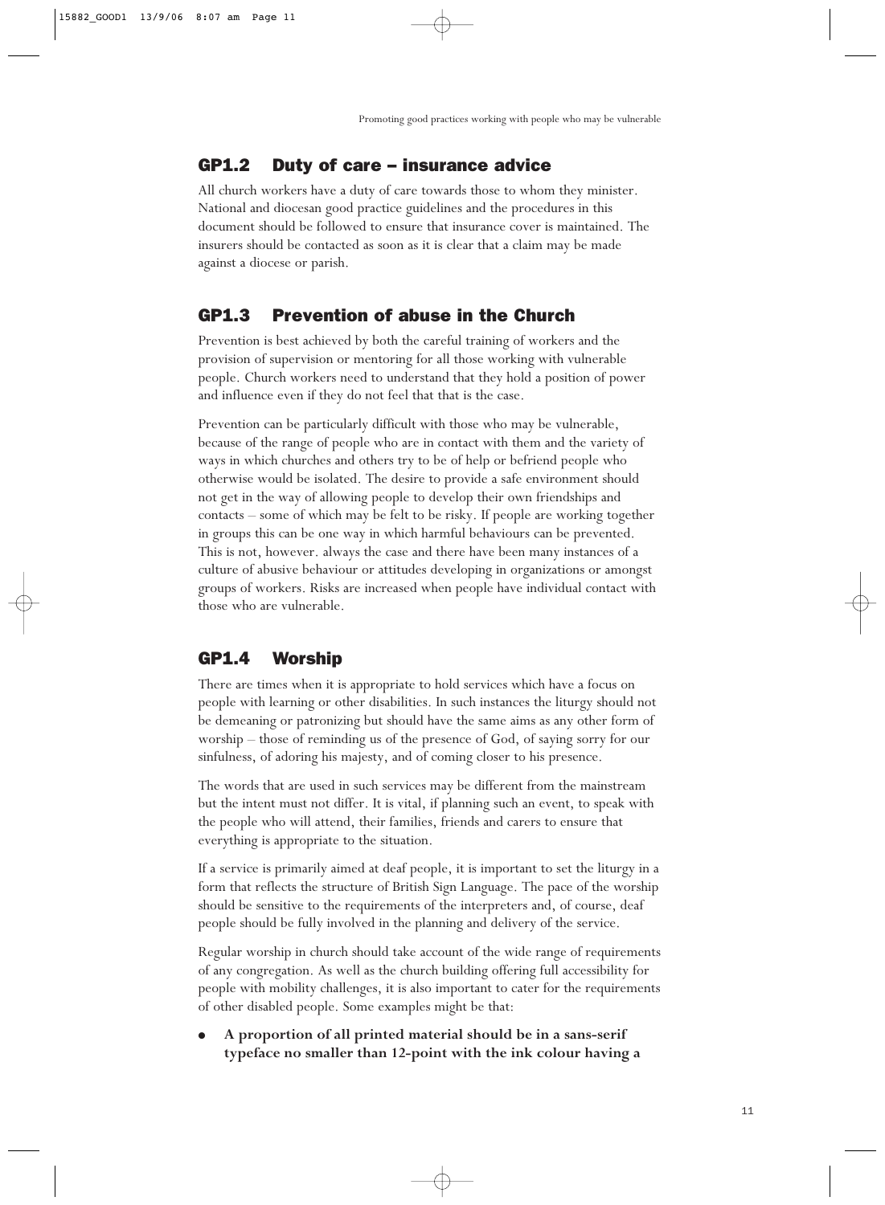## GP1.2 Duty of care – insurance advice

All church workers have a duty of care towards those to whom they minister. National and diocesan good practice guidelines and the procedures in this document should be followed to ensure that insurance cover is maintained. The insurers should be contacted as soon as it is clear that a claim may be made against a diocese or parish.

## GP1.3 Prevention of abuse in the Church

Prevention is best achieved by both the careful training of workers and the provision of supervision or mentoring for all those working with vulnerable people. Church workers need to understand that they hold a position of power and influence even if they do not feel that that is the case.

Prevention can be particularly difficult with those who may be vulnerable, because of the range of people who are in contact with them and the variety of ways in which churches and others try to be of help or befriend people who otherwise would be isolated. The desire to provide a safe environment should not get in the way of allowing people to develop their own friendships and contacts – some of which may be felt to be risky. If people are working together in groups this can be one way in which harmful behaviours can be prevented. This is not, however. always the case and there have been many instances of a culture of abusive behaviour or attitudes developing in organizations or amongst groups of workers. Risks are increased when people have individual contact with those who are vulnerable.

## GP1.4 Worship

There are times when it is appropriate to hold services which have a focus on people with learning or other disabilities. In such instances the liturgy should not be demeaning or patronizing but should have the same aims as any other form of worship – those of reminding us of the presence of God, of saying sorry for our sinfulness, of adoring his majesty, and of coming closer to his presence.

The words that are used in such services may be different from the mainstream but the intent must not differ. It is vital, if planning such an event, to speak with the people who will attend, their families, friends and carers to ensure that everything is appropriate to the situation.

If a service is primarily aimed at deaf people, it is important to set the liturgy in a form that reflects the structure of British Sign Language. The pace of the worship should be sensitive to the requirements of the interpreters and, of course, deaf people should be fully involved in the planning and delivery of the service.

Regular worship in church should take account of the wide range of requirements of any congregation. As well as the church building offering full accessibility for people with mobility challenges, it is also important to cater for the requirements of other disabled people. Some examples might be that:

- **A proportion of all printed material should be in a sans-serif typeface no smaller than 12-point with the ink colour having a**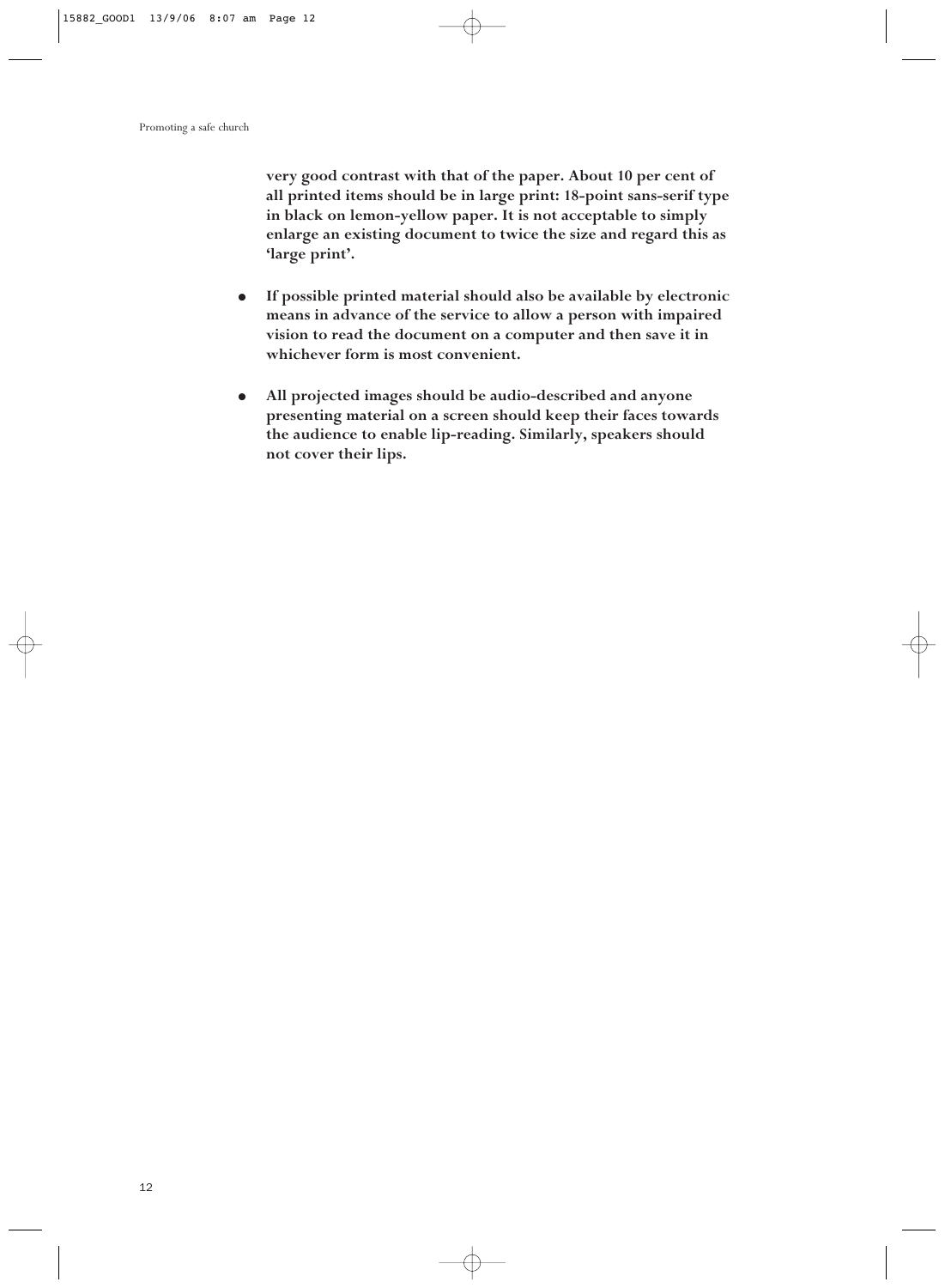**very good contrast with that of the paper. About 10 per cent of all printed items should be in large print: 18-point sans-serif type in black on lemon-yellow paper. It is not acceptable to simply enlarge an existing document to twice the size and regard this as 'large print'.**

- **If possible printed material should also be available by electronic means in advance of the service to allow a person with impaired vision to read the document on a computer and then save it in whichever form is most convenient.**

- **All projected images should be audio-described and anyone presenting material on a screen should keep their faces towards the audience to enable lip-reading. Similarly, speakers should not cover their lips.**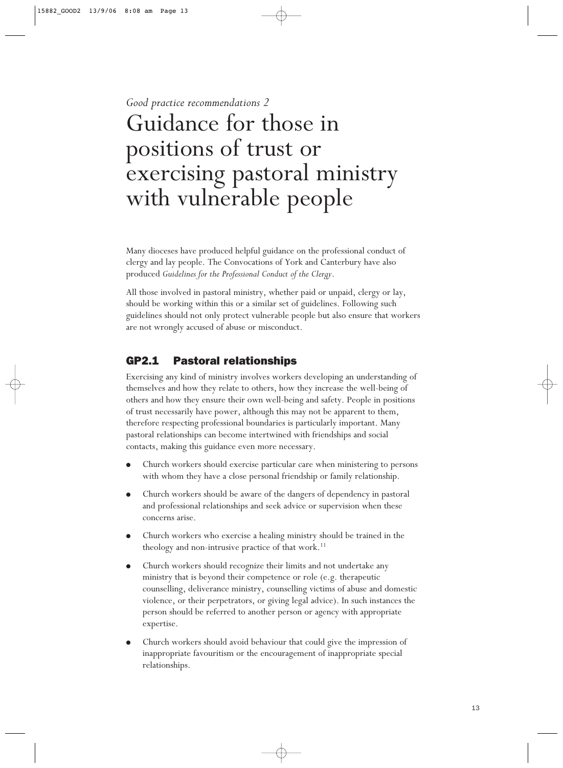*Good practice recommendations 2*

# Guidance for those in positions of trust or exercising pastoral ministry with vulnerable people

Many dioceses have produced helpful guidance on the professional conduct of clergy and lay people. The Convocations of York and Canterbury have also produced *Guidelines for the Professional Conduct of the Clergy*.

All those involved in pastoral ministry, whether paid or unpaid, clergy or lay, should be working within this or a similar set of guidelines. Following such guidelines should not only protect vulnerable people but also ensure that workers are not wrongly accused of abuse or misconduct.

## GP2.1 Pastoral relationships

Exercising any kind of ministry involves workers developing an understanding of themselves and how they relate to others, how they increase the well-being of others and how they ensure their own well-being and safety. People in positions of trust necessarily have power, although this may not be apparent to them, therefore respecting professional boundaries is particularly important. Many pastoral relationships can become intertwined with friendships and social contacts, making this guidance even more necessary.

- Church workers should exercise particular care when ministering to persons with whom they have a close personal friendship or family relationship.
- Church workers should be aware of the dangers of dependency in pastoral and professional relationships and seek advice or supervision when these concerns arise.
- Church workers who exercise a healing ministry should be trained in the theology and non-intrusive practice of that work.[11]
- Church workers should recognize their limits and not undertake any ministry that is beyond their competence or role (e.g. therapeutic counselling, deliverance ministry, counselling victims of abuse and domestic violence, or their perpetrators, or giving legal advice). In such instances the person should be referred to another person or agency with appropriate expertise.
- Church workers should avoid behaviour that could give the impression of inappropriate favouritism or the encouragement of inappropriate special relationships.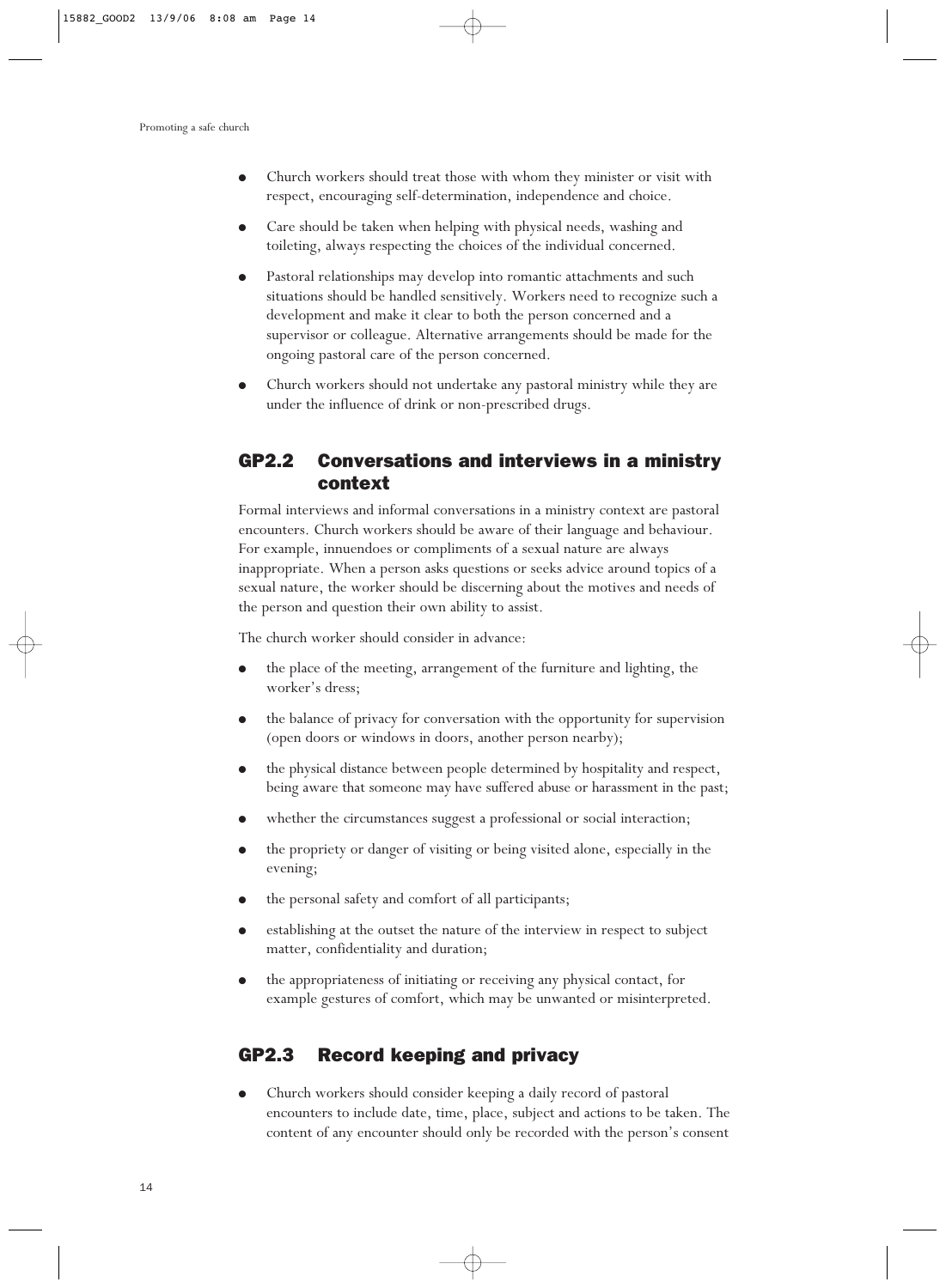- Church workers should treat those with whom they minister or visit with respect, encouraging self-determination, independence and choice.
- Care should be taken when helping with physical needs, washing and toileting, always respecting the choices of the individual concerned.
- Pastoral relationships may develop into romantic attachments and such situations should be handled sensitively. Workers need to recognize such a development and make it clear to both the person concerned and a supervisor or colleague. Alternative arrangements should be made for the ongoing pastoral care of the person concerned.
- Church workers should not undertake any pastoral ministry while they are under the influence of drink or non-prescribed drugs.

## GP2.2 Conversations and interviews in a ministry context

Formal interviews and informal conversations in a ministry context are pastoral encounters. Church workers should be aware of their language and behaviour. For example, innuendoes or compliments of a sexual nature are always inappropriate. When a person asks questions or seeks advice around topics of a sexual nature, the worker should be discerning about the motives and needs of the person and question their own ability to assist.

The church worker should consider in advance:

- the place of the meeting, arrangement of the furniture and lighting, the worker's dress;
- the balance of privacy for conversation with the opportunity for supervision (open doors or windows in doors, another person nearby);
- the physical distance between people determined by hospitality and respect, being aware that someone may have suffered abuse or harassment in the past;
- whether the circumstances suggest a professional or social interaction;
- the propriety or danger of visiting or being visited alone, especially in the evening;
- the personal safety and comfort of all participants;
- establishing at the outset the nature of the interview in respect to subject matter, confidentiality and duration;
- the appropriateness of initiating or receiving any physical contact, for example gestures of comfort, which may be unwanted or misinterpreted.

## GP2.3 Record keeping and privacy

- Church workers should consider keeping a daily record of pastoral encounters to include date, time, place, subject and actions to be taken. The content of any encounter should only be recorded with the person's consent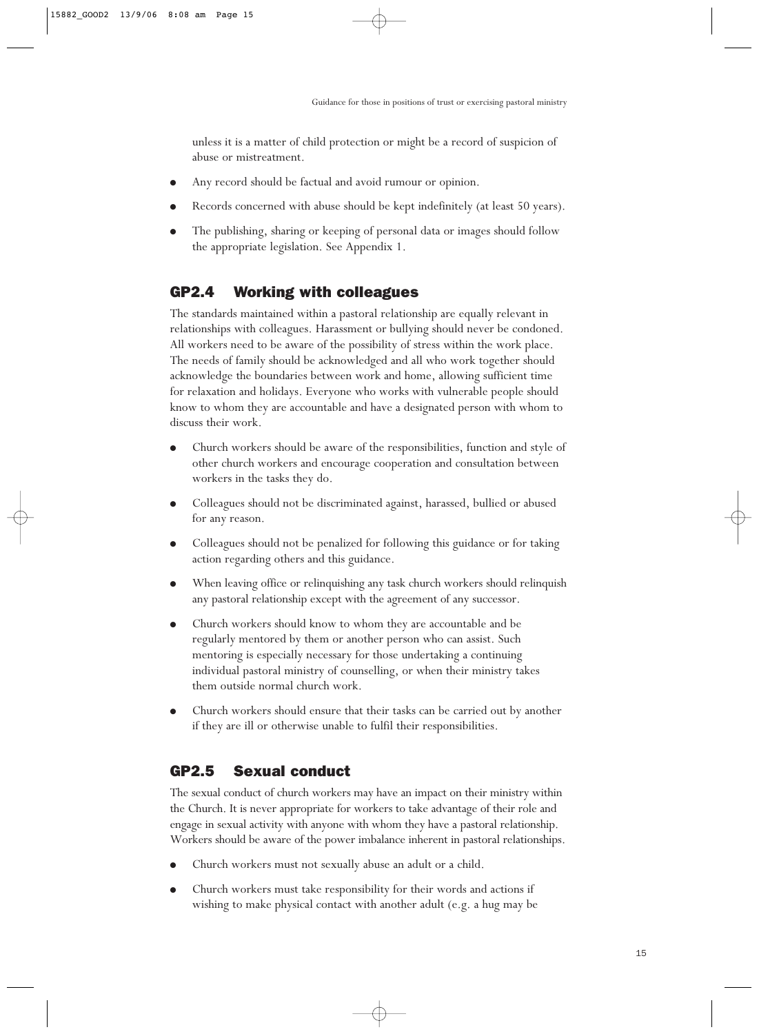unless it is a matter of child protection or might be a record of suspicion of abuse or mistreatment.

- Any record should be factual and avoid rumour or opinion.
- Records concerned with abuse should be kept indefinitely (at least 50 years).
- The publishing, sharing or keeping of personal data or images should follow the appropriate legislation. See Appendix 1.

## GP2.4 Working with colleagues

The standards maintained within a pastoral relationship are equally relevant in relationships with colleagues. Harassment or bullying should never be condoned. All workers need to be aware of the possibility of stress within the work place. The needs of family should be acknowledged and all who work together should acknowledge the boundaries between work and home, allowing sufficient time for relaxation and holidays. Everyone who works with vulnerable people should know to whom they are accountable and have a designated person with whom to discuss their work.

- Church workers should be aware of the responsibilities, function and style of other church workers and encourage cooperation and consultation between workers in the tasks they do.
- Colleagues should not be discriminated against, harassed, bullied or abused for any reason.
- Colleagues should not be penalized for following this guidance or for taking action regarding others and this guidance.
- When leaving office or relinquishing any task church workers should relinquish any pastoral relationship except with the agreement of any successor.
- Church workers should know to whom they are accountable and be regularly mentored by them or another person who can assist. Such mentoring is especially necessary for those undertaking a continuing individual pastoral ministry of counselling, or when their ministry takes them outside normal church work.
- Church workers should ensure that their tasks can be carried out by another if they are ill or otherwise unable to fulfil their responsibilities.

## GP2.5 Sexual conduct

The sexual conduct of church workers may have an impact on their ministry within the Church. It is never appropriate for workers to take advantage of their role and engage in sexual activity with anyone with whom they have a pastoral relationship. Workers should be aware of the power imbalance inherent in pastoral relationships.

- Church workers must not sexually abuse an adult or a child.
- Church workers must take responsibility for their words and actions if wishing to make physical contact with another adult (e.g. a hug may be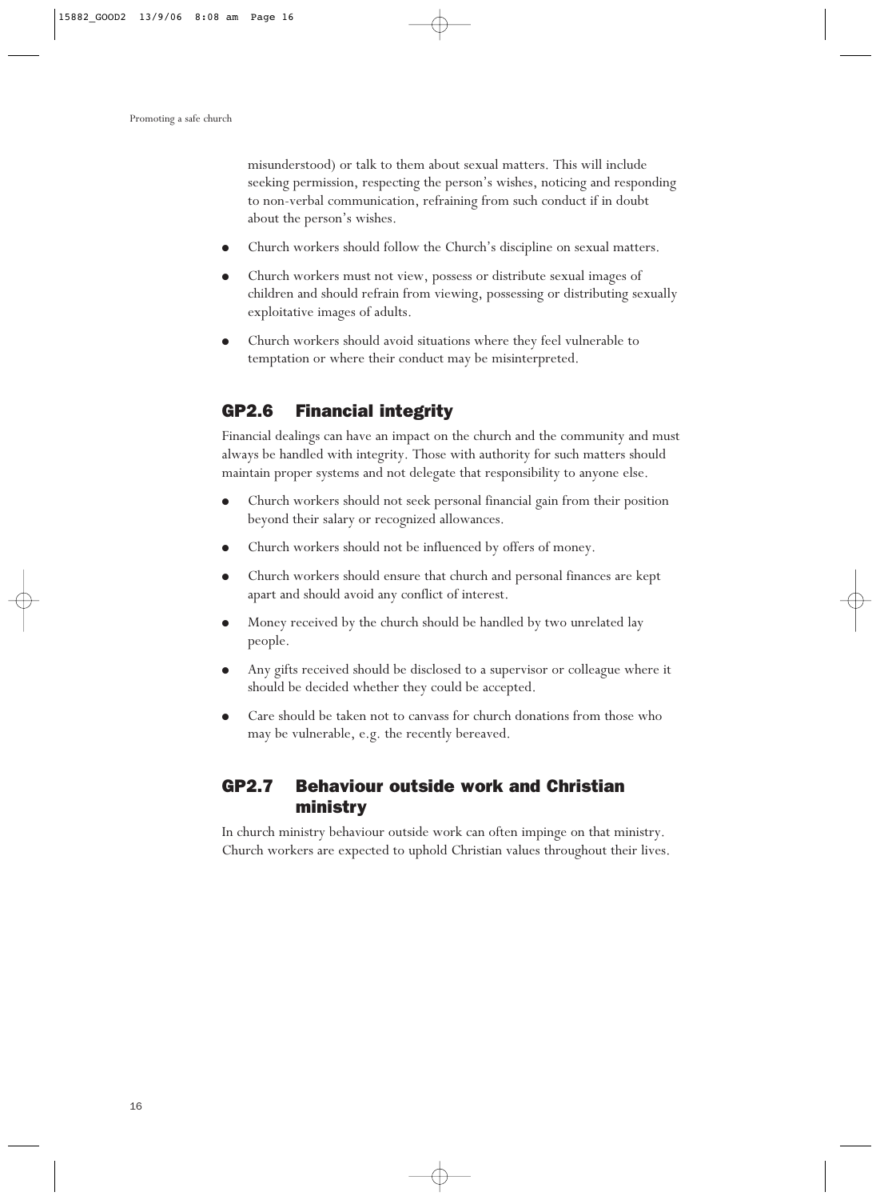misunderstood) or talk to them about sexual matters. This will include seeking permission, respecting the person's wishes, noticing and responding to non-verbal communication, refraining from such conduct if in doubt about the person's wishes.

- Church workers should follow the Church's discipline on sexual matters.
- Church workers must not view, possess or distribute sexual images of children and should refrain from viewing, possessing or distributing sexually exploitative images of adults.
- Church workers should avoid situations where they feel vulnerable to temptation or where their conduct may be misinterpreted.

## GP2.6 Financial integrity

Financial dealings can have an impact on the church and the community and must always be handled with integrity. Those with authority for such matters should maintain proper systems and not delegate that responsibility to anyone else.

- Church workers should not seek personal financial gain from their position beyond their salary or recognized allowances.
- Church workers should not be influenced by offers of money.
- Church workers should ensure that church and personal finances are kept apart and should avoid any conflict of interest.
- Money received by the church should be handled by two unrelated lay people.
- Any gifts received should be disclosed to a supervisor or colleague where it should be decided whether they could be accepted.
- Care should be taken not to canvass for church donations from those who may be vulnerable, e.g. the recently bereaved.

## GP2.7 Behaviour outside work and Christian ministry

In church ministry behaviour outside work can often impinge on that ministry. Church workers are expected to uphold Christian values throughout their lives.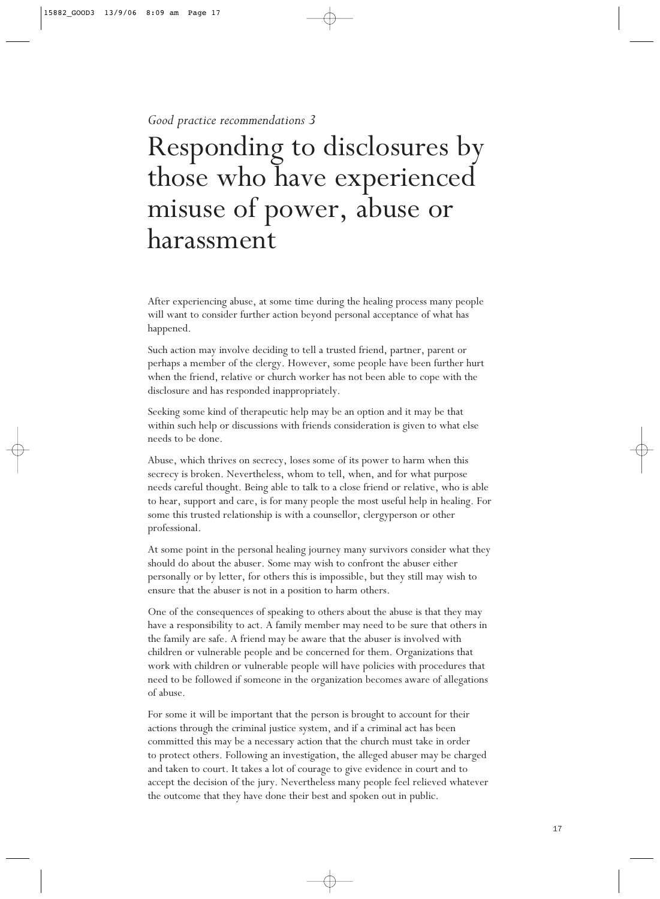*Good practice recommendations 3*

# Responding to disclosures by those who have experienced misuse of power, abuse or harassment

After experiencing abuse, at some time during the healing process many people will want to consider further action beyond personal acceptance of what has happened.

Such action may involve deciding to tell a trusted friend, partner, parent or perhaps a member of the clergy. However, some people have been further hurt when the friend, relative or church worker has not been able to cope with the disclosure and has responded inappropriately.

Seeking some kind of therapeutic help may be an option and it may be that within such help or discussions with friends consideration is given to what else needs to be done.

Abuse, which thrives on secrecy, loses some of its power to harm when this secrecy is broken. Nevertheless, whom to tell, when, and for what purpose needs careful thought. Being able to talk to a close friend or relative, who is able to hear, support and care, is for many people the most useful help in healing. For some this trusted relationship is with a counsellor, clergyperson or other professional.

At some point in the personal healing journey many survivors consider what they should do about the abuser. Some may wish to confront the abuser either personally or by letter, for others this is impossible, but they still may wish to ensure that the abuser is not in a position to harm others.

One of the consequences of speaking to others about the abuse is that they may have a responsibility to act. A family member may need to be sure that others in the family are safe. A friend may be aware that the abuser is involved with children or vulnerable people and be concerned for them. Organizations that work with children or vulnerable people will have policies with procedures that need to be followed if someone in the organization becomes aware of allegations of abuse.

For some it will be important that the person is brought to account for their actions through the criminal justice system, and if a criminal act has been committed this may be a necessary action that the church must take in order to protect others. Following an investigation, the alleged abuser may be charged and taken to court. It takes a lot of courage to give evidence in court and to accept the decision of the jury. Nevertheless many people feel relieved whatever the outcome that they have done their best and spoken out in public.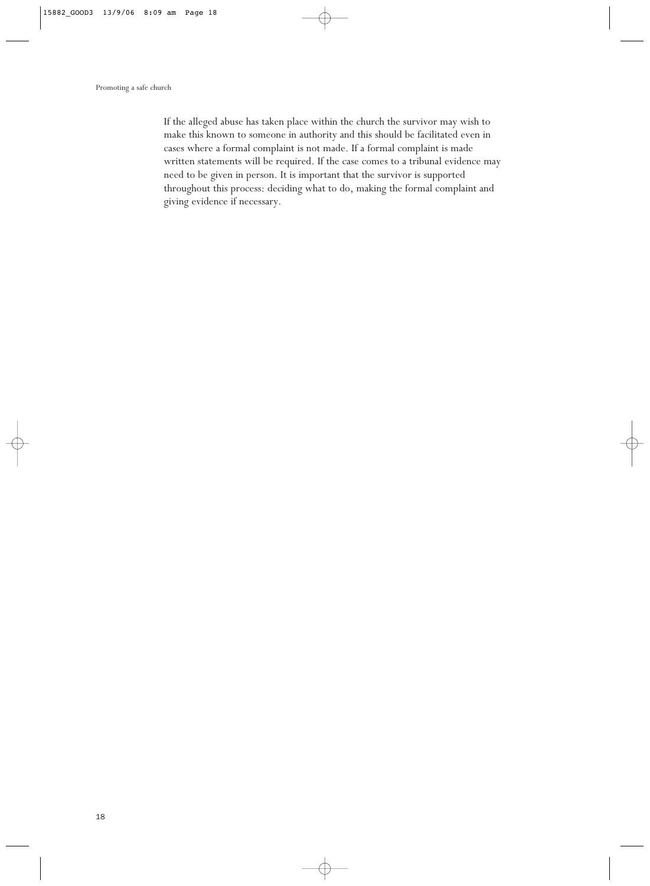If the alleged abuse has taken place within the church the survivor may wish to make this known to someone in authority and this should be facilitated even in cases where a formal complaint is not made. If a formal complaint is made written statements will be required. If the case comes to a tribunal evidence may need to be given in person. It is important that the survivor is supported throughout this process: deciding what to do, making the formal complaint and giving evidence if necessary.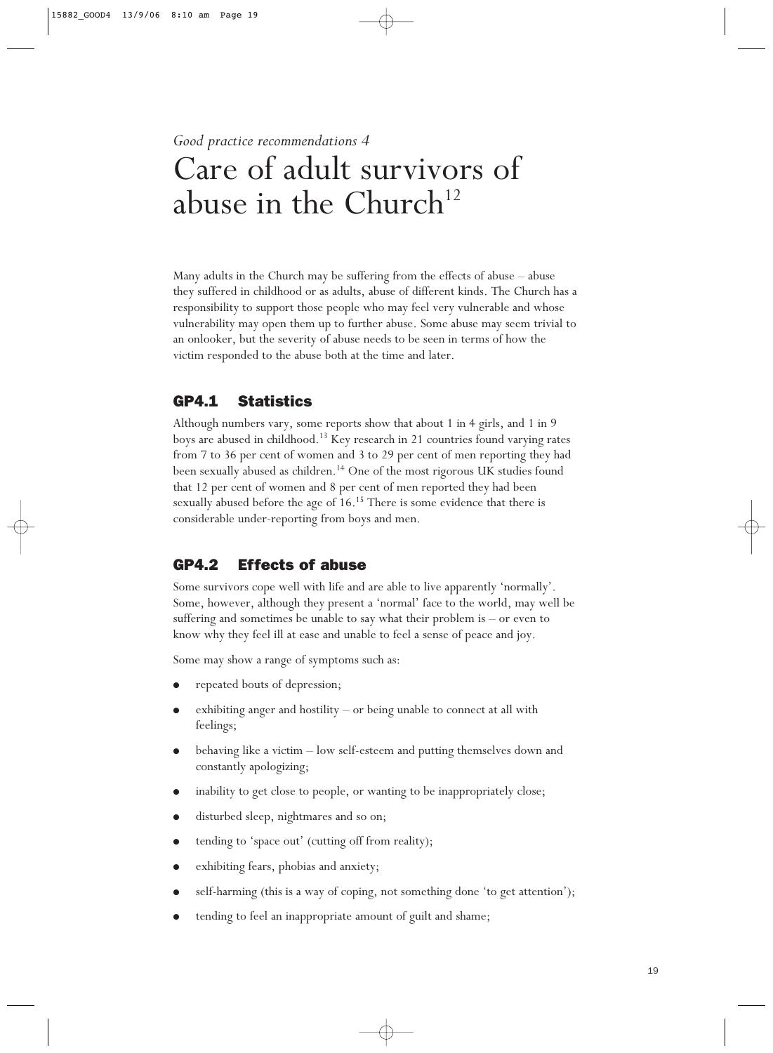*Good practice recommendations 4*

# Care of adult survivors of abuse in the Church[12]

Many adults in the Church may be suffering from the effects of abuse – abuse they suffered in childhood or as adults, abuse of different kinds. The Church has a responsibility to support those people who may feel very vulnerable and whose vulnerability may open them up to further abuse. Some abuse may seem trivial to an onlooker, but the severity of abuse needs to be seen in terms of how the victim responded to the abuse both at the time and later.

## GP4.1 Statistics

Although numbers vary, some reports show that about 1 in 4 girls, and 1 in 9 boys are abused in childhood.[13] Key research in 21 countries found varying rates from 7 to 36 per cent of women and 3 to 29 per cent of men reporting they had been sexually abused as children.[14] One of the most rigorous UK studies found that 12 per cent of women and 8 per cent of men reported they had been sexually abused before the age of 16.[15] There is some evidence that there is considerable under-reporting from boys and men.

## GP4.2 Effects of abuse

Some survivors cope well with life and are able to live apparently 'normally'. Some, however, although they present a 'normal' face to the world, may well be suffering and sometimes be unable to say what their problem is – or even to know why they feel ill at ease and unable to feel a sense of peace and joy.

Some may show a range of symptoms such as:

- repeated bouts of depression;
- exhibiting anger and hostility – or being unable to connect at all with feelings;
- behaving like a victim – low self-esteem and putting themselves down and constantly apologizing;
- inability to get close to people, or wanting to be inappropriately close;
- disturbed sleep, nightmares and so on;
- tending to 'space out' (cutting off from reality);
- exhibiting fears, phobias and anxiety;
- self-harming (this is a way of coping, not something done 'to get attention');
- tending to feel an inappropriate amount of guilt and shame;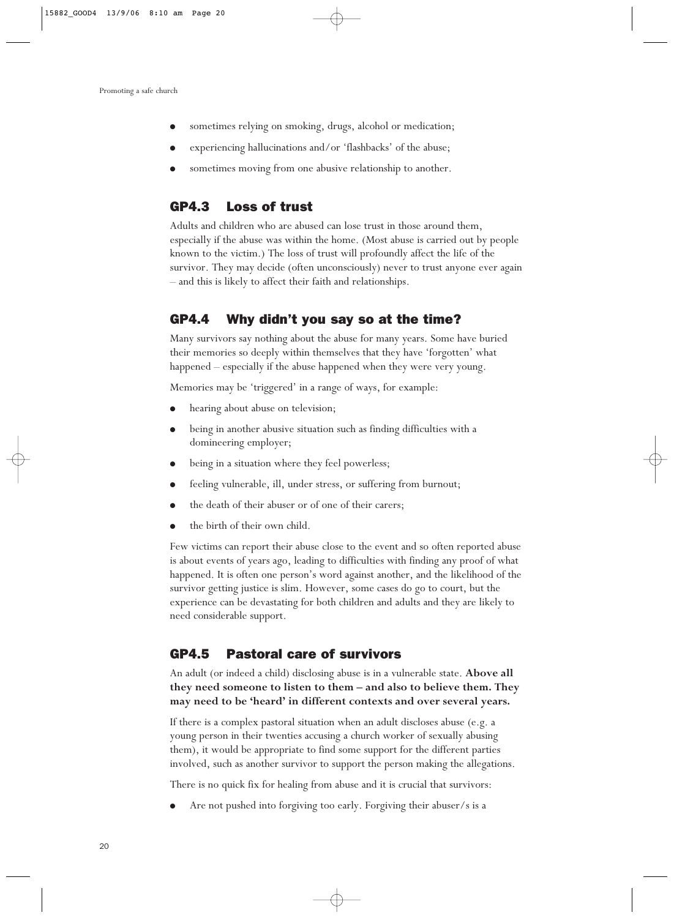- sometimes relying on smoking, drugs, alcohol or medication;
- experiencing hallucinations and/or 'flashbacks' of the abuse;
- sometimes moving from one abusive relationship to another.

## GP4.3 Loss of trust

Adults and children who are abused can lose trust in those around them, especially if the abuse was within the home. (Most abuse is carried out by people known to the victim.) The loss of trust will profoundly affect the life of the survivor. They may decide (often unconsciously) never to trust anyone ever again – and this is likely to affect their faith and relationships.

## GP4.4 Why didn't you say so at the time?

Many survivors say nothing about the abuse for many years. Some have buried their memories so deeply within themselves that they have 'forgotten' what happened – especially if the abuse happened when they were very young.

Memories may be 'triggered' in a range of ways, for example:

- hearing about abuse on television;
- being in another abusive situation such as finding difficulties with a domineering employer;
- being in a situation where they feel powerless;
- feeling vulnerable, ill, under stress, or suffering from burnout;
- the death of their abuser or of one of their carers;
- the birth of their own child.

Few victims can report their abuse close to the event and so often reported abuse is about events of years ago, leading to difficulties with finding any proof of what happened. It is often one person's word against another, and the likelihood of the survivor getting justice is slim. However, some cases do go to court, but the experience can be devastating for both children and adults and they are likely to need considerable support.

## GP4.5 Pastoral care of survivors

An adult (or indeed a child) disclosing abuse is in a vulnerable state. **Above all they need someone to listen to them – and also to believe them. They may need to be 'heard' in different contexts and over several years.**

If there is a complex pastoral situation when an adult discloses abuse (e.g. a young person in their twenties accusing a church worker of sexually abusing them), it would be appropriate to find some support for the different parties involved, such as another survivor to support the person making the allegations.

There is no quick fix for healing from abuse and it is crucial that survivors:

- Are not pushed into forgiving too early. Forgiving their abuser/s is a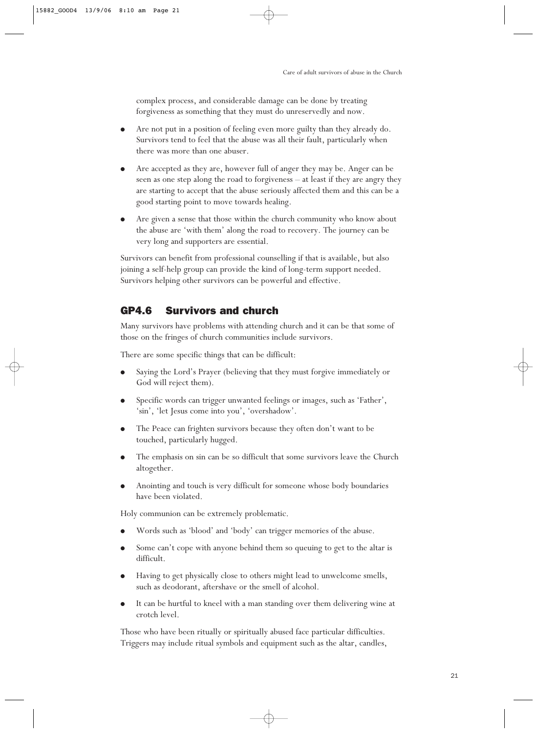complex process, and considerable damage can be done by treating forgiveness as something that they must do unreservedly and now.

- Are not put in a position of feeling even more guilty than they already do. Survivors tend to feel that the abuse was all their fault, particularly when there was more than one abuser.
- Are accepted as they are, however full of anger they may be. Anger can be seen as one step along the road to forgiveness – at least if they are angry they are starting to accept that the abuse seriously affected them and this can be a good starting point to move towards healing.
- Are given a sense that those within the church community who know about the abuse are 'with them' along the road to recovery. The journey can be very long and supporters are essential.

Survivors can benefit from professional counselling if that is available, but also joining a self-help group can provide the kind of long-term support needed. Survivors helping other survivors can be powerful and effective.

## GP4.6 Survivors and church

Many survivors have problems with attending church and it can be that some of those on the fringes of church communities include survivors.

There are some specific things that can be difficult:

- Saying the Lord's Prayer (believing that they must forgive immediately or God will reject them).
- Specific words can trigger unwanted feelings or images, such as 'Father', 'sin', 'let Jesus come into you', 'overshadow'.
- The Peace can frighten survivors because they often don't want to be touched, particularly hugged.
- The emphasis on sin can be so difficult that some survivors leave the Church altogether.
- Anointing and touch is very difficult for someone whose body boundaries have been violated.

Holy communion can be extremely problematic.

- Words such as 'blood' and 'body' can trigger memories of the abuse.
- Some can't cope with anyone behind them so queuing to get to the altar is difficult.
- Having to get physically close to others might lead to unwelcome smells, such as deodorant, aftershave or the smell of alcohol.
- It can be hurtful to kneel with a man standing over them delivering wine at crotch level.

Those who have been ritually or spiritually abused face particular difficulties. Triggers may include ritual symbols and equipment such as the altar, candles,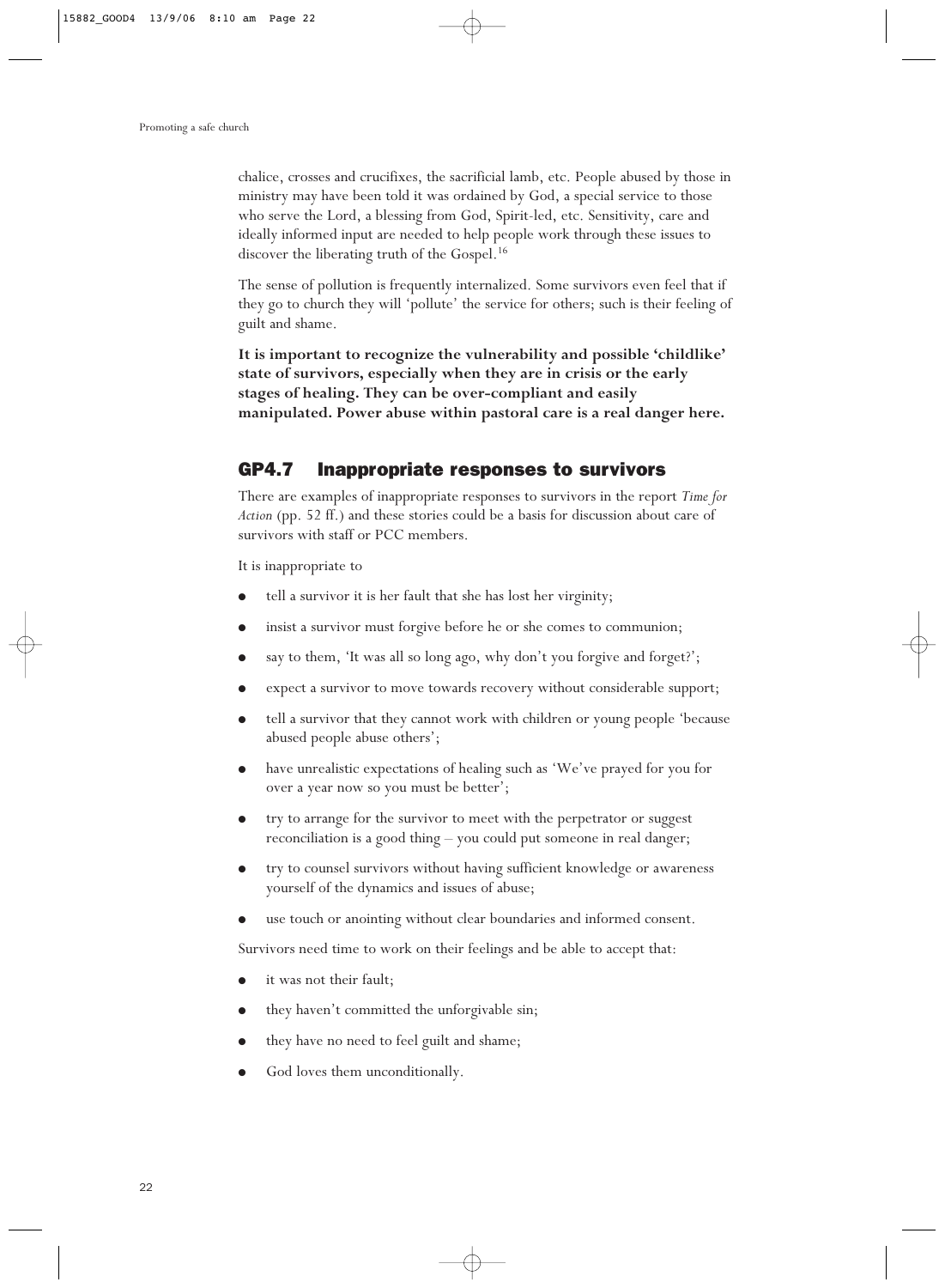chalice, crosses and crucifixes, the sacrificial lamb, etc. People abused by those in ministry may have been told it was ordained by God, a special service to those who serve the Lord, a blessing from God, Spirit-led, etc. Sensitivity, care and ideally informed input are needed to help people work through these issues to discover the liberating truth of the Gospel.[16]

The sense of pollution is frequently internalized. Some survivors even feel that if they go to church they will 'pollute' the service for others; such is their feeling of guilt and shame.

**It is important to recognize the vulnerability and possible 'childlike' state of survivors, especially when they are in crisis or the early stages of healing. They can be over-compliant and easily manipulated. Power abuse within pastoral care is a real danger here.**

## GP4.7 Inappropriate responses to survivors

There are examples of inappropriate responses to survivors in the report *Time for Action* (pp. 52 ff.) and these stories could be a basis for discussion about care of survivors with staff or PCC members.

It is inappropriate to

- tell a survivor it is her fault that she has lost her virginity;
- insist a survivor must forgive before he or she comes to communion;
- say to them, 'It was all so long ago, why don't you forgive and forget?';
- expect a survivor to move towards recovery without considerable support;
- tell a survivor that they cannot work with children or young people 'because abused people abuse others';
- have unrealistic expectations of healing such as 'We've prayed for you for over a year now so you must be better';
- try to arrange for the survivor to meet with the perpetrator or suggest reconciliation is a good thing – you could put someone in real danger;
- try to counsel survivors without having sufficient knowledge or awareness yourself of the dynamics and issues of abuse;
- use touch or anointing without clear boundaries and informed consent.

Survivors need time to work on their feelings and be able to accept that:

- it was not their fault;
- they haven't committed the unforgivable sin;
- they have no need to feel guilt and shame;
- God loves them unconditionally.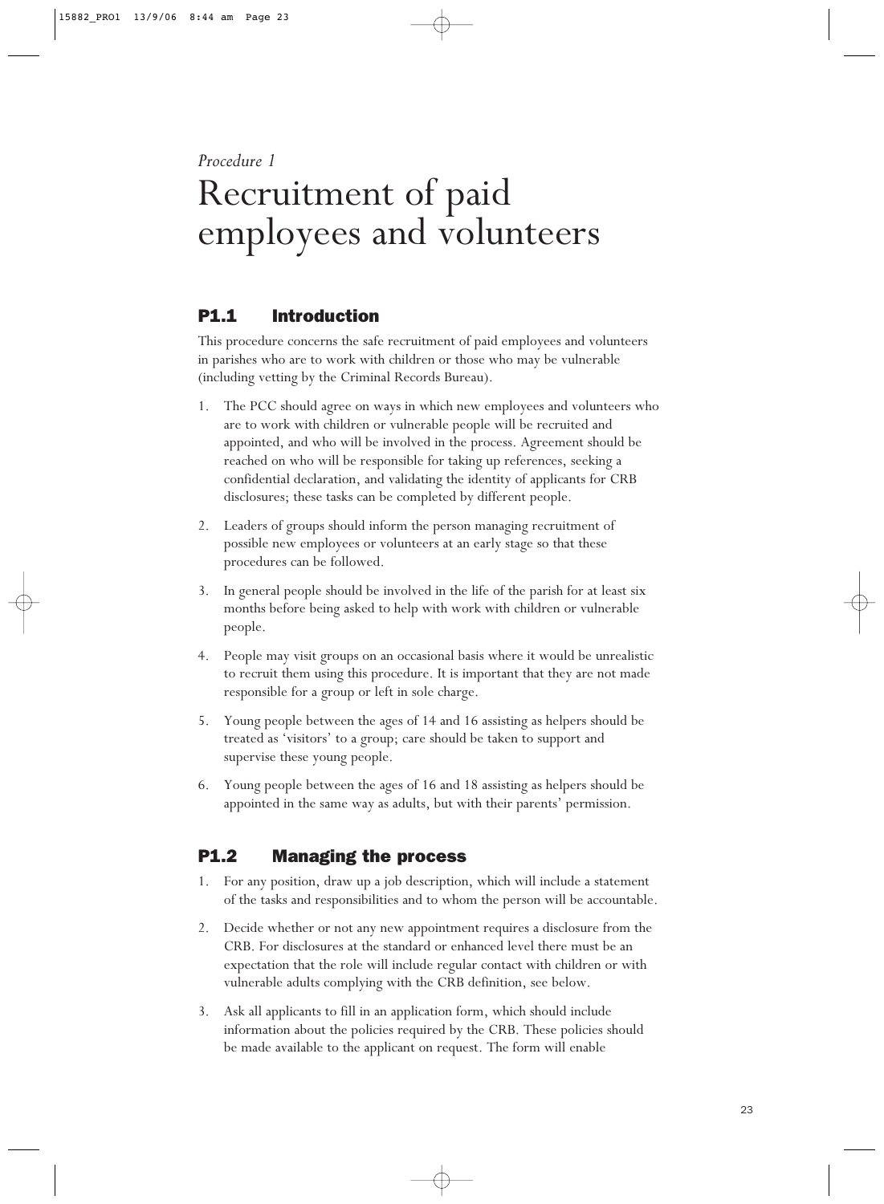*Procedure 1*

# Recruitment of paid employees and volunteers

## P1.1 Introduction

This procedure concerns the safe recruitment of paid employees and volunteers in parishes who are to work with children or those who may be vulnerable (including vetting by the Criminal Records Bureau).

1. The PCC should agree on ways in which new employees and volunteers who are to work with children or vulnerable people will be recruited and appointed, and who will be involved in the process. Agreement should be reached on who will be responsible for taking up references, seeking a confidential declaration, and validating the identity of applicants for CRB disclosures; these tasks can be completed by different people.
2. Leaders of groups should inform the person managing recruitment of possible new employees or volunteers at an early stage so that these procedures can be followed.
3. In general people should be involved in the life of the parish for at least six months before being asked to help with work with children or vulnerable people.
4. People may visit groups on an occasional basis where it would be unrealistic to recruit them using this procedure. It is important that they are not made responsible for a group or left in sole charge.
5. Young people between the ages of 14 and 16 assisting as helpers should be treated as 'visitors' to a group; care should be taken to support and supervise these young people.
6. Young people between the ages of 16 and 18 assisting as helpers should be appointed in the same way as adults, but with their parents' permission.

## P1.2 Managing the process

1. For any position, draw up a job description, which will include a statement of the tasks and responsibilities and to whom the person will be accountable.
2. Decide whether or not any new appointment requires a disclosure from the CRB. For disclosures at the standard or enhanced level there must be an expectation that the role will include regular contact with children or with vulnerable adults complying with the CRB definition, see below.
3. Ask all applicants to fill in an application form, which should include information about the policies required by the CRB. These policies should be made available to the applicant on request. The form will enable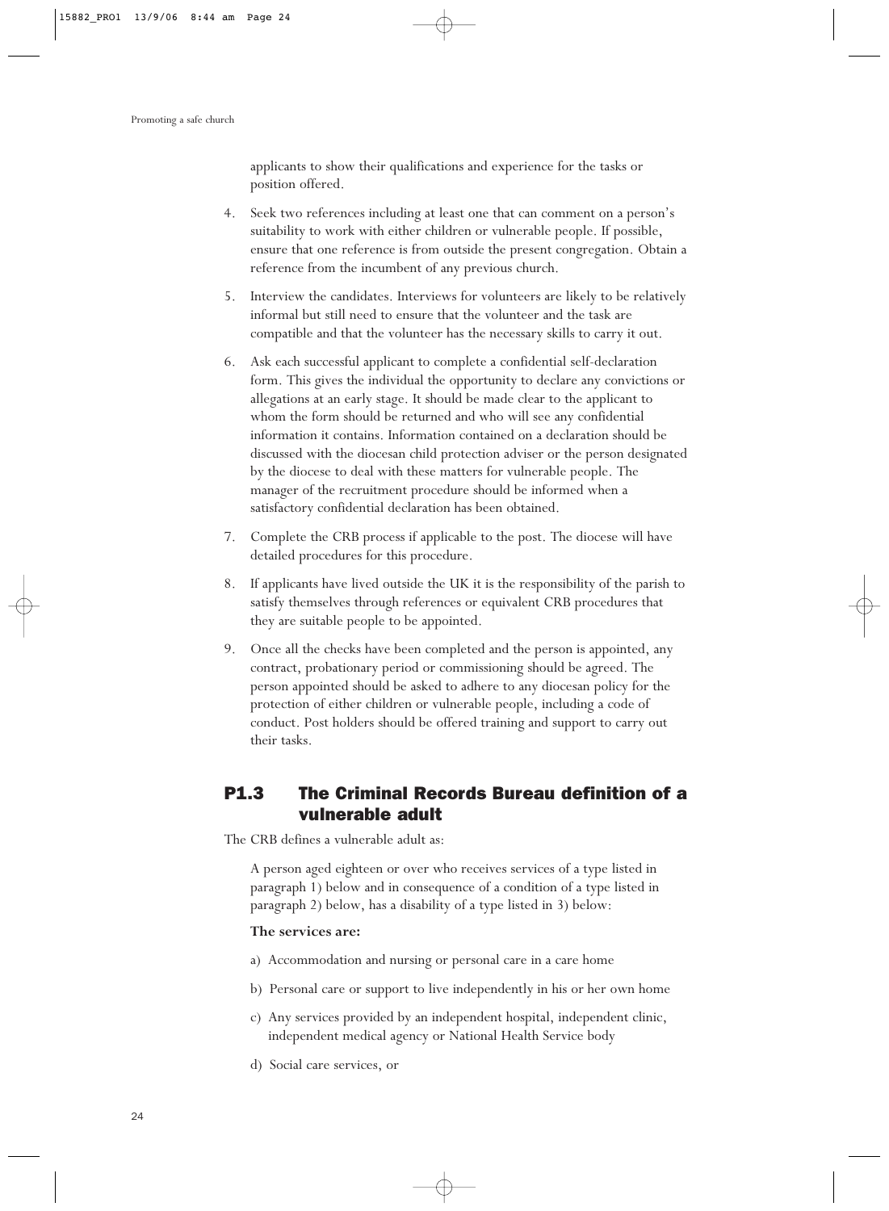applicants to show their qualifications and experience for the tasks or position offered.

4. Seek two references including at least one that can comment on a person's suitability to work with either children or vulnerable people. If possible, ensure that one reference is from outside the present congregation. Obtain a reference from the incumbent of any previous church.

5. Interview the candidates. Interviews for volunteers are likely to be relatively informal but still need to ensure that the volunteer and the task are compatible and that the volunteer has the necessary skills to carry it out.

6. Ask each successful applicant to complete a confidential self-declaration form. This gives the individual the opportunity to declare any convictions or allegations at an early stage. It should be made clear to the applicant to whom the form should be returned and who will see any confidential information it contains. Information contained on a declaration should be discussed with the diocesan child protection adviser or the person designated by the diocese to deal with these matters for vulnerable people. The manager of the recruitment procedure should be informed when a satisfactory confidential declaration has been obtained.

7. Complete the CRB process if applicable to the post. The diocese will have detailed procedures for this procedure.

8. If applicants have lived outside the UK it is the responsibility of the parish to satisfy themselves through references or equivalent CRB procedures that they are suitable people to be appointed.

9. Once all the checks have been completed and the person is appointed, any contract, probationary period or commissioning should be agreed. The person appointed should be asked to adhere to any diocesan policy for the protection of either children or vulnerable people, including a code of conduct. Post holders should be offered training and support to carry out their tasks.

## P1.3 The Criminal Records Bureau definition of a vulnerable adult

The CRB defines a vulnerable adult as:

A person aged eighteen or over who receives services of a type listed in paragraph 1) below and in consequence of a condition of a type listed in paragraph 2) below, has a disability of a type listed in 3) below:

**The services are:**

a) Accommodation and nursing or personal care in a care home

b) Personal care or support to live independently in his or her own home

c) Any services provided by an independent hospital, independent clinic, independent medical agency or National Health Service body

d) Social care services, or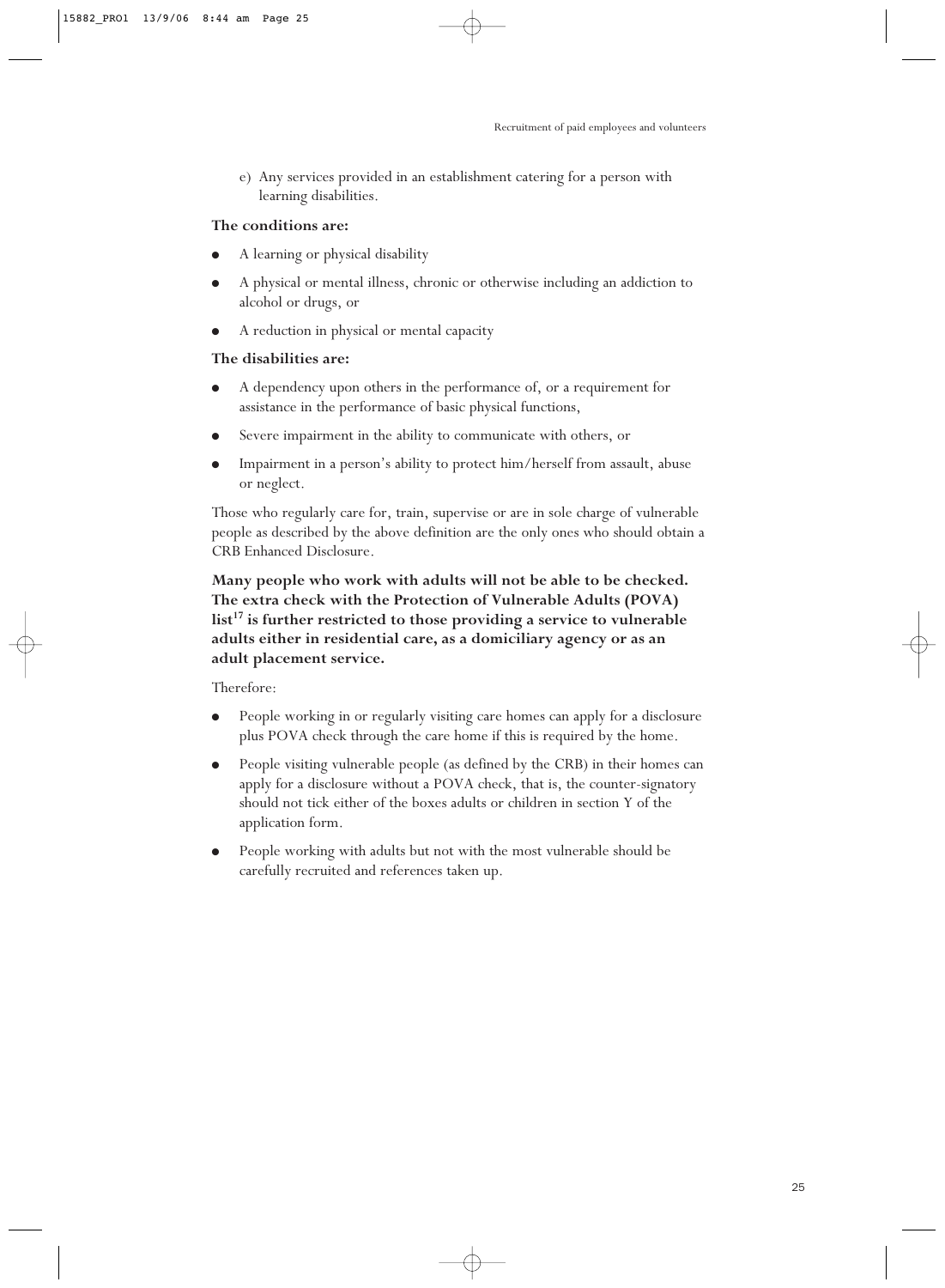e) Any services provided in an establishment catering for a person with learning disabilities.

**The conditions are:**

- A learning or physical disability
- A physical or mental illness, chronic or otherwise including an addiction to alcohol or drugs, or
- A reduction in physical or mental capacity

**The disabilities are:**

- A dependency upon others in the performance of, or a requirement for assistance in the performance of basic physical functions,
- Severe impairment in the ability to communicate with others, or
- Impairment in a person's ability to protect him/herself from assault, abuse or neglect.

Those who regularly care for, train, supervise or are in sole charge of vulnerable people as described by the above definition are the only ones who should obtain a CRB Enhanced Disclosure.

**Many people who work with adults will not be able to be checked. The extra check with the Protection of Vulnerable Adults (POVA) list[17] is further restricted to those providing a service to vulnerable adults either in residential care, as a domiciliary agency or as an adult placement service.**

Therefore:

- People working in or regularly visiting care homes can apply for a disclosure plus POVA check through the care home if this is required by the home.
- People visiting vulnerable people (as defined by the CRB) in their homes can apply for a disclosure without a POVA check, that is, the counter-signatory should not tick either of the boxes adults or children in section Y of the application form.
- People working with adults but not with the most vulnerable should be carefully recruited and references taken up.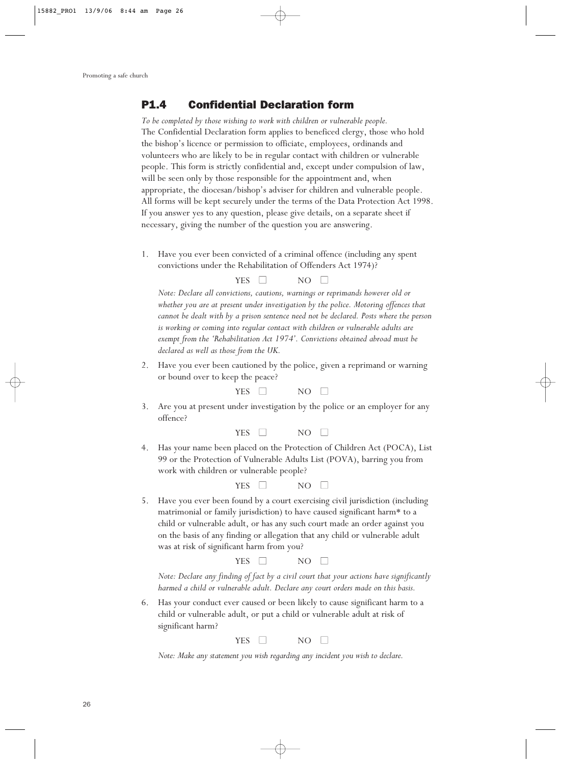## P1.4 Confidential Declaration form

*To be completed by those wishing to work with children or vulnerable people.*

The Confidential Declaration form applies to beneficed clergy, those who hold the bishop's licence or permission to officiate, employees, ordinands and volunteers who are likely to be in regular contact with children or vulnerable people. This form is strictly confidential and, except under compulsion of law, will be seen only by those responsible for the appointment and, when appropriate, the diocesan/bishop's adviser for children and vulnerable people. All forms will be kept securely under the terms of the Data Protection Act 1998. If you answer yes to any question, please give details, on a separate sheet if necessary, giving the number of the question you are answering.

1. Have you ever been convicted of a criminal offence (including any spent convictions under the Rehabilitation of Offenders Act 1974)?

   YES ☐ NO ☐

   *Note: Declare all convictions, cautions, warnings or reprimands however old or whether you are at present under investigation by the police. Motoring offences that cannot be dealt with by a prison sentence need not be declared. Posts where the person is working or coming into regular contact with children or vulnerable adults are exempt from the 'Rehabilitation Act 1974'. Convictions obtained abroad must be declared as well as those from the UK.*

2. Have you ever been cautioned by the police, given a reprimand or warning or bound over to keep the peace?

   YES ☐ NO ☐

3. Are you at present under investigation by the police or an employer for any offence?

   YES ☐ NO ☐

4. Has your name been placed on the Protection of Children Act (POCA), List 99 or the Protection of Vulnerable Adults List (POVA), barring you from work with children or vulnerable people?

   YES ☐ NO ☐

5. Have you ever been found by a court exercising civil jurisdiction (including matrimonial or family jurisdiction) to have caused significant harm* to a child or vulnerable adult, or has any such court made an order against you on the basis of any finding or allegation that any child or vulnerable adult was at risk of significant harm from you?

   YES ☐ NO ☐

   *Note: Declare any finding of fact by a civil court that your actions have significantly harmed a child or vulnerable adult. Declare any court orders made on this basis.*

6. Has your conduct ever caused or been likely to cause significant harm to a child or vulnerable adult, or put a child or vulnerable adult at risk of significant harm?

   YES ☐ NO ☐

   *Note: Make any statement you wish regarding any incident you wish to declare.*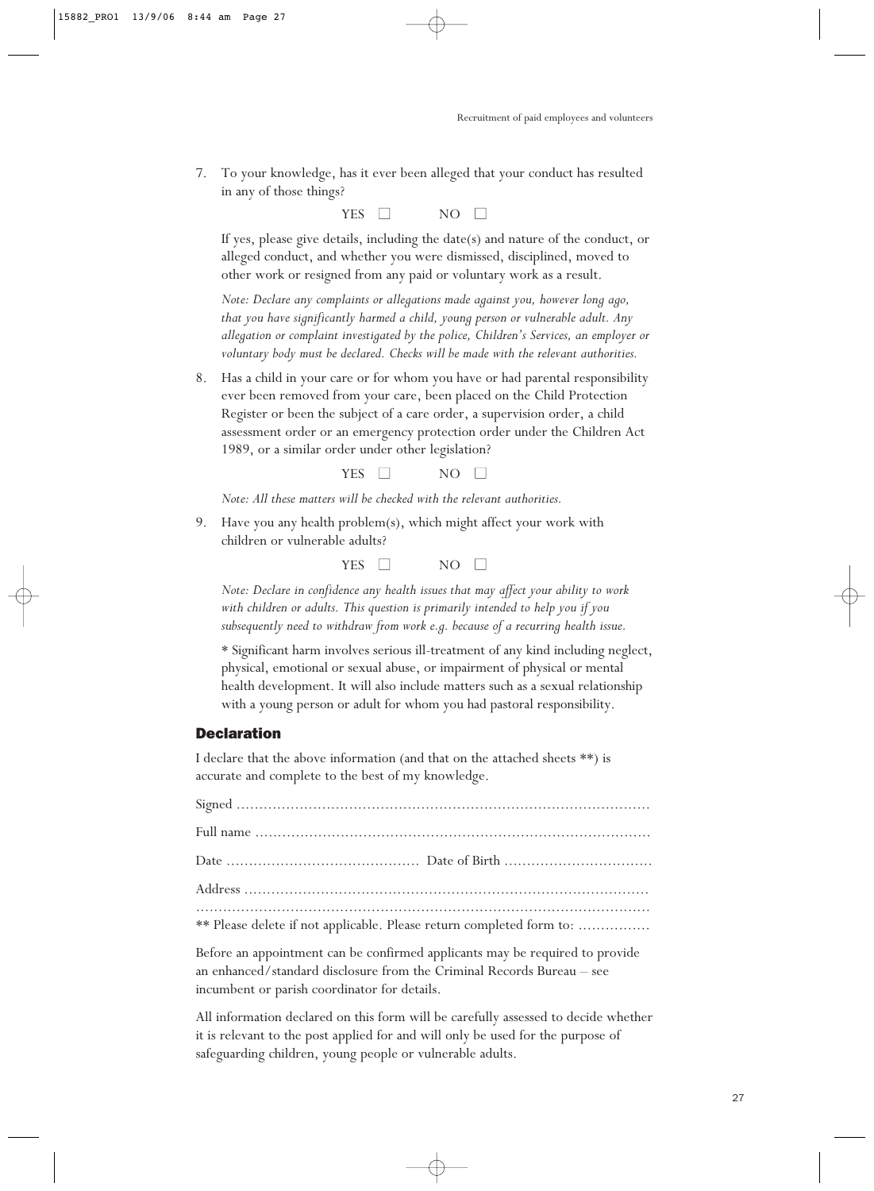7. To your knowledge, has it ever been alleged that your conduct has resulted in any of those things?

   YES ☐ NO ☐

   If yes, please give details, including the date(s) and nature of the conduct, or alleged conduct, and whether you were dismissed, disciplined, moved to other work or resigned from any paid or voluntary work as a result.

   *Note: Declare any complaints or allegations made against you, however long ago, that you have significantly harmed a child, young person or vulnerable adult. Any allegation or complaint investigated by the police, Children's Services, an employer or voluntary body must be declared. Checks will be made with the relevant authorities.*

8. Has a child in your care or for whom you have or had parental responsibility ever been removed from your care, been placed on the Child Protection Register or been the subject of a care order, a supervision order, a child assessment order or an emergency protection order under the Children Act 1989, or a similar order under other legislation?

   YES ☐ NO ☐

   *Note: All these matters will be checked with the relevant authorities.*

9. Have you any health problem(s), which might affect your work with children or vulnerable adults?

   YES ☐ NO ☐

   *Note: Declare in confidence any health issues that may affect your ability to work with children or adults. This question is primarily intended to help you if you subsequently need to withdraw from work e.g. because of a recurring health issue.*

   * Significant harm involves serious ill-treatment of any kind including neglect, physical, emotional or sexual abuse, or impairment of physical or mental health development. It will also include matters such as a sexual relationship with a young person or adult for whom you had pastoral responsibility.

## Declaration

I declare that the above information (and that on the attached sheets **) is accurate and complete to the best of my knowledge.

Signed ....................................................................................

Full name ................................................................................

Date .......................................... Date of Birth ................................

Address ..................................................................................

..............................................................................................

** Please delete if not applicable. Please return completed form to: ................

Before an appointment can be confirmed applicants may be required to provide an enhanced/standard disclosure from the Criminal Records Bureau – see incumbent or parish coordinator for details.

All information declared on this form will be carefully assessed to decide whether it is relevant to the post applied for and will only be used for the purpose of safeguarding children, young people or vulnerable adults.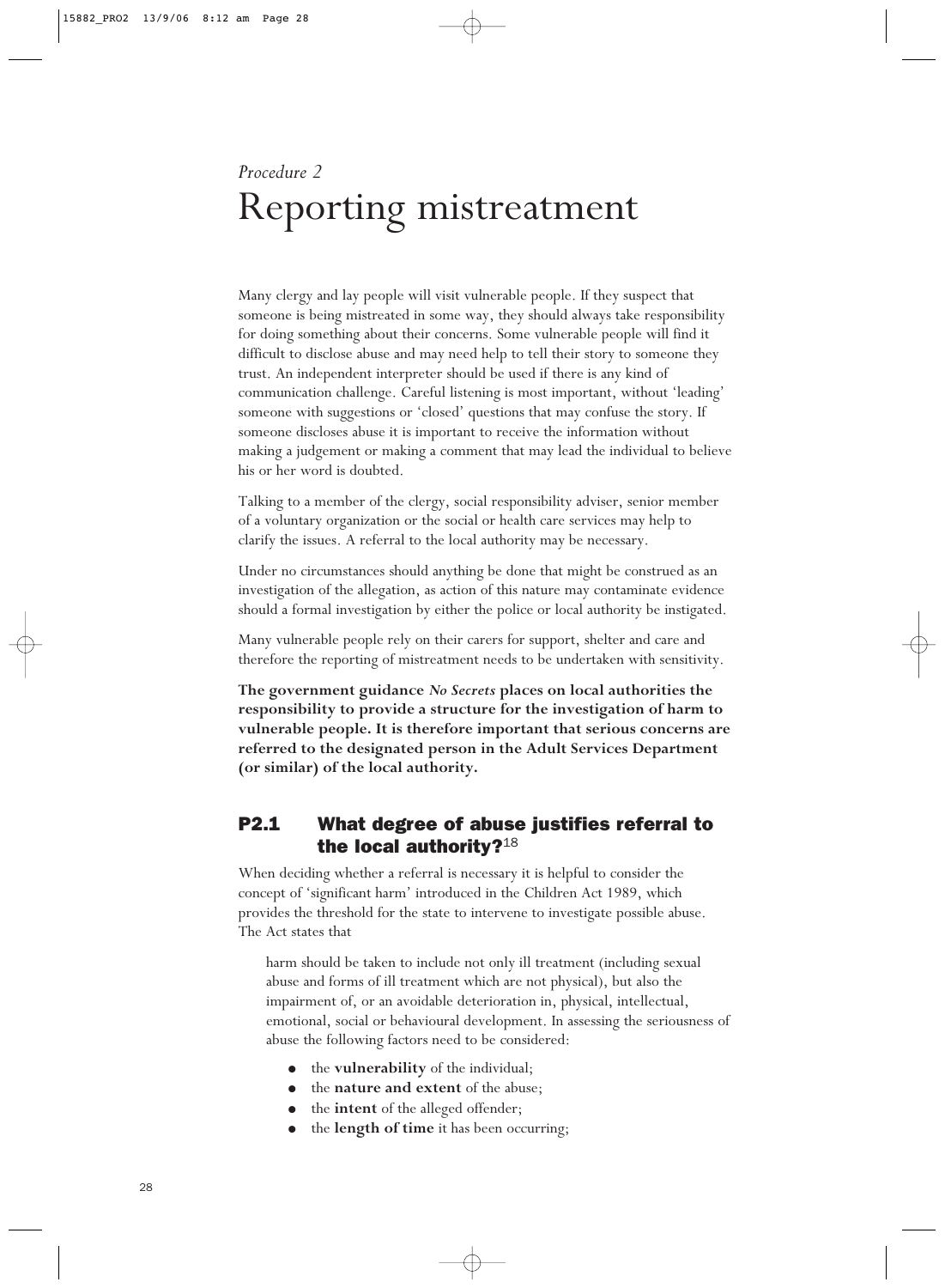*Procedure 2*

# Reporting mistreatment

Many clergy and lay people will visit vulnerable people. If they suspect that someone is being mistreated in some way, they should always take responsibility for doing something about their concerns. Some vulnerable people will find it difficult to disclose abuse and may need help to tell their story to someone they trust. An independent interpreter should be used if there is any kind of communication challenge. Careful listening is most important, without 'leading' someone with suggestions or 'closed' questions that may confuse the story. If someone discloses abuse it is important to receive the information without making a judgement or making a comment that may lead the individual to believe his or her word is doubted.

Talking to a member of the clergy, social responsibility adviser, senior member of a voluntary organization or the social or health care services may help to clarify the issues. A referral to the local authority may be necessary.

Under no circumstances should anything be done that might be construed as an investigation of the allegation, as action of this nature may contaminate evidence should a formal investigation by either the police or local authority be instigated.

Many vulnerable people rely on their carers for support, shelter and care and therefore the reporting of mistreatment needs to be undertaken with sensitivity.

**The government guidance *No Secrets* places on local authorities the responsibility to provide a structure for the investigation of harm to vulnerable people. It is therefore important that serious concerns are referred to the designated person in the Adult Services Department (or similar) of the local authority.**

## P2.1 What degree of abuse justifies referral to the local authority?[18]

When deciding whether a referral is necessary it is helpful to consider the concept of 'significant harm' introduced in the Children Act 1989, which provides the threshold for the state to intervene to investigate possible abuse. The Act states that

> harm should be taken to include not only ill treatment (including sexual abuse and forms of ill treatment which are not physical), but also the impairment of, or an avoidable deterioration in, physical, intellectual, emotional, social or behavioural development. In assessing the seriousness of abuse the following factors need to be considered:
>
> - the **vulnerability** of the individual;
> - the **nature and extent** of the abuse;
> - the **intent** of the alleged offender;
> - the **length of time** it has been occurring;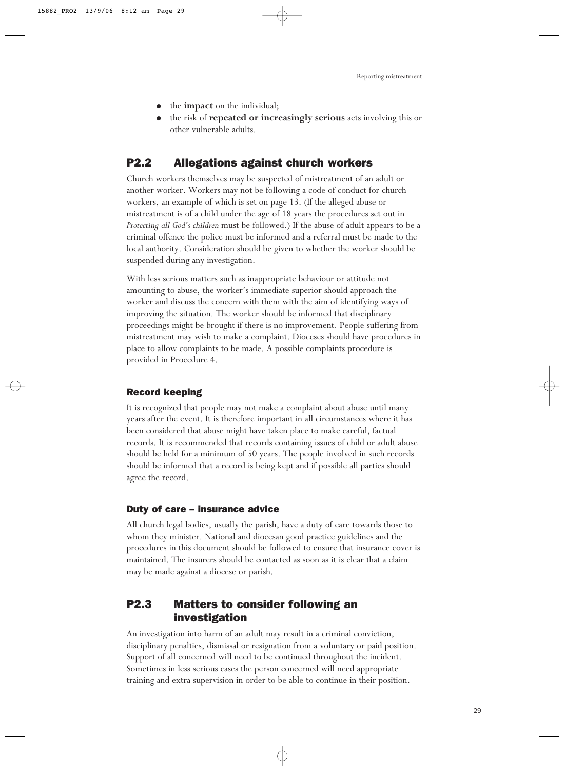- the **impact** on the individual;
- the risk of **repeated or increasingly serious** acts involving this or other vulnerable adults.

## P2.2 Allegations against church workers

Church workers themselves may be suspected of mistreatment of an adult or another worker. Workers may not be following a code of conduct for church workers, an example of which is set on page 13. (If the alleged abuse or mistreatment is of a child under the age of 18 years the procedures set out in *Protecting all God's children* must be followed.) If the abuse of adult appears to be a criminal offence the police must be informed and a referral must be made to the local authority. Consideration should be given to whether the worker should be suspended during any investigation.

With less serious matters such as inappropriate behaviour or attitude not amounting to abuse, the worker's immediate superior should approach the worker and discuss the concern with them with the aim of identifying ways of improving the situation. The worker should be informed that disciplinary proceedings might be brought if there is no improvement. People suffering from mistreatment may wish to make a complaint. Dioceses should have procedures in place to allow complaints to be made. A possible complaints procedure is provided in Procedure 4.

### Record keeping

It is recognized that people may not make a complaint about abuse until many years after the event. It is therefore important in all circumstances where it has been considered that abuse might have taken place to make careful, factual records. It is recommended that records containing issues of child or adult abuse should be held for a minimum of 50 years. The people involved in such records should be informed that a record is being kept and if possible all parties should agree the record.

### Duty of care – insurance advice

All church legal bodies, usually the parish, have a duty of care towards those to whom they minister. National and diocesan good practice guidelines and the procedures in this document should be followed to ensure that insurance cover is maintained. The insurers should be contacted as soon as it is clear that a claim may be made against a diocese or parish.

## P2.3 Matters to consider following an investigation

An investigation into harm of an adult may result in a criminal conviction, disciplinary penalties, dismissal or resignation from a voluntary or paid position. Support of all concerned will need to be continued throughout the incident. Sometimes in less serious cases the person concerned will need appropriate training and extra supervision in order to be able to continue in their position.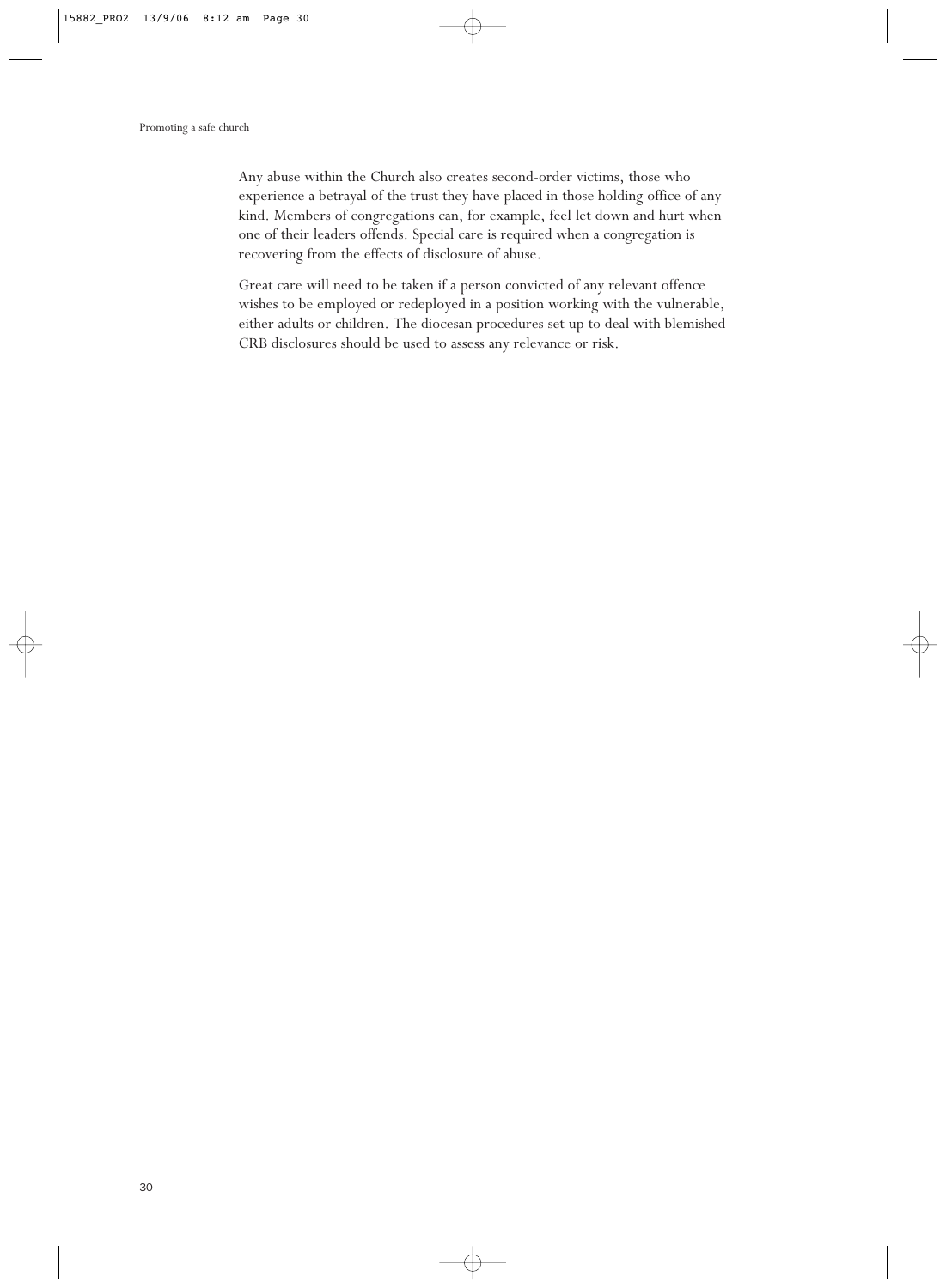Any abuse within the Church also creates second-order victims, those who experience a betrayal of the trust they have placed in those holding office of any kind. Members of congregations can, for example, feel let down and hurt when one of their leaders offends. Special care is required when a congregation is recovering from the effects of disclosure of abuse.

Great care will need to be taken if a person convicted of any relevant offence wishes to be employed or redeployed in a position working with the vulnerable, either adults or children. The diocesan procedures set up to deal with blemished CRB disclosures should be used to assess any relevance or risk.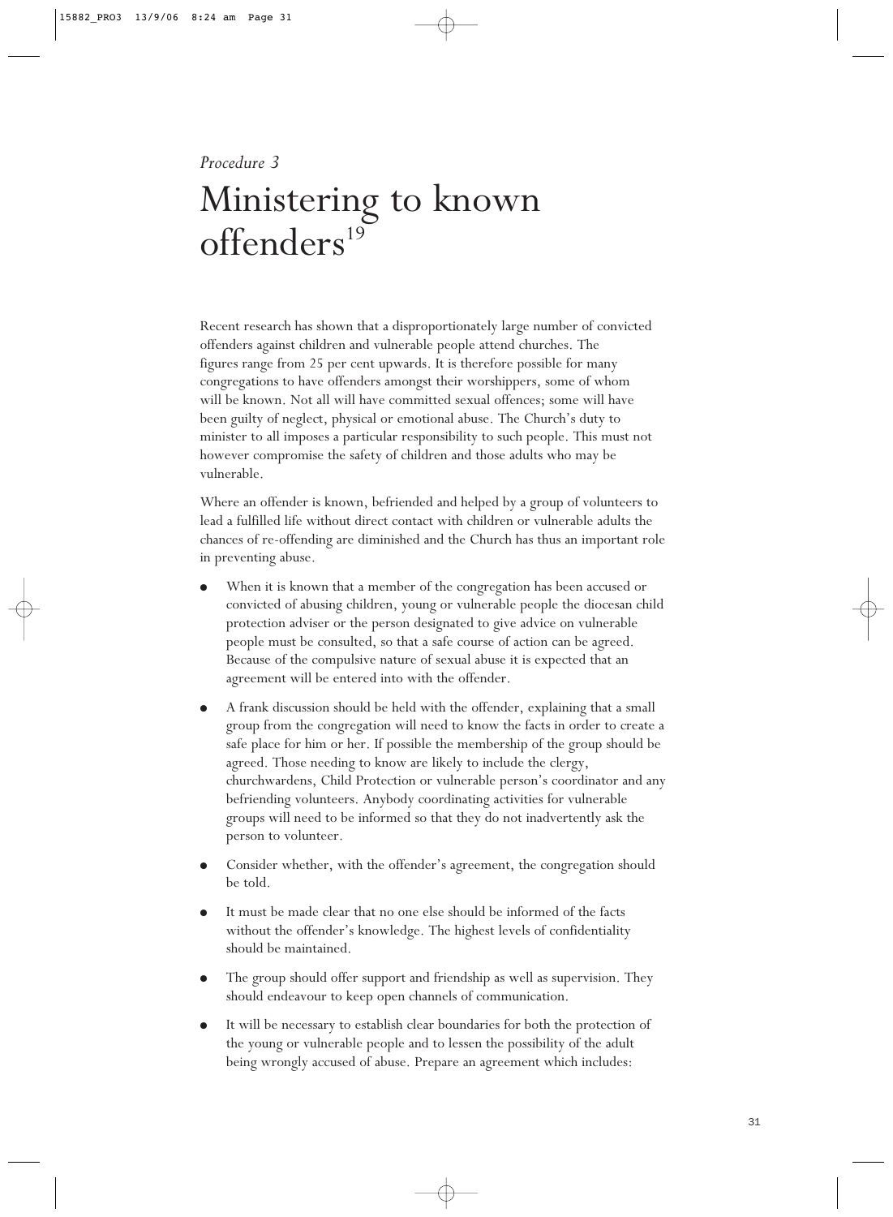*Procedure 3*

# Ministering to known offenders[19]

Recent research has shown that a disproportionately large number of convicted offenders against children and vulnerable people attend churches. The figures range from 25 per cent upwards. It is therefore possible for many congregations to have offenders amongst their worshippers, some of whom will be known. Not all will have committed sexual offences; some will have been guilty of neglect, physical or emotional abuse. The Church's duty to minister to all imposes a particular responsibility to such people. This must not however compromise the safety of children and those adults who may be vulnerable.

Where an offender is known, befriended and helped by a group of volunteers to lead a fulfilled life without direct contact with children or vulnerable adults the chances of re-offending are diminished and the Church has thus an important role in preventing abuse.

- When it is known that a member of the congregation has been accused or convicted of abusing children, young or vulnerable people the diocesan child protection adviser or the person designated to give advice on vulnerable people must be consulted, so that a safe course of action can be agreed. Because of the compulsive nature of sexual abuse it is expected that an agreement will be entered into with the offender.
- A frank discussion should be held with the offender, explaining that a small group from the congregation will need to know the facts in order to create a safe place for him or her. If possible the membership of the group should be agreed. Those needing to know are likely to include the clergy, churchwardens, Child Protection or vulnerable person's coordinator and any befriending volunteers. Anybody coordinating activities for vulnerable groups will need to be informed so that they do not inadvertently ask the person to volunteer.
- Consider whether, with the offender's agreement, the congregation should be told.
- It must be made clear that no one else should be informed of the facts without the offender's knowledge. The highest levels of confidentiality should be maintained.
- The group should offer support and friendship as well as supervision. They should endeavour to keep open channels of communication.
- It will be necessary to establish clear boundaries for both the protection of the young or vulnerable people and to lessen the possibility of the adult being wrongly accused of abuse. Prepare an agreement which includes: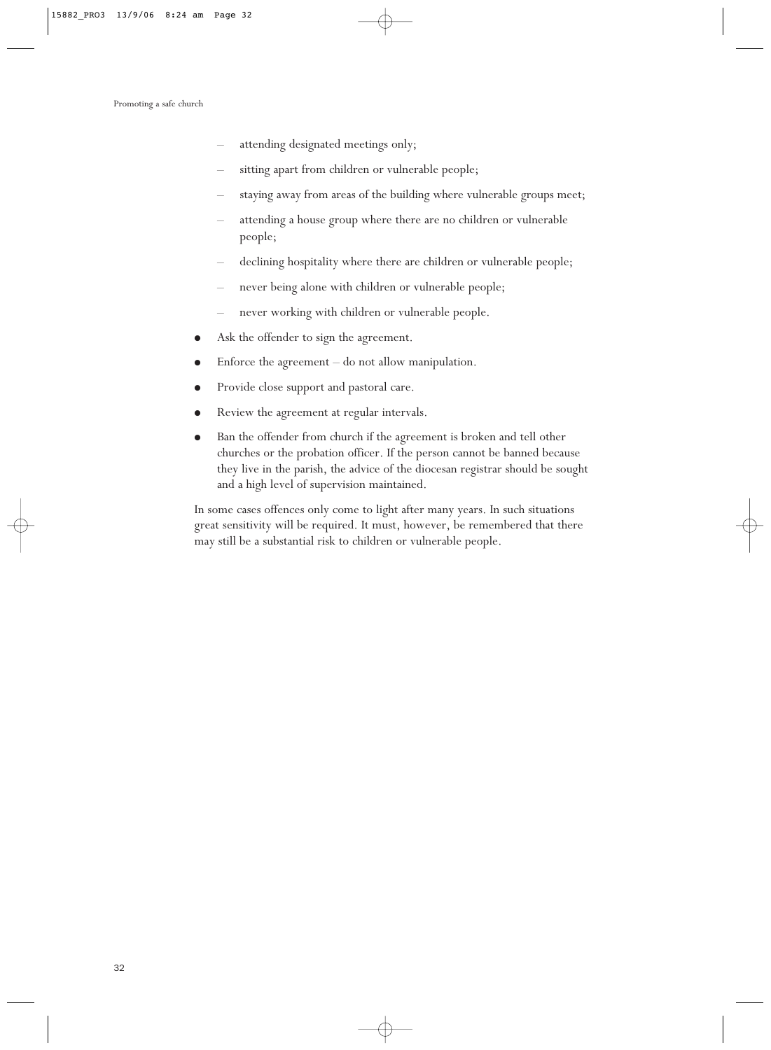- attending designated meetings only;
  - sitting apart from children or vulnerable people;
  - staying away from areas of the building where vulnerable groups meet;
  - attending a house group where there are no children or vulnerable people;
  - declining hospitality where there are children or vulnerable people;
  - never being alone with children or vulnerable people;
  - never working with children or vulnerable people.
- Ask the offender to sign the agreement.
- Enforce the agreement – do not allow manipulation.
- Provide close support and pastoral care.
- Review the agreement at regular intervals.
- Ban the offender from church if the agreement is broken and tell other churches or the probation officer. If the person cannot be banned because they live in the parish, the advice of the diocesan registrar should be sought and a high level of supervision maintained.

In some cases offences only come to light after many years. In such situations great sensitivity will be required. It must, however, be remembered that there may still be a substantial risk to children or vulnerable people.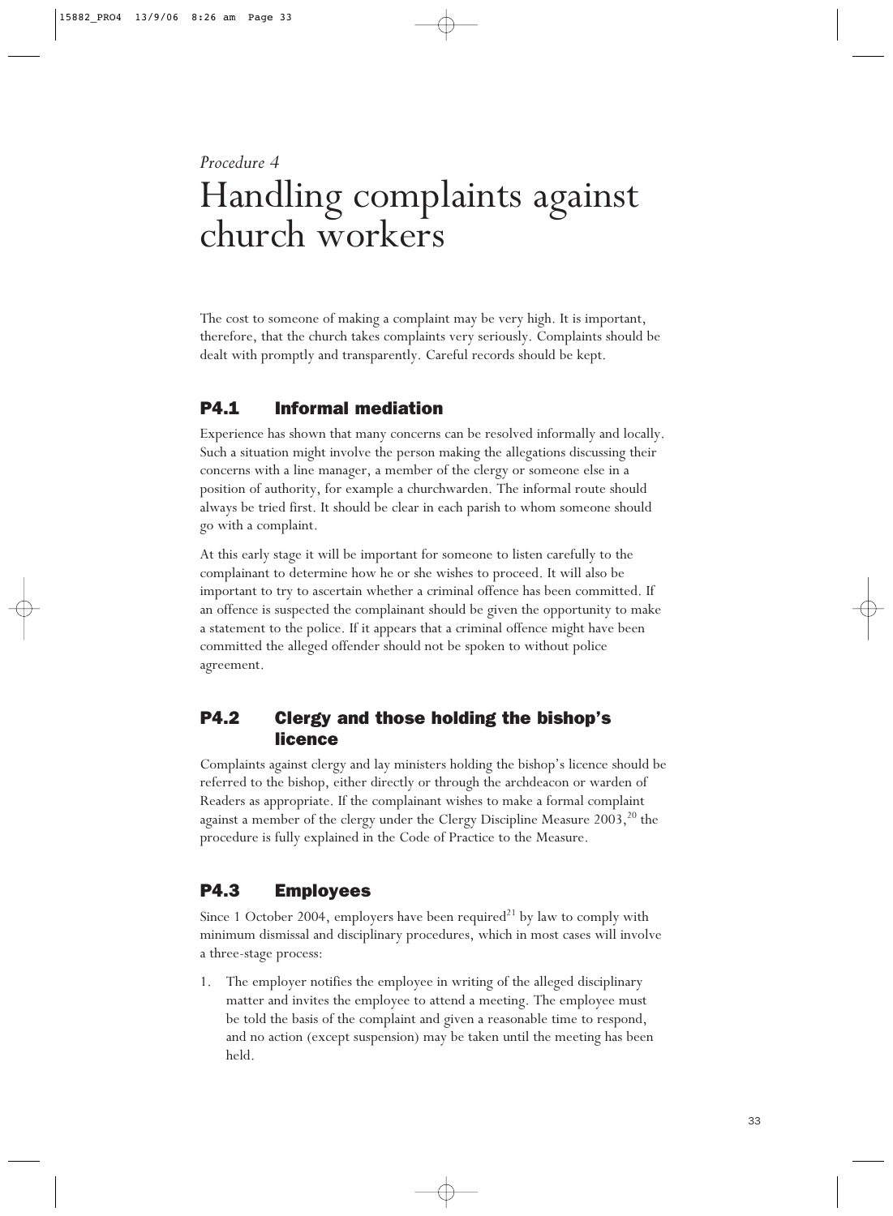*Procedure 4*

# Handling complaints against church workers

The cost to someone of making a complaint may be very high. It is important, therefore, that the church takes complaints very seriously. Complaints should be dealt with promptly and transparently. Careful records should be kept.

## P4.1 Informal mediation

Experience has shown that many concerns can be resolved informally and locally. Such a situation might involve the person making the allegations discussing their concerns with a line manager, a member of the clergy or someone else in a position of authority, for example a churchwarden. The informal route should always be tried first. It should be clear in each parish to whom someone should go with a complaint.

At this early stage it will be important for someone to listen carefully to the complainant to determine how he or she wishes to proceed. It will also be important to try to ascertain whether a criminal offence has been committed. If an offence is suspected the complainant should be given the opportunity to make a statement to the police. If it appears that a criminal offence might have been committed the alleged offender should not be spoken to without police agreement.

## P4.2 Clergy and those holding the bishop's licence

Complaints against clergy and lay ministers holding the bishop's licence should be referred to the bishop, either directly or through the archdeacon or warden of Readers as appropriate. If the complainant wishes to make a formal complaint against a member of the clergy under the Clergy Discipline Measure 2003,[20] the procedure is fully explained in the Code of Practice to the Measure.

## P4.3 Employees

Since 1 October 2004, employers have been required[21] by law to comply with minimum dismissal and disciplinary procedures, which in most cases will involve a three-stage process:

1. The employer notifies the employee in writing of the alleged disciplinary matter and invites the employee to attend a meeting. The employee must be told the basis of the complaint and given a reasonable time to respond, and no action (except suspension) may be taken until the meeting has been held.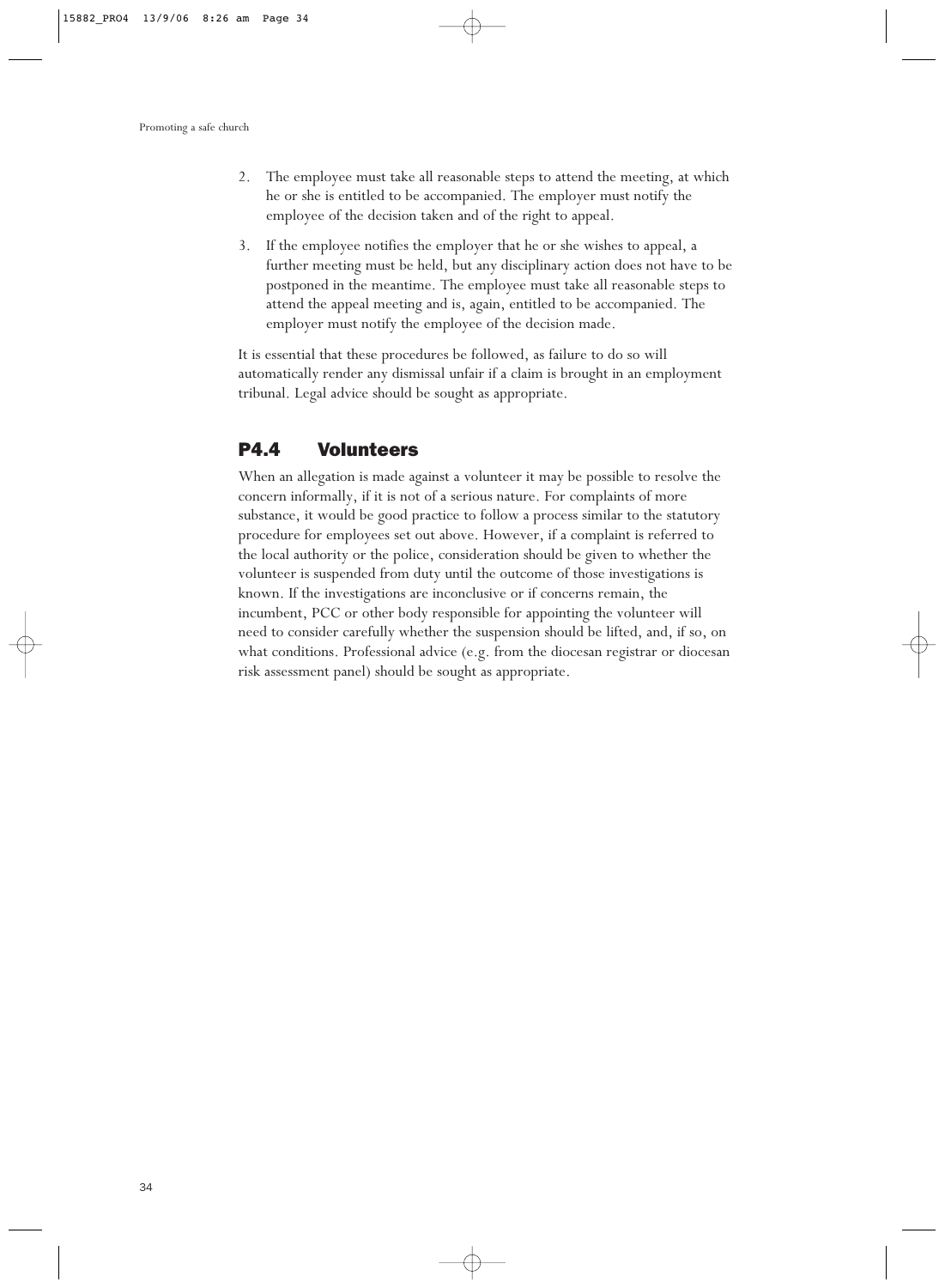2. The employee must take all reasonable steps to attend the meeting, at which he or she is entitled to be accompanied. The employer must notify the employee of the decision taken and of the right to appeal.

3. If the employee notifies the employer that he or she wishes to appeal, a further meeting must be held, but any disciplinary action does not have to be postponed in the meantime. The employee must take all reasonable steps to attend the appeal meeting and is, again, entitled to be accompanied. The employer must notify the employee of the decision made.

It is essential that these procedures be followed, as failure to do so will automatically render any dismissal unfair if a claim is brought in an employment tribunal. Legal advice should be sought as appropriate.

## P4.4 Volunteers

When an allegation is made against a volunteer it may be possible to resolve the concern informally, if it is not of a serious nature. For complaints of more substance, it would be good practice to follow a process similar to the statutory procedure for employees set out above. However, if a complaint is referred to the local authority or the police, consideration should be given to whether the volunteer is suspended from duty until the outcome of those investigations is known. If the investigations are inconclusive or if concerns remain, the incumbent, PCC or other body responsible for appointing the volunteer will need to consider carefully whether the suspension should be lifted, and, if so, on what conditions. Professional advice (e.g. from the diocesan registrar or diocesan risk assessment panel) should be sought as appropriate.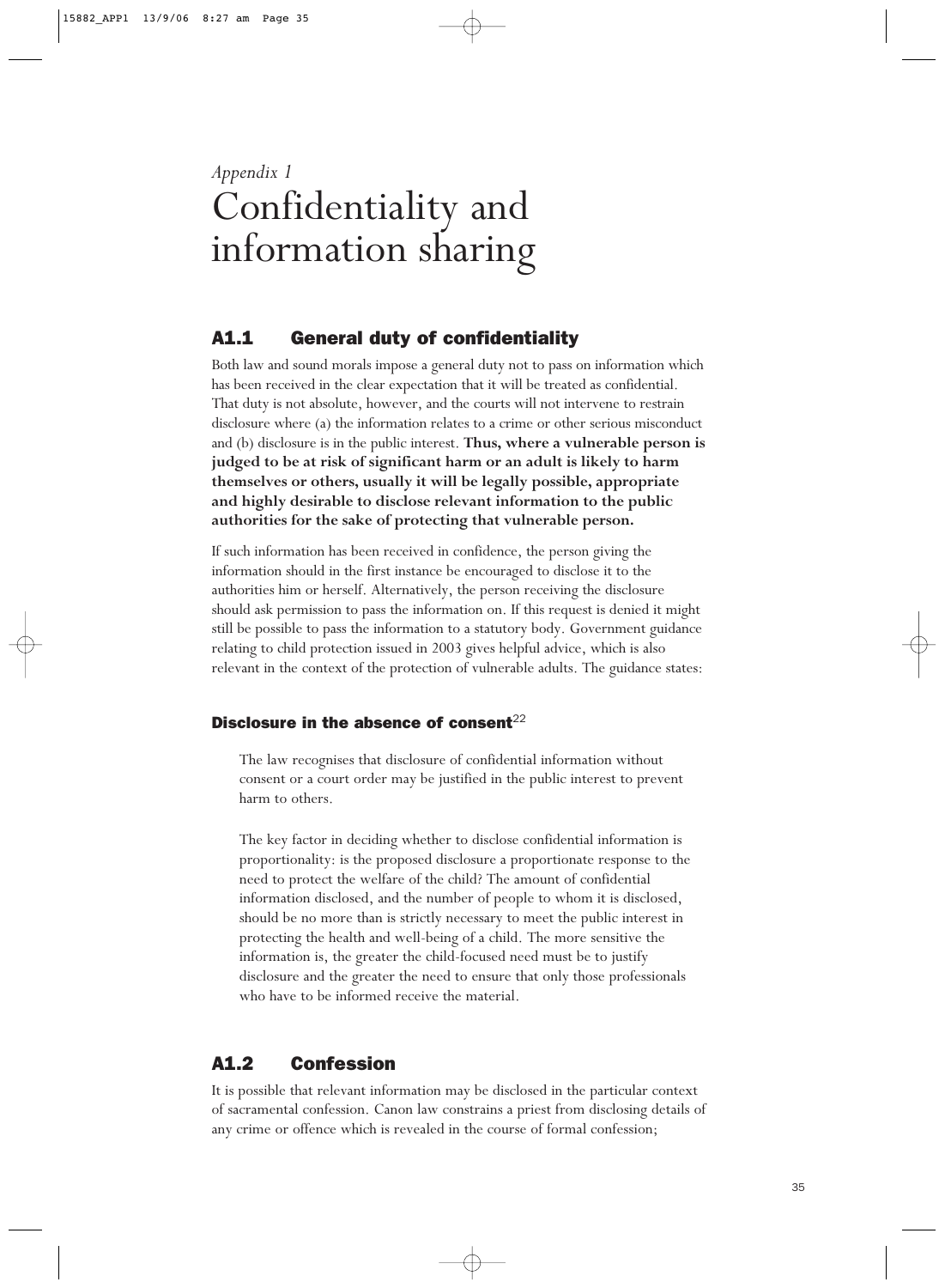*Appendix 1*

# Confidentiality and information sharing

## A1.1 General duty of confidentiality

Both law and sound morals impose a general duty not to pass on information which has been received in the clear expectation that it will be treated as confidential. That duty is not absolute, however, and the courts will not intervene to restrain disclosure where (a) the information relates to a crime or other serious misconduct and (b) disclosure is in the public interest. **Thus, where a vulnerable person is judged to be at risk of significant harm or an adult is likely to harm themselves or others, usually it will be legally possible, appropriate and highly desirable to disclose relevant information to the public authorities for the sake of protecting that vulnerable person.**

If such information has been received in confidence, the person giving the information should in the first instance be encouraged to disclose it to the authorities him or herself. Alternatively, the person receiving the disclosure should ask permission to pass the information on. If this request is denied it might still be possible to pass the information to a statutory body. Government guidance relating to child protection issued in 2003 gives helpful advice, which is also relevant in the context of the protection of vulnerable adults. The guidance states:

### Disclosure in the absence of consent[22]

> The law recognises that disclosure of confidential information without consent or a court order may be justified in the public interest to prevent harm to others.
>
> The key factor in deciding whether to disclose confidential information is proportionality: is the proposed disclosure a proportionate response to the need to protect the welfare of the child? The amount of confidential information disclosed, and the number of people to whom it is disclosed, should be no more than is strictly necessary to meet the public interest in protecting the health and well-being of a child. The more sensitive the information is, the greater the child-focused need must be to justify disclosure and the greater the need to ensure that only those professionals who have to be informed receive the material.

## A1.2 Confession

It is possible that relevant information may be disclosed in the particular context of sacramental confession. Canon law constrains a priest from disclosing details of any crime or offence which is revealed in the course of formal confession;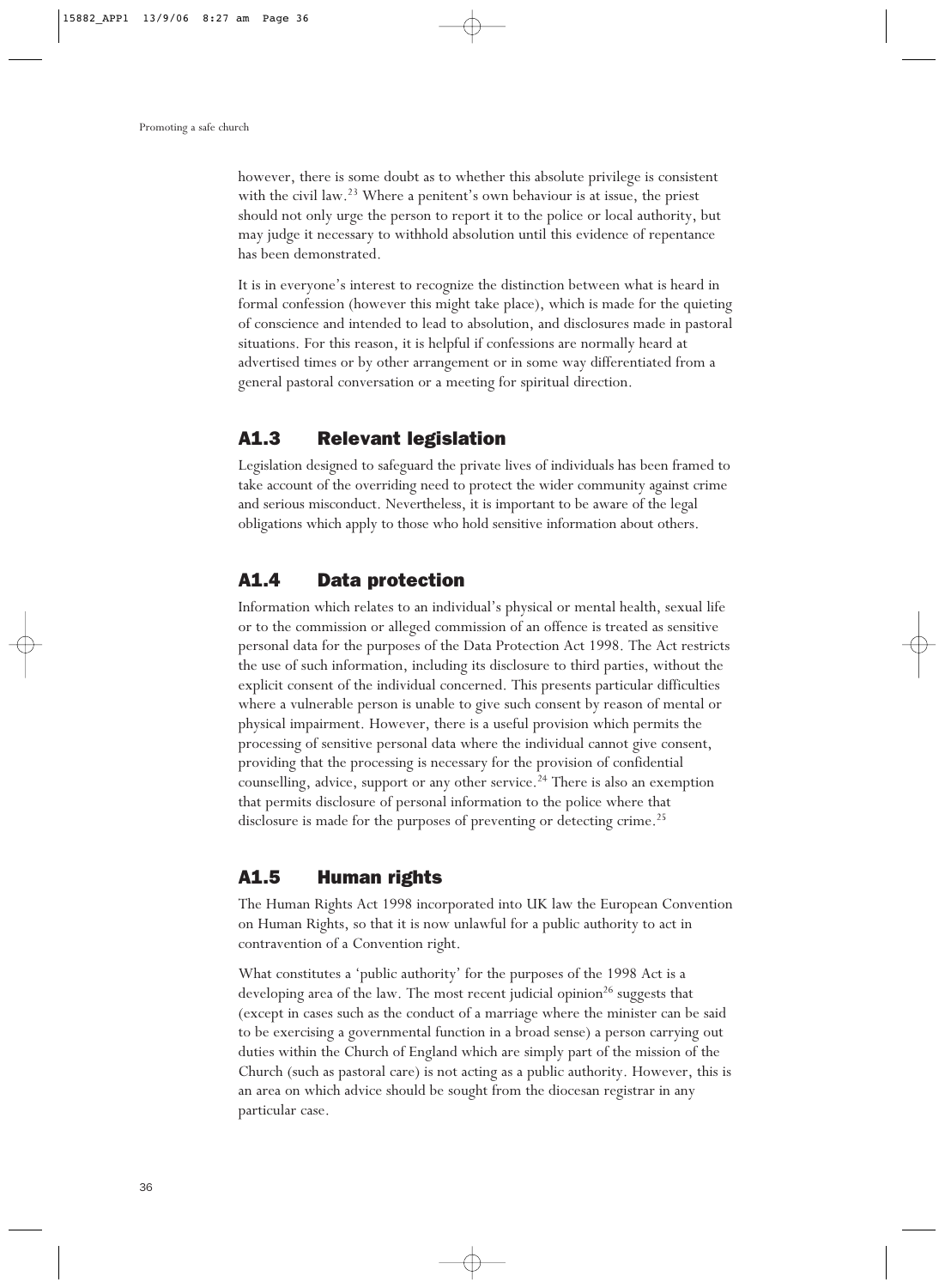however, there is some doubt as to whether this absolute privilege is consistent with the civil law.[23] Where a penitent's own behaviour is at issue, the priest should not only urge the person to report it to the police or local authority, but may judge it necessary to withhold absolution until this evidence of repentance has been demonstrated.

It is in everyone's interest to recognize the distinction between what is heard in formal confession (however this might take place), which is made for the quieting of conscience and intended to lead to absolution, and disclosures made in pastoral situations. For this reason, it is helpful if confessions are normally heard at advertised times or by other arrangement or in some way differentiated from a general pastoral conversation or a meeting for spiritual direction.

## A1.3 Relevant legislation

Legislation designed to safeguard the private lives of individuals has been framed to take account of the overriding need to protect the wider community against crime and serious misconduct. Nevertheless, it is important to be aware of the legal obligations which apply to those who hold sensitive information about others.

## A1.4 Data protection

Information which relates to an individual's physical or mental health, sexual life or to the commission or alleged commission of an offence is treated as sensitive personal data for the purposes of the Data Protection Act 1998. The Act restricts the use of such information, including its disclosure to third parties, without the explicit consent of the individual concerned. This presents particular difficulties where a vulnerable person is unable to give such consent by reason of mental or physical impairment. However, there is a useful provision which permits the processing of sensitive personal data where the individual cannot give consent, providing that the processing is necessary for the provision of confidential counselling, advice, support or any other service.[24] There is also an exemption that permits disclosure of personal information to the police where that disclosure is made for the purposes of preventing or detecting crime.[25]

## A1.5 Human rights

The Human Rights Act 1998 incorporated into UK law the European Convention on Human Rights, so that it is now unlawful for a public authority to act in contravention of a Convention right.

What constitutes a 'public authority' for the purposes of the 1998 Act is a developing area of the law. The most recent judicial opinion[26] suggests that (except in cases such as the conduct of a marriage where the minister can be said to be exercising a governmental function in a broad sense) a person carrying out duties within the Church of England which are simply part of the mission of the Church (such as pastoral care) is not acting as a public authority. However, this is an area on which advice should be sought from the diocesan registrar in any particular case.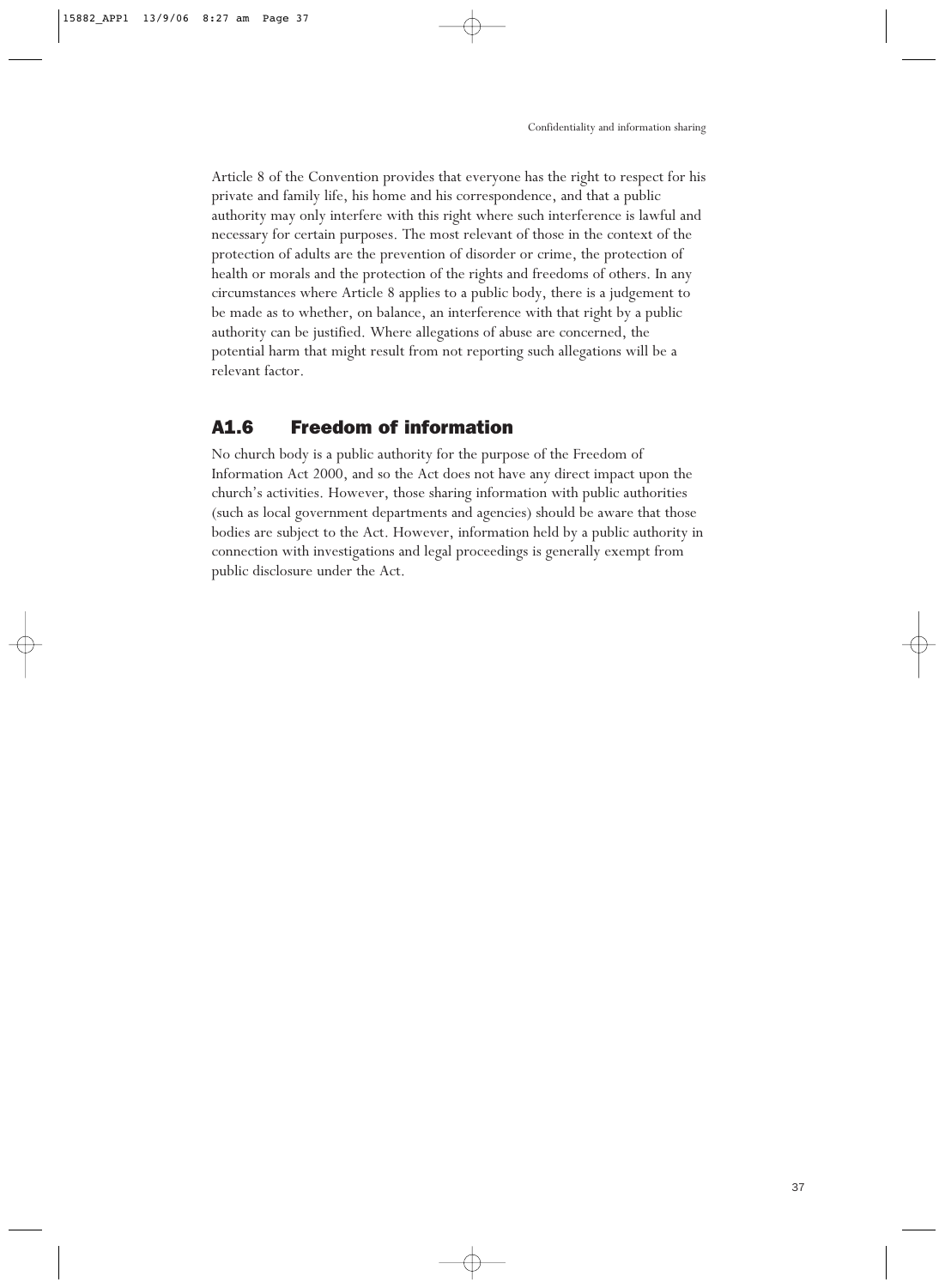Article 8 of the Convention provides that everyone has the right to respect for his private and family life, his home and his correspondence, and that a public authority may only interfere with this right where such interference is lawful and necessary for certain purposes. The most relevant of those in the context of the protection of adults are the prevention of disorder or crime, the protection of health or morals and the protection of the rights and freedoms of others. In any circumstances where Article 8 applies to a public body, there is a judgement to be made as to whether, on balance, an interference with that right by a public authority can be justified. Where allegations of abuse are concerned, the potential harm that might result from not reporting such allegations will be a relevant factor.

## A1.6 Freedom of information

No church body is a public authority for the purpose of the Freedom of Information Act 2000, and so the Act does not have any direct impact upon the church's activities. However, those sharing information with public authorities (such as local government departments and agencies) should be aware that those bodies are subject to the Act. However, information held by a public authority in connection with investigations and legal proceedings is generally exempt from public disclosure under the Act.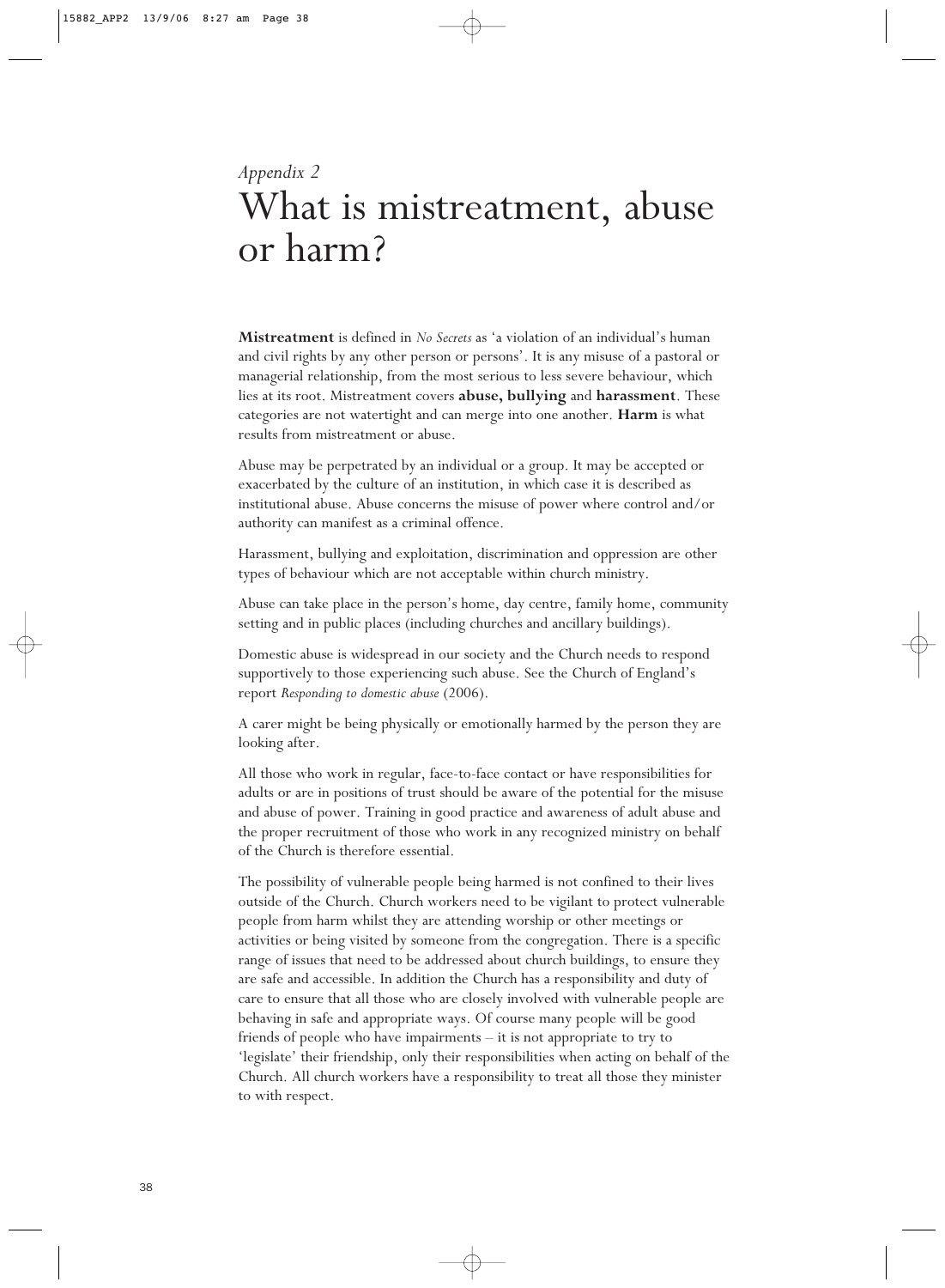*Appendix 2*

# What is mistreatment, abuse or harm?

**Mistreatment** is defined in *No Secrets* as 'a violation of an individual's human and civil rights by any other person or persons'. It is any misuse of a pastoral or managerial relationship, from the most serious to less severe behaviour, which lies at its root. Mistreatment covers **abuse, bullying** and **harassment**. These categories are not watertight and can merge into one another. **Harm** is what results from mistreatment or abuse.

Abuse may be perpetrated by an individual or a group. It may be accepted or exacerbated by the culture of an institution, in which case it is described as institutional abuse. Abuse concerns the misuse of power where control and/or authority can manifest as a criminal offence.

Harassment, bullying and exploitation, discrimination and oppression are other types of behaviour which are not acceptable within church ministry.

Abuse can take place in the person's home, day centre, family home, community setting and in public places (including churches and ancillary buildings).

Domestic abuse is widespread in our society and the Church needs to respond supportively to those experiencing such abuse. See the Church of England's report *Responding to domestic abuse* (2006).

A carer might be being physically or emotionally harmed by the person they are looking after.

All those who work in regular, face-to-face contact or have responsibilities for adults or are in positions of trust should be aware of the potential for the misuse and abuse of power. Training in good practice and awareness of adult abuse and the proper recruitment of those who work in any recognized ministry on behalf of the Church is therefore essential.

The possibility of vulnerable people being harmed is not confined to their lives outside of the Church. Church workers need to be vigilant to protect vulnerable people from harm whilst they are attending worship or other meetings or activities or being visited by someone from the congregation. There is a specific range of issues that need to be addressed about church buildings, to ensure they are safe and accessible. In addition the Church has a responsibility and duty of care to ensure that all those who are closely involved with vulnerable people are behaving in safe and appropriate ways. Of course many people will be good friends of people who have impairments – it is not appropriate to try to 'legislate' their friendship, only their responsibilities when acting on behalf of the Church. All church workers have a responsibility to treat all those they minister to with respect.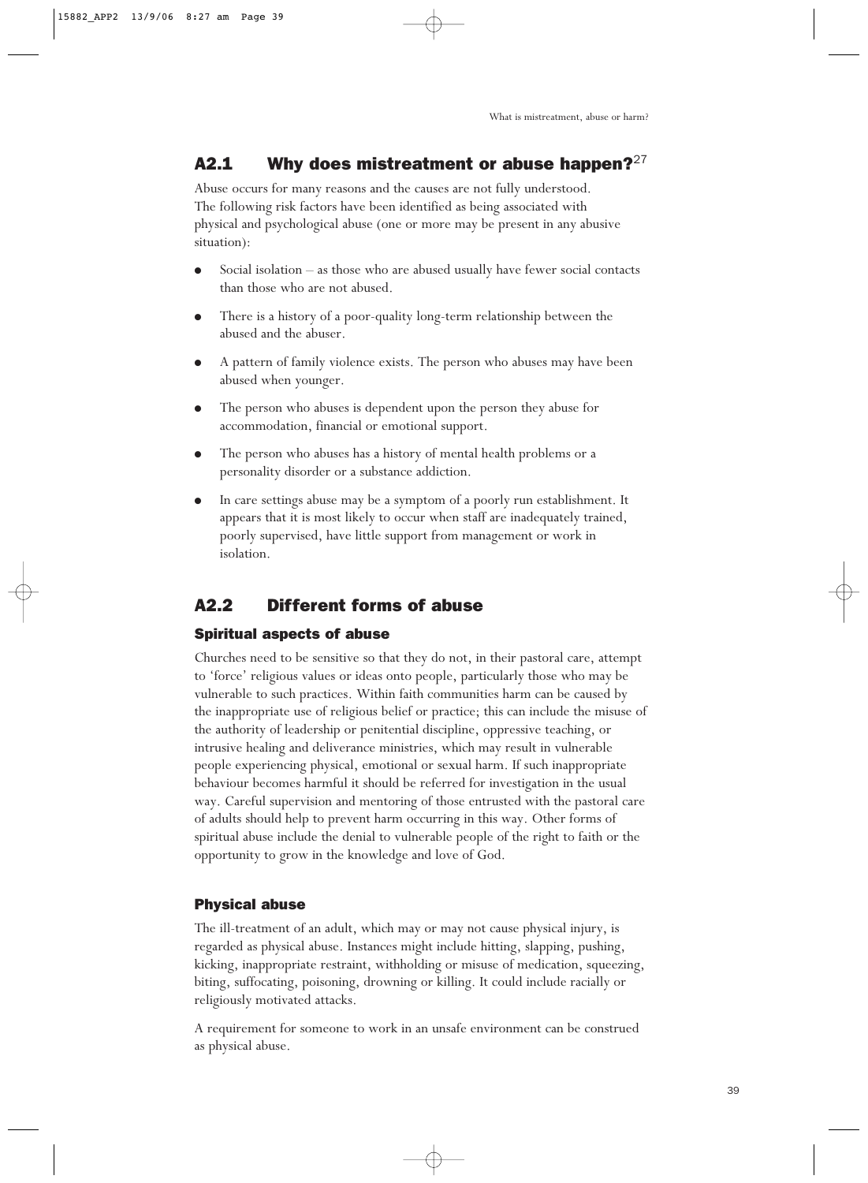## A2.1 Why does mistreatment or abuse happen?[27]

Abuse occurs for many reasons and the causes are not fully understood. The following risk factors have been identified as being associated with physical and psychological abuse (one or more may be present in any abusive situation):

- Social isolation – as those who are abused usually have fewer social contacts than those who are not abused.
- There is a history of a poor-quality long-term relationship between the abused and the abuser.
- A pattern of family violence exists. The person who abuses may have been abused when younger.
- The person who abuses is dependent upon the person they abuse for accommodation, financial or emotional support.
- The person who abuses has a history of mental health problems or a personality disorder or a substance addiction.
- In care settings abuse may be a symptom of a poorly run establishment. It appears that it is most likely to occur when staff are inadequately trained, poorly supervised, have little support from management or work in isolation.

## A2.2 Different forms of abuse

### Spiritual aspects of abuse

Churches need to be sensitive so that they do not, in their pastoral care, attempt to 'force' religious values or ideas onto people, particularly those who may be vulnerable to such practices. Within faith communities harm can be caused by the inappropriate use of religious belief or practice; this can include the misuse of the authority of leadership or penitential discipline, oppressive teaching, or intrusive healing and deliverance ministries, which may result in vulnerable people experiencing physical, emotional or sexual harm. If such inappropriate behaviour becomes harmful it should be referred for investigation in the usual way. Careful supervision and mentoring of those entrusted with the pastoral care of adults should help to prevent harm occurring in this way. Other forms of spiritual abuse include the denial to vulnerable people of the right to faith or the opportunity to grow in the knowledge and love of God.

### Physical abuse

The ill-treatment of an adult, which may or may not cause physical injury, is regarded as physical abuse. Instances might include hitting, slapping, pushing, kicking, inappropriate restraint, withholding or misuse of medication, squeezing, biting, suffocating, poisoning, drowning or killing. It could include racially or religiously motivated attacks.

A requirement for someone to work in an unsafe environment can be construed as physical abuse.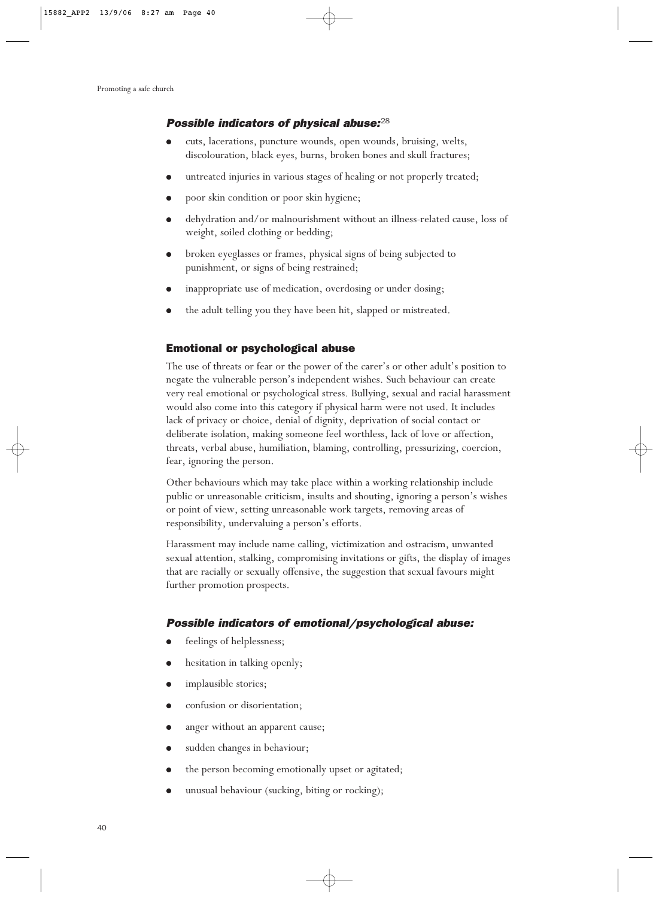### *Possible indicators of physical abuse:*[28]

- cuts, lacerations, puncture wounds, open wounds, bruising, welts, discolouration, black eyes, burns, broken bones and skull fractures;
- untreated injuries in various stages of healing or not properly treated;
- poor skin condition or poor skin hygiene;
- dehydration and/or malnourishment without an illness-related cause, loss of weight, soiled clothing or bedding;
- broken eyeglasses or frames, physical signs of being subjected to punishment, or signs of being restrained;
- inappropriate use of medication, overdosing or under dosing;
- the adult telling you they have been hit, slapped or mistreated.

### Emotional or psychological abuse

The use of threats or fear or the power of the carer's or other adult's position to negate the vulnerable person's independent wishes. Such behaviour can create very real emotional or psychological stress. Bullying, sexual and racial harassment would also come into this category if physical harm were not used. It includes lack of privacy or choice, denial of dignity, deprivation of social contact or deliberate isolation, making someone feel worthless, lack of love or affection, threats, verbal abuse, humiliation, blaming, controlling, pressurizing, coercion, fear, ignoring the person.

Other behaviours which may take place within a working relationship include public or unreasonable criticism, insults and shouting, ignoring a person's wishes or point of view, setting unreasonable work targets, removing areas of responsibility, undervaluing a person's efforts.

Harassment may include name calling, victimization and ostracism, unwanted sexual attention, stalking, compromising invitations or gifts, the display of images that are racially or sexually offensive, the suggestion that sexual favours might further promotion prospects.

### *Possible indicators of emotional/psychological abuse:*

- feelings of helplessness;
- hesitation in talking openly;
- implausible stories;
- confusion or disorientation;
- anger without an apparent cause;
- sudden changes in behaviour;
- the person becoming emotionally upset or agitated;
- unusual behaviour (sucking, biting or rocking);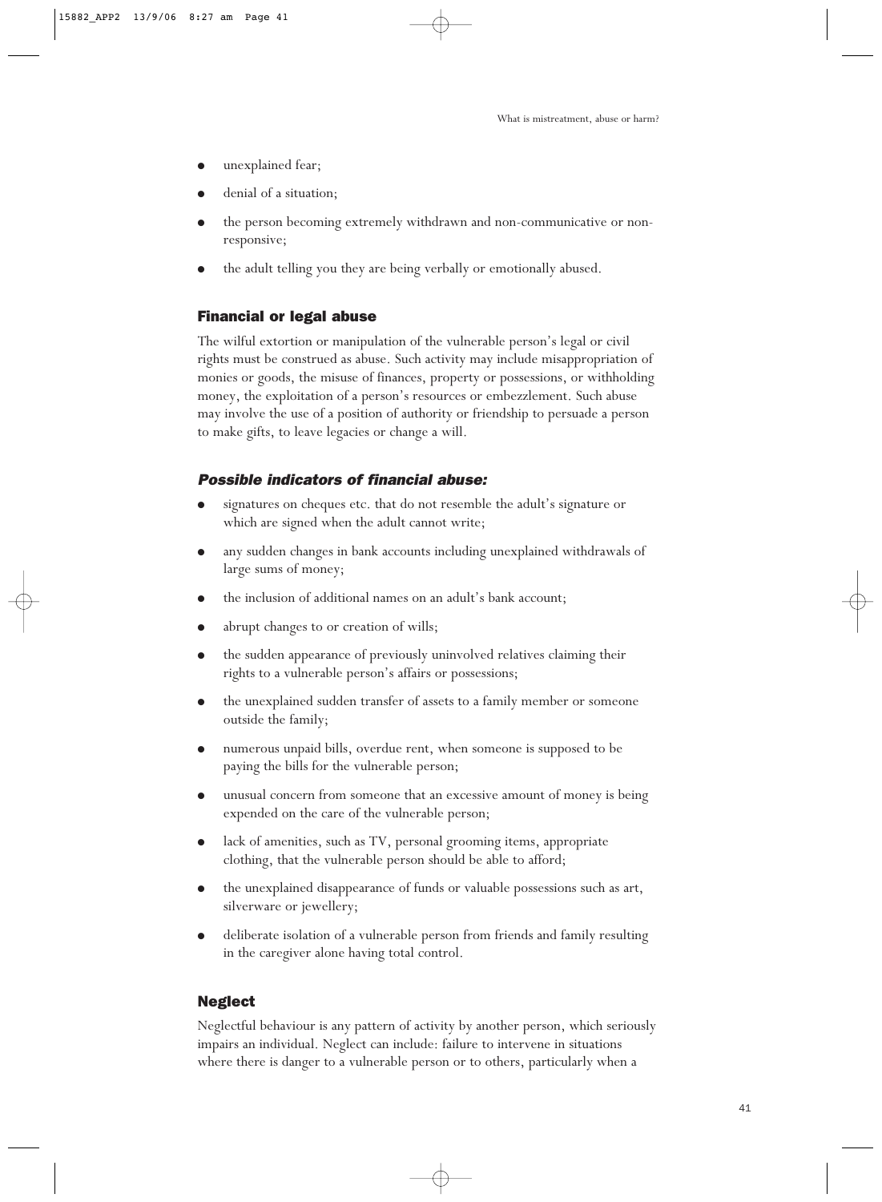- unexplained fear;
- denial of a situation;
- the person becoming extremely withdrawn and non-communicative or non-responsive;
- the adult telling you they are being verbally or emotionally abused.

### Financial or legal abuse

The wilful extortion or manipulation of the vulnerable person's legal or civil rights must be construed as abuse. Such activity may include misappropriation of monies or goods, the misuse of finances, property or possessions, or withholding money, the exploitation of a person's resources or embezzlement. Such abuse may involve the use of a position of authority or friendship to persuade a person to make gifts, to leave legacies or change a will.

#### *Possible indicators of financial abuse:*

- signatures on cheques etc. that do not resemble the adult's signature or which are signed when the adult cannot write;
- any sudden changes in bank accounts including unexplained withdrawals of large sums of money;
- the inclusion of additional names on an adult's bank account;
- abrupt changes to or creation of wills;
- the sudden appearance of previously uninvolved relatives claiming their rights to a vulnerable person's affairs or possessions;
- the unexplained sudden transfer of assets to a family member or someone outside the family;
- numerous unpaid bills, overdue rent, when someone is supposed to be paying the bills for the vulnerable person;
- unusual concern from someone that an excessive amount of money is being expended on the care of the vulnerable person;
- lack of amenities, such as TV, personal grooming items, appropriate clothing, that the vulnerable person should be able to afford;
- the unexplained disappearance of funds or valuable possessions such as art, silverware or jewellery;
- deliberate isolation of a vulnerable person from friends and family resulting in the caregiver alone having total control.

### Neglect

Neglectful behaviour is any pattern of activity by another person, which seriously impairs an individual. Neglect can include: failure to intervene in situations where there is danger to a vulnerable person or to others, particularly when a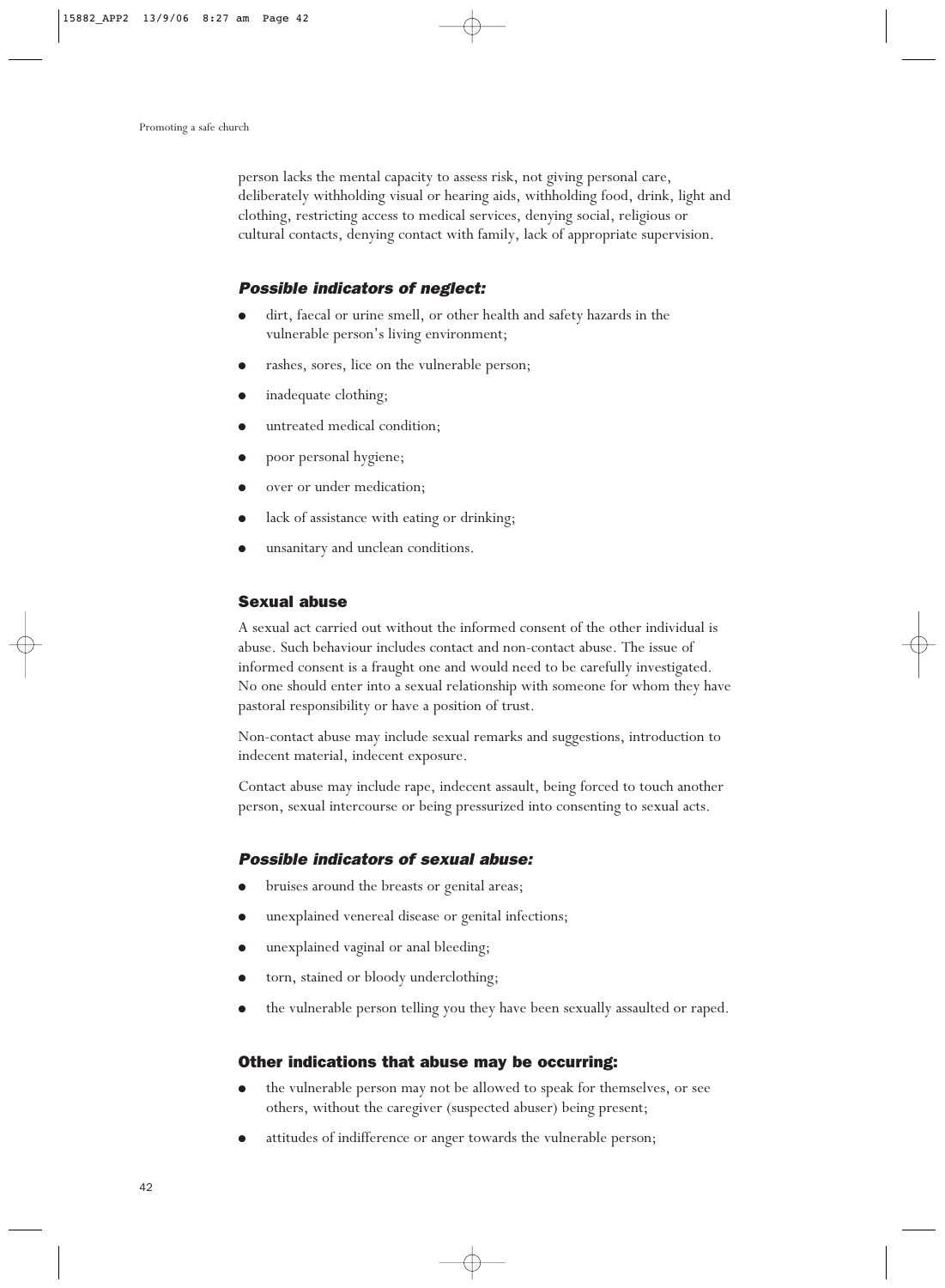person lacks the mental capacity to assess risk, not giving personal care, deliberately withholding visual or hearing aids, withholding food, drink, light and clothing, restricting access to medical services, denying social, religious or cultural contacts, denying contact with family, lack of appropriate supervision.

#### *Possible indicators of neglect:*

- dirt, faecal or urine smell, or other health and safety hazards in the vulnerable person's living environment;
- rashes, sores, lice on the vulnerable person;
- inadequate clothing;
- untreated medical condition;
- poor personal hygiene;
- over or under medication;
- lack of assistance with eating or drinking;
- unsanitary and unclean conditions.

### Sexual abuse

A sexual act carried out without the informed consent of the other individual is abuse. Such behaviour includes contact and non-contact abuse. The issue of informed consent is a fraught one and would need to be carefully investigated. No one should enter into a sexual relationship with someone for whom they have pastoral responsibility or have a position of trust.

Non-contact abuse may include sexual remarks and suggestions, introduction to indecent material, indecent exposure.

Contact abuse may include rape, indecent assault, being forced to touch another person, sexual intercourse or being pressurized into consenting to sexual acts.

#### *Possible indicators of sexual abuse:*

- bruises around the breasts or genital areas;
- unexplained venereal disease or genital infections;
- unexplained vaginal or anal bleeding;
- torn, stained or bloody underclothing;
- the vulnerable person telling you they have been sexually assaulted or raped.

### Other indications that abuse may be occurring:

- the vulnerable person may not be allowed to speak for themselves, or see others, without the caregiver (suspected abuser) being present;
- attitudes of indifference or anger towards the vulnerable person;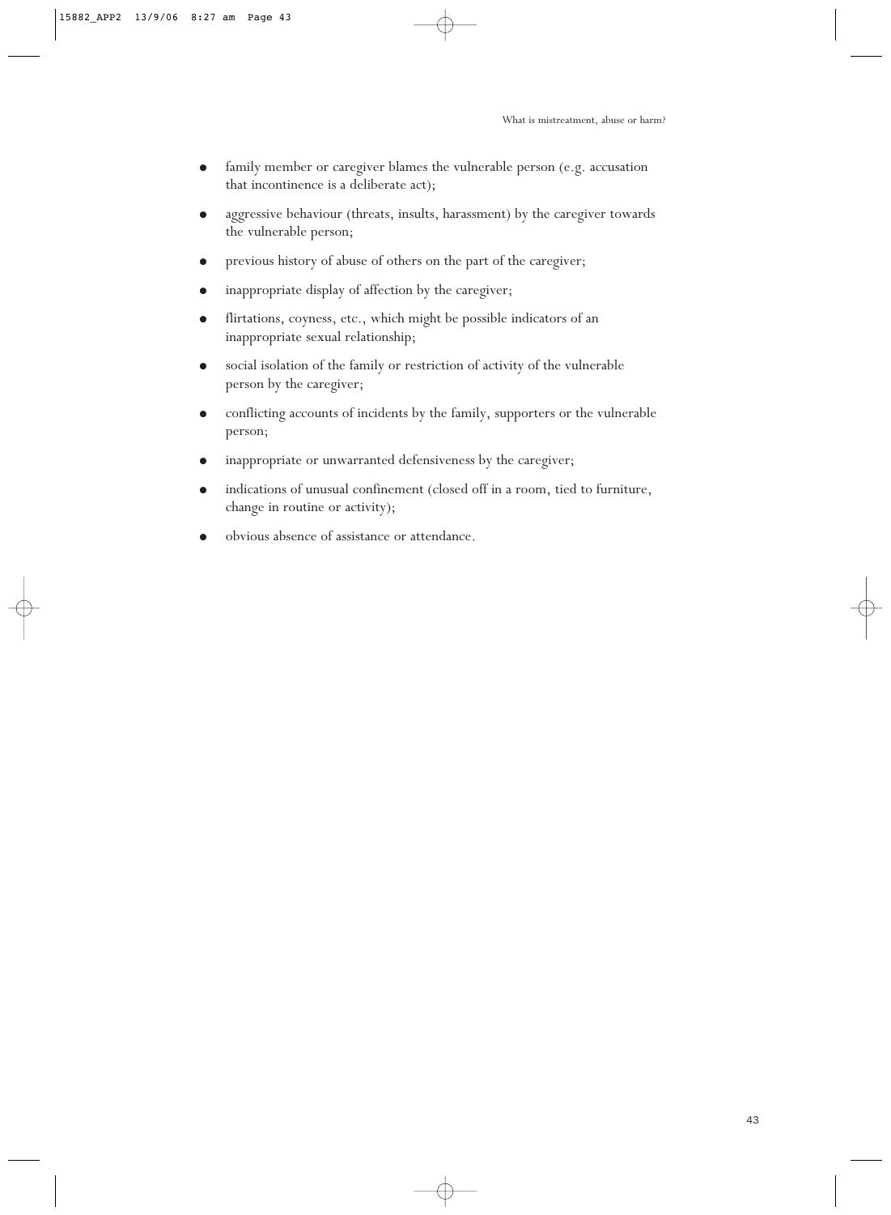- family member or caregiver blames the vulnerable person (e.g. accusation that incontinence is a deliberate act);
- aggressive behaviour (threats, insults, harassment) by the caregiver towards the vulnerable person;
- previous history of abuse of others on the part of the caregiver;
- inappropriate display of affection by the caregiver;
- flirtations, coyness, etc., which might be possible indicators of an inappropriate sexual relationship;
- social isolation of the family or restriction of activity of the vulnerable person by the caregiver;
- conflicting accounts of incidents by the family, supporters or the vulnerable person;
- inappropriate or unwarranted defensiveness by the caregiver;
- indications of unusual confinement (closed off in a room, tied to furniture, change in routine or activity);
- obvious absence of assistance or attendance.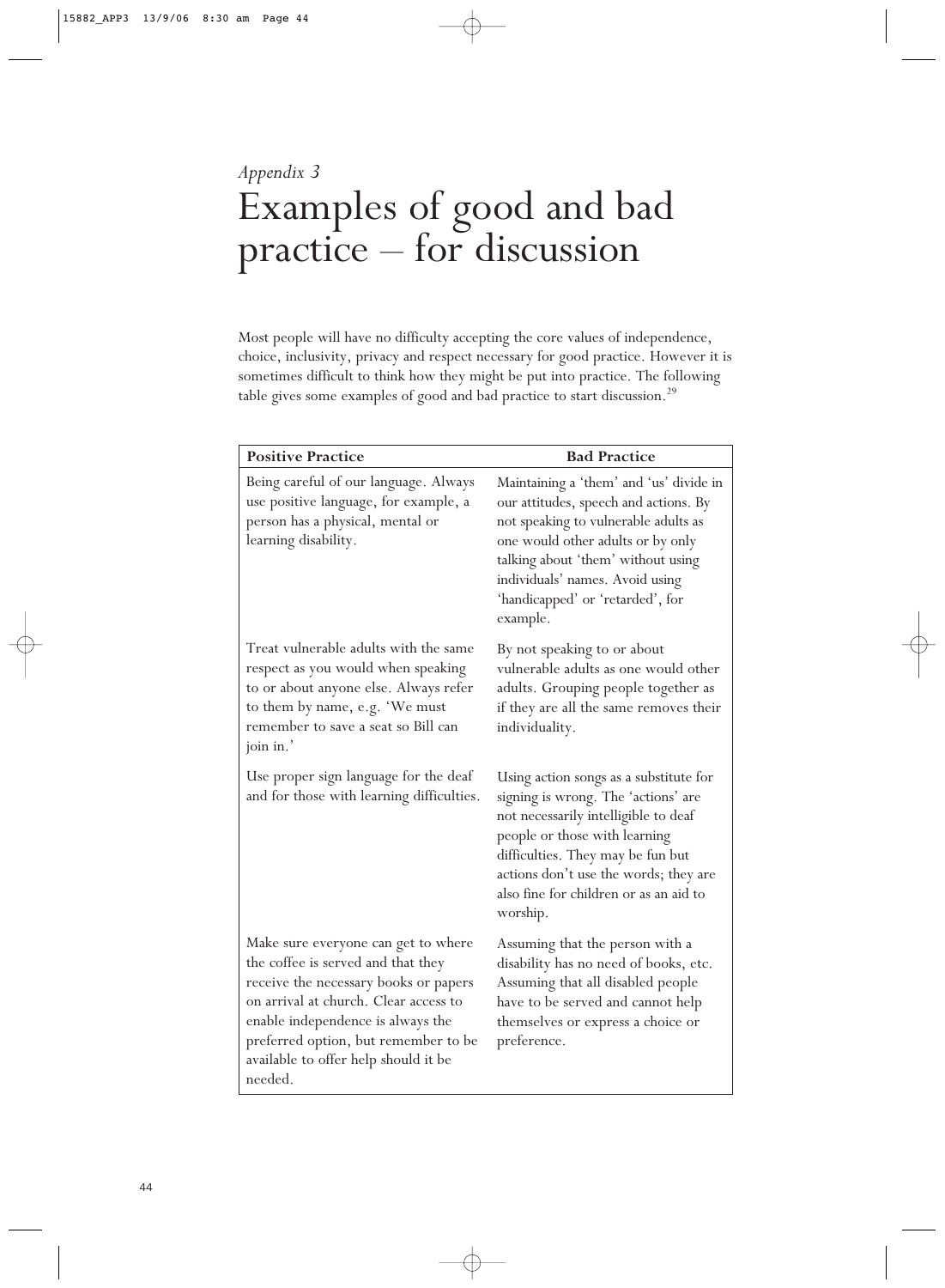*Appendix 3*

# Examples of good and bad practice – for discussion

Most people will have no difficulty accepting the core values of independence, choice, inclusivity, privacy and respect necessary for good practice. However it is sometimes difficult to think how they might be put into practice. The following table gives some examples of good and bad practice to start discussion.[29]

| Positive Practice | Bad Practice |
|---|---|
| Being careful of our language. Always use positive language, for example, a person has a physical, mental or learning disability. | Maintaining a 'them' and 'us' divide in our attitudes, speech and actions. By not speaking to vulnerable adults as one would other adults or by only talking about 'them' without using individuals' names. Avoid using 'handicapped' or 'retarded', for example. |
| Treat vulnerable adults with the same respect as you would when speaking to or about anyone else. Always refer to them by name, e.g. 'We must remember to save a seat so Bill can join in.' | By not speaking to or about vulnerable adults as one would other adults. Grouping people together as if they are all the same removes their individuality. |
| Use proper sign language for the deaf and for those with learning difficulties. | Using action songs as a substitute for signing is wrong. The 'actions' are not necessarily intelligible to deaf people or those with learning difficulties. They may be fun but actions don't use the words; they are also fine for children or as an aid to worship. |
| Make sure everyone can get to where the coffee is served and that they receive the necessary books or papers on arrival at church. Clear access to enable independence is always the preferred option, but remember to be available to offer help should it be needed. | Assuming that the person with a disability has no need of books, etc. Assuming that all disabled people have to be served and cannot help themselves or express a choice or preference. |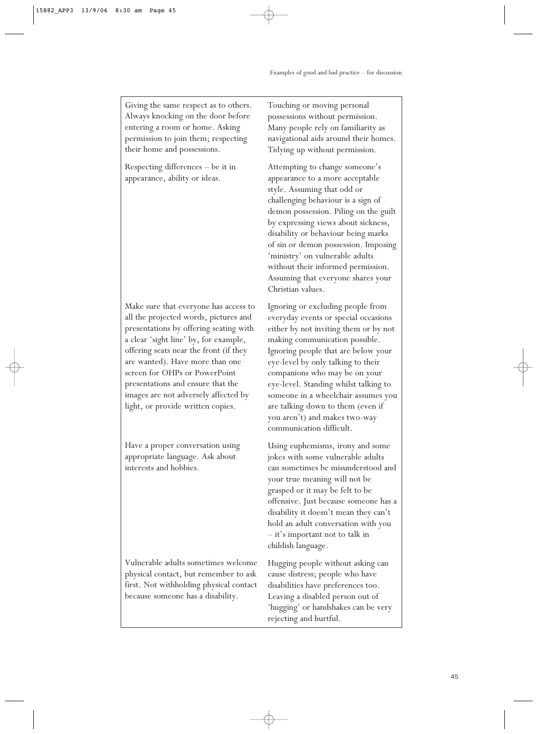| | |
|---|---|
| Giving the same respect as to others. Always knocking on the door before entering a room or home. Asking permission to join them; respecting their home and possessions. | Touching or moving personal possessions without permission. Many people rely on familiarity as navigational aids around their homes. Tidying up without permission. |
| Respecting differences – be it in appearance, ability or ideas. | Attempting to change someone's appearance to a more acceptable style. Assuming that odd or challenging behaviour is a sign of demon possession. Piling on the guilt by expressing views about sickness, disability or behaviour being marks of sin or demon possession. Imposing 'ministry' on vulnerable adults without their informed permission. Assuming that everyone shares your Christian values. |
| Make sure that everyone has access to all the projected words, pictures and presentations by offering seating with a clear 'sight line' by, for example, offering seats near the front (if they are wanted). Have more than one screen for OHPs or PowerPoint presentations and ensure that the images are not adversely affected by light, or provide written copies. | Ignoring or excluding people from everyday events or special occasions either by not inviting them or by not making communication possible. Ignoring people that are below your eye-level by only talking to their companions who may be on your eye-level. Standing whilst talking to someone in a wheelchair assumes you are talking down to them (even if you aren't) and makes two-way communication difficult. |
| Have a proper conversation using appropriate language. Ask about interests and hobbies. | Using euphemisms, irony and some jokes with some vulnerable adults can sometimes be misunderstood and your true meaning will not be grasped or it may be felt to be offensive. Just because someone has a disability it doesn't mean they can't hold an adult conversation with you – it's important not to talk in childish language. |
| Vulnerable adults sometimes welcome physical contact, but remember to ask first. Not withholding physical contact because someone has a disability. | Hugging people without asking can cause distress; people who have disabilities have preferences too. Leaving a disabled person out of 'hugging' or handshakes can be very rejecting and hurtful. |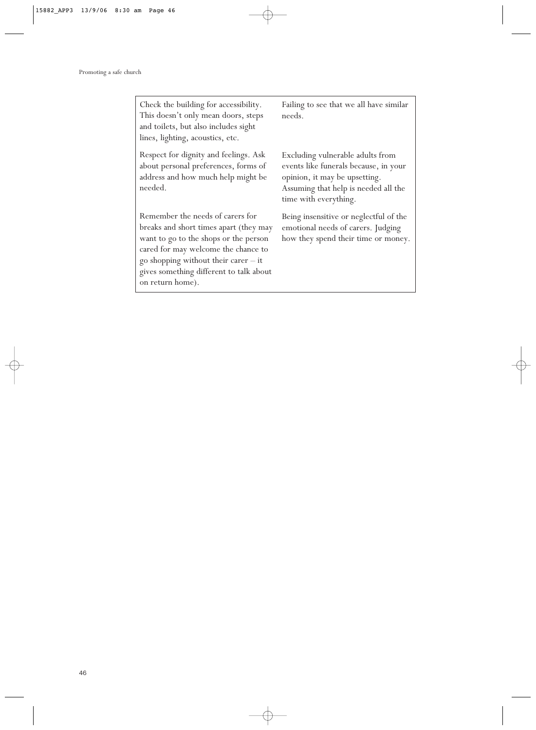| | |
|---|---|
| Check the building for accessibility. This doesn't only mean doors, steps and toilets, but also includes sight lines, lighting, acoustics, etc. | Failing to see that we all have similar needs. |
| Respect for dignity and feelings. Ask about personal preferences, forms of address and how much help might be needed. | Excluding vulnerable adults from events like funerals because, in your opinion, it may be upsetting. Assuming that help is needed all the time with everything. |
| Remember the needs of carers for breaks and short times apart (they may want to go to the shops or the person cared for may welcome the chance to go shopping without their carer – it gives something different to talk about on return home). | Being insensitive or neglectful of the emotional needs of carers. Judging how they spend their time or money. |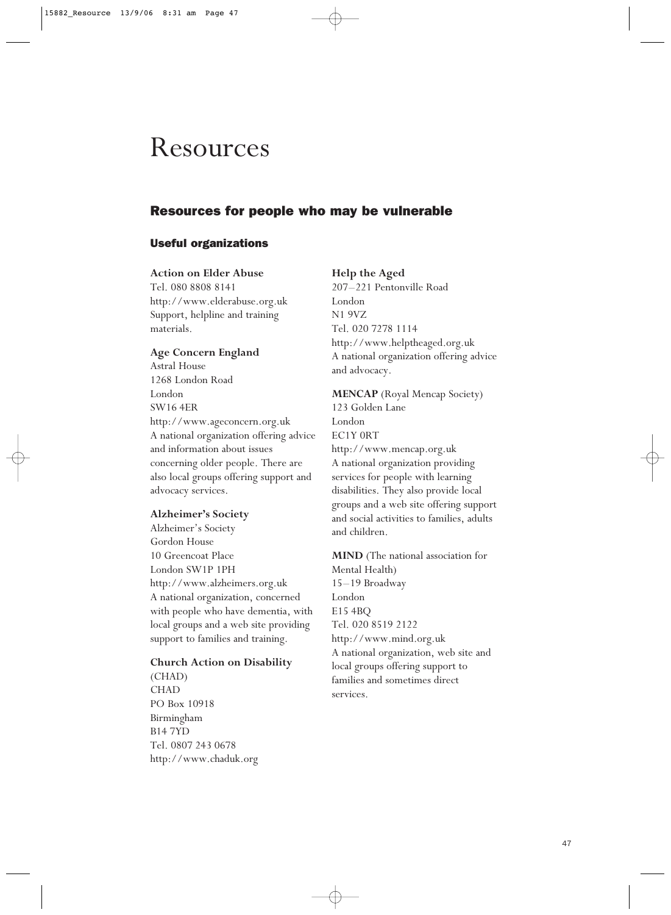# Resources

## Resources for people who may be vulnerable

### Useful organizations

**Action on Elder Abuse**
Tel. 080 8808 8141
http://www.elderabuse.org.uk
Support, helpline and training materials.

**Age Concern England**
Astral House
1268 London Road
London
SW16 4ER
http://www.ageconcern.org.uk
A national organization offering advice and information about issues concerning older people. There are also local groups offering support and advocacy services.

**Alzheimer's Society**
Alzheimer's Society
Gordon House
10 Greencoat Place
London SW1P 1PH
http://www.alzheimers.org.uk
A national organization, concerned with people who have dementia, with local groups and a web site providing support to families and training.

**Church Action on Disability**
(CHAD)
CHAD
PO Box 10918
Birmingham
B14 7YD
Tel. 0807 243 0678
http://www.chaduk.org

**Help the Aged**
207–221 Pentonville Road
London
N1 9VZ
Tel. 020 7278 1114
http://www.helptheaged.org.uk
A national organization offering advice and advocacy.

**MENCAP** (Royal Mencap Society)
123 Golden Lane
London
EC1Y 0RT
http://www.mencap.org.uk
A national organization providing services for people with learning disabilities. They also provide local groups and a web site offering support and social activities to families, adults and children.

**MIND** (The national association for Mental Health)
15–19 Broadway
London
E15 4BQ
Tel. 020 8519 2122
http://www.mind.org.uk
A national organization, web site and local groups offering support to families and sometimes direct services.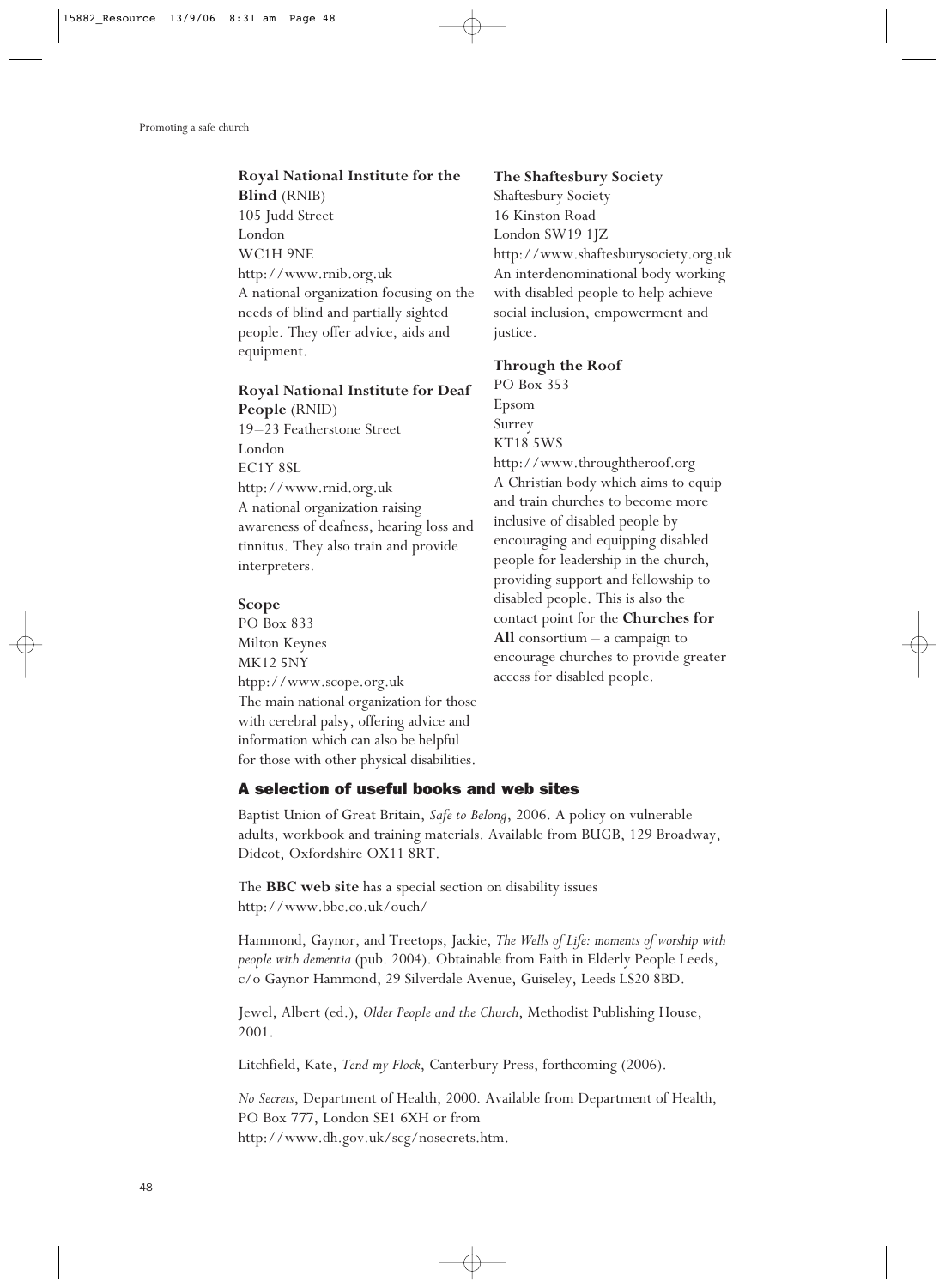**Royal National Institute for the Blind** (RNIB)
105 Judd Street
London
WC1H 9NE
http://www.rnib.org.uk
A national organization focusing on the needs of blind and partially sighted people. They offer advice, aids and equipment.

**Royal National Institute for Deaf People** (RNID)
19–23 Featherstone Street
London
EC1Y 8SL
http://www.rnid.org.uk
A national organization raising awareness of deafness, hearing loss and tinnitus. They also train and provide interpreters.

**Scope**
PO Box 833
Milton Keynes
MK12 5NY
htpp://www.scope.org.uk
The main national organization for those with cerebral palsy, offering advice and information which can also be helpful for those with other physical disabilities.

**The Shaftesbury Society**
Shaftesbury Society
16 Kinston Road
London SW19 1JZ
http://www.shaftesburysociety.org.uk
An interdenominational body working with disabled people to help achieve social inclusion, empowerment and justice.

**Through the Roof**
PO Box 353
Epsom
Surrey
KT18 5WS
http://www.throughtheroof.org
A Christian body which aims to equip and train churches to become more inclusive of disabled people by encouraging and equipping disabled people for leadership in the church, providing support and fellowship to disabled people. This is also the contact point for the **Churches for All** consortium – a campaign to encourage churches to provide greater access for disabled people.

## A selection of useful books and web sites

Baptist Union of Great Britain, *Safe to Belong*, 2006. A policy on vulnerable adults, workbook and training materials. Available from BUGB, 129 Broadway, Didcot, Oxfordshire OX11 8RT.

The **BBC web site** has a special section on disability issues http://www.bbc.co.uk/ouch/

Hammond, Gaynor, and Treetops, Jackie, *The Wells of Life: moments of worship with people with dementia* (pub. 2004). Obtainable from Faith in Elderly People Leeds, c/o Gaynor Hammond, 29 Silverdale Avenue, Guiseley, Leeds LS20 8BD.

Jewel, Albert (ed.), *Older People and the Church*, Methodist Publishing House, 2001.

Litchfield, Kate, *Tend my Flock*, Canterbury Press, forthcoming (2006).

*No Secrets*, Department of Health, 2000. Available from Department of Health, PO Box 777, London SE1 6XH or from http://www.dh.gov.uk/scg/nosecrets.htm.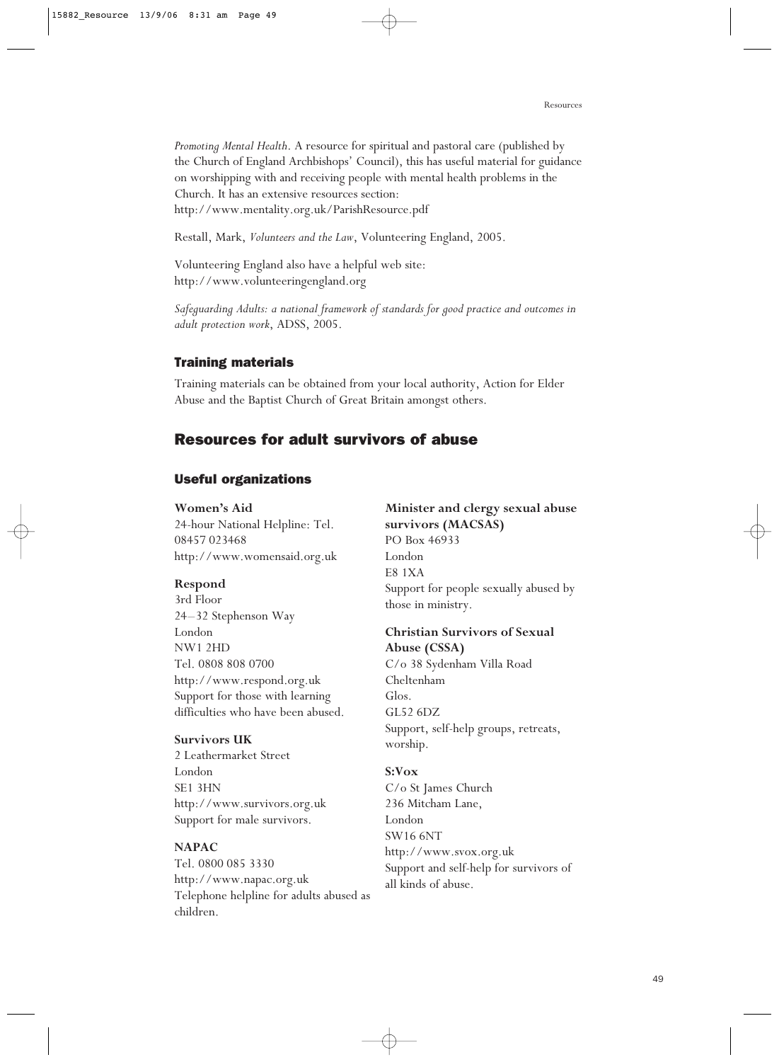*Promoting Mental Health*. A resource for spiritual and pastoral care (published by the Church of England Archbishops' Council), this has useful material for guidance on worshipping with and receiving people with mental health problems in the Church. It has an extensive resources section: http://www.mentality.org.uk/ParishResource.pdf

Restall, Mark, *Volunteers and the Law*, Volunteering England, 2005.

Volunteering England also have a helpful web site: http://www.volunteeringengland.org

*Safeguarding Adults: a national framework of standards for good practice and outcomes in adult protection work*, ADSS, 2005.

### Training materials

Training materials can be obtained from your local authority, Action for Elder Abuse and the Baptist Church of Great Britain amongst others.

## Resources for adult survivors of abuse

### Useful organizations

**Women's Aid**
24-hour National Helpline: Tel. 08457 023468
http://www.womensaid.org.uk

**Respond**
3rd Floor
24–32 Stephenson Way
London
NW1 2HD
Tel. 0808 808 0700
http://www.respond.org.uk
Support for those with learning difficulties who have been abused.

**Survivors UK**
2 Leathermarket Street
London
SE1 3HN
http://www.survivors.org.uk
Support for male survivors.

**NAPAC**
Tel. 0800 085 3330
http://www.napac.org.uk
Telephone helpline for adults abused as children.

**Minister and clergy sexual abuse survivors (MACSAS)**
PO Box 46933
London
E8 1XA
Support for people sexually abused by those in ministry.

**Christian Survivors of Sexual Abuse (CSSA)**
C/o 38 Sydenham Villa Road
Cheltenham
Glos.
GL52 6DZ
Support, self-help groups, retreats, worship.

**S:Vox**
C/o St James Church
236 Mitcham Lane,
London
SW16 6NT
http://www.svox.org.uk
Support and self-help for survivors of all kinds of abuse.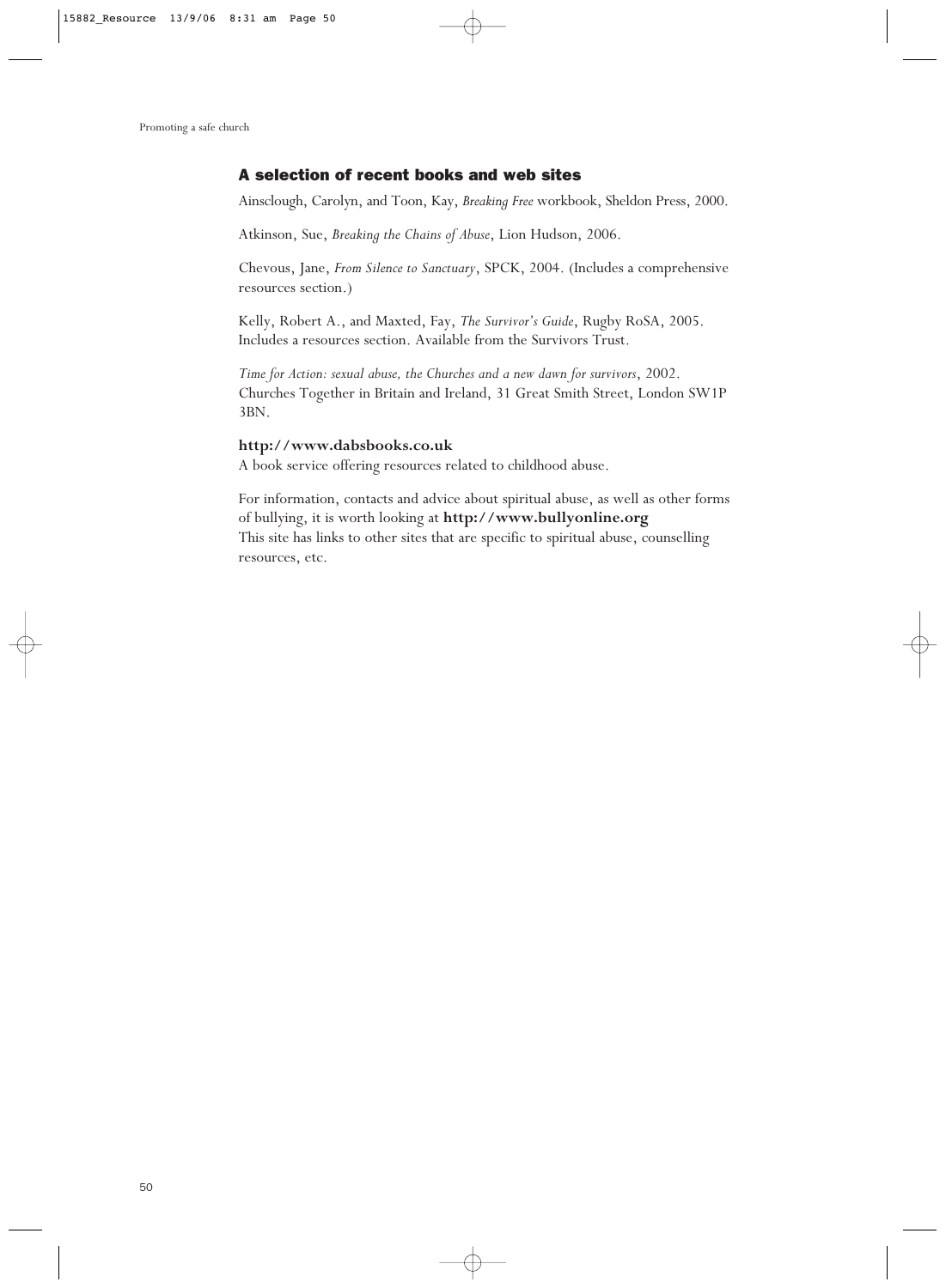## A selection of recent books and web sites

Ainsclough, Carolyn, and Toon, Kay, *Breaking Free* workbook, Sheldon Press, 2000.

Atkinson, Sue, *Breaking the Chains of Abuse*, Lion Hudson, 2006.

Chevous, Jane, *From Silence to Sanctuary*, SPCK, 2004. (Includes a comprehensive resources section.)

Kelly, Robert A., and Maxted, Fay, *The Survivor's Guide*, Rugby RoSA, 2005. Includes a resources section. Available from the Survivors Trust.

*Time for Action: sexual abuse, the Churches and a new dawn for survivors*, 2002. Churches Together in Britain and Ireland, 31 Great Smith Street, London SW1P 3BN.

**http://www.dabsbooks.co.uk**
A book service offering resources related to childhood abuse.

For information, contacts and advice about spiritual abuse, as well as other forms of bullying, it is worth looking at **http://www.bullyonline.org**
This site has links to other sites that are specific to spiritual abuse, counselling resources, etc.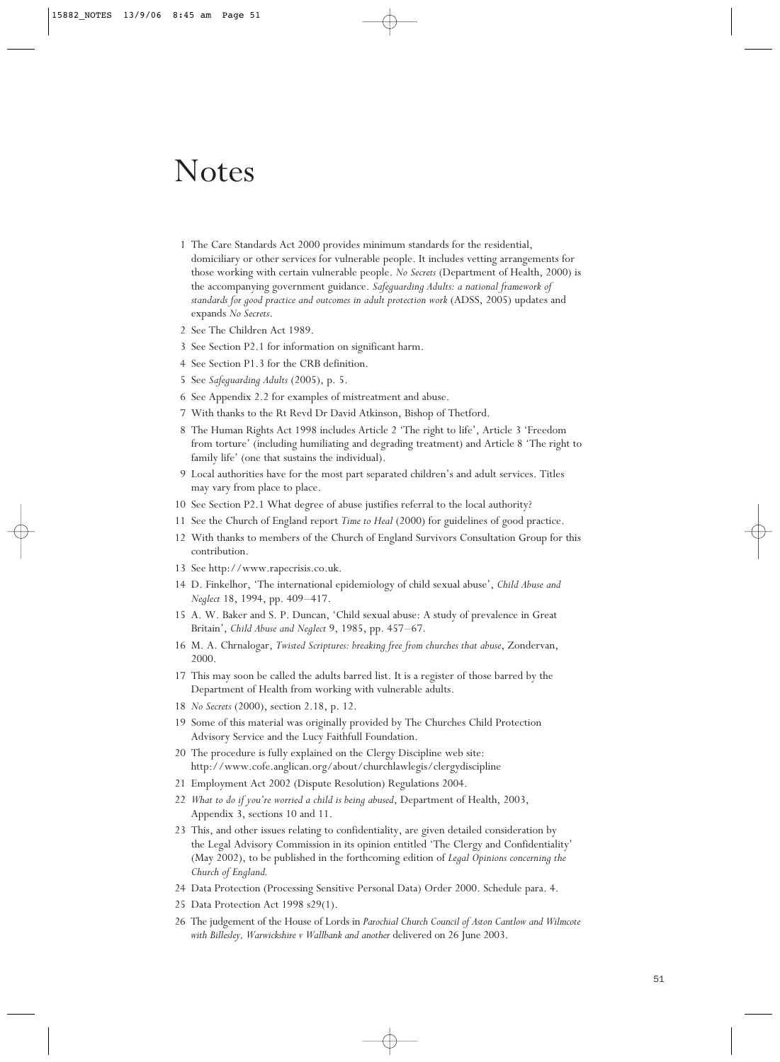# Notes

1. The Care Standards Act 2000 provides minimum standards for the residential, domiciliary or other services for vulnerable people. It includes vetting arrangements for those working with certain vulnerable people. *No Secrets* (Department of Health, 2000) is the accompanying government guidance. *Safeguarding Adults: a national framework of standards for good practice and outcomes in adult protection work* (ADSS, 2005) updates and expands *No Secrets*.
2. See The Children Act 1989.
3. See Section P2.1 for information on significant harm.
4. See Section P1.3 for the CRB definition.
5. See *Safeguarding Adults* (2005), p. 5.
6. See Appendix 2.2 for examples of mistreatment and abuse.
7. With thanks to the Rt Revd Dr David Atkinson, Bishop of Thetford.
8. The Human Rights Act 1998 includes Article 2 'The right to life', Article 3 'Freedom from torture' (including humiliating and degrading treatment) and Article 8 'The right to family life' (one that sustains the individual).
9. Local authorities have for the most part separated children's and adult services. Titles may vary from place to place.
10. See Section P2.1 What degree of abuse justifies referral to the local authority?
11. See the Church of England report *Time to Heal* (2000) for guidelines of good practice.
12. With thanks to members of the Church of England Survivors Consultation Group for this contribution.
13. See http://www.rapecrisis.co.uk.
14. D. Finkelhor, 'The international epidemiology of child sexual abuse', *Child Abuse and Neglect* 18, 1994, pp. 409–417.
15. A. W. Baker and S. P. Duncan, 'Child sexual abuse: A study of prevalence in Great Britain', *Child Abuse and Neglect* 9, 1985, pp. 457–67.
16. M. A. Chrnalogar, *Twisted Scriptures: breaking free from churches that abuse*, Zondervan, 2000.
17. This may soon be called the adults barred list. It is a register of those barred by the Department of Health from working with vulnerable adults.
18. *No Secrets* (2000), section 2.18, p. 12.
19. Some of this material was originally provided by The Churches Child Protection Advisory Service and the Lucy Faithfull Foundation.
20. The procedure is fully explained on the Clergy Discipline web site: http://www.cofe.anglican.org/about/churchlawlegis/clergydiscipline
21. Employment Act 2002 (Dispute Resolution) Regulations 2004.
22. *What to do if you're worried a child is being abused*, Department of Health, 2003, Appendix 3, sections 10 and 11.
23. This, and other issues relating to confidentiality, are given detailed consideration by the Legal Advisory Commission in its opinion entitled 'The Clergy and Confidentiality' (May 2002), to be published in the forthcoming edition of *Legal Opinions concerning the Church of England.*
24. Data Protection (Processing Sensitive Personal Data) Order 2000. Schedule para. 4.
25. Data Protection Act 1998 s29(1).
26. The judgement of the House of Lords in *Parochial Church Council of Aston Cantlow and Wilmcote with Billesley, Warwickshire v Wallbank and another* delivered on 26 June 2003.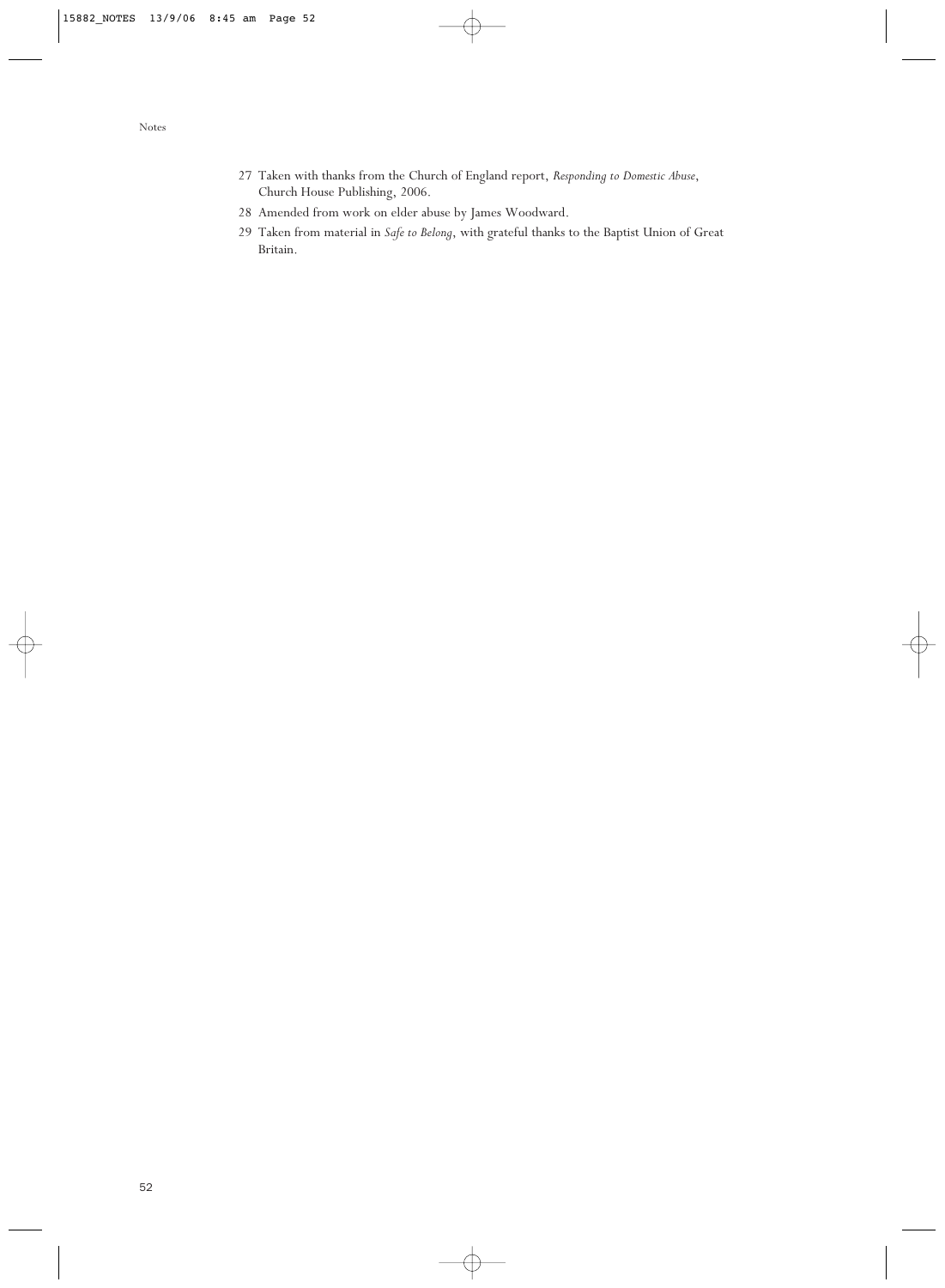27 Taken with thanks from the Church of England report, *Responding to Domestic Abuse*, Church House Publishing, 2006.

28 Amended from work on elder abuse by James Woodward.

29 Taken from material in *Safe to Belong*, with grateful thanks to the Baptist Union of Great Britain.